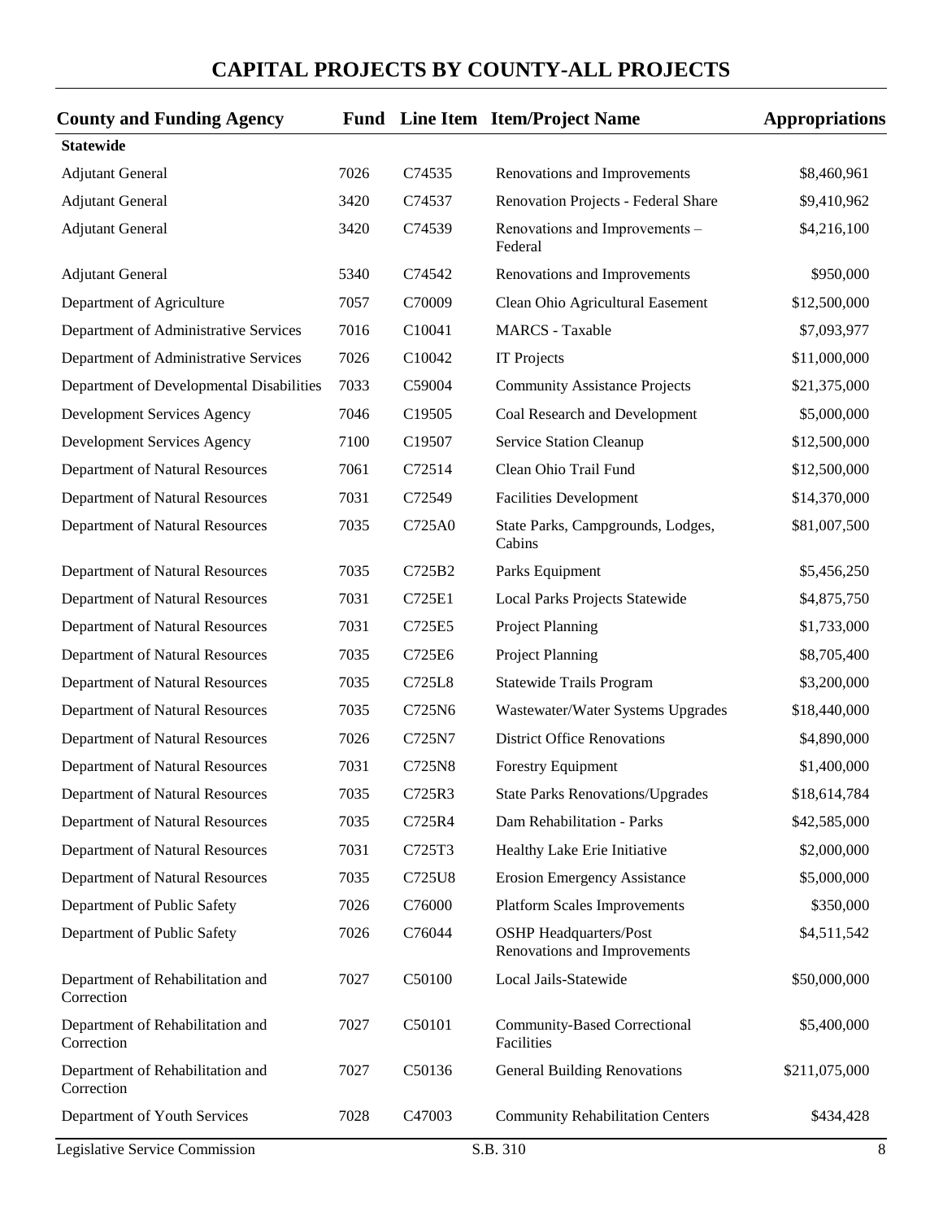# CAPITAL PROJECTS BY COUNTY-ALL PROJECTS

| County and Funding Agency | Fund | Line Item | Item/Project Name | Appropriations |
|---|---|---|---|---|
| **Statewide** | | | | |
| Adjutant General | 7026 | C74535 | Renovations and Improvements | $8,460,961 |
| Adjutant General | 3420 | C74537 | Renovation Projects - Federal Share | $9,410,962 |
| Adjutant General | 3420 | C74539 | Renovations and Improvements – Federal | $4,216,100 |
| Adjutant General | 5340 | C74542 | Renovations and Improvements | $950,000 |
| Department of Agriculture | 7057 | C70009 | Clean Ohio Agricultural Easement | $12,500,000 |
| Department of Administrative Services | 7016 | C10041 | MARCS - Taxable | $7,093,977 |
| Department of Administrative Services | 7026 | C10042 | IT Projects | $11,000,000 |
| Department of Developmental Disabilities | 7033 | C59004 | Community Assistance Projects | $21,375,000 |
| Development Services Agency | 7046 | C19505 | Coal Research and Development | $5,000,000 |
| Development Services Agency | 7100 | C19507 | Service Station Cleanup | $12,500,000 |
| Department of Natural Resources | 7061 | C72514 | Clean Ohio Trail Fund | $12,500,000 |
| Department of Natural Resources | 7031 | C72549 | Facilities Development | $14,370,000 |
| Department of Natural Resources | 7035 | C725A0 | State Parks, Campgrounds, Lodges, Cabins | $81,007,500 |
| Department of Natural Resources | 7035 | C725B2 | Parks Equipment | $5,456,250 |
| Department of Natural Resources | 7031 | C725E1 | Local Parks Projects Statewide | $4,875,750 |
| Department of Natural Resources | 7031 | C725E5 | Project Planning | $1,733,000 |
| Department of Natural Resources | 7035 | C725E6 | Project Planning | $8,705,400 |
| Department of Natural Resources | 7035 | C725L8 | Statewide Trails Program | $3,200,000 |
| Department of Natural Resources | 7035 | C725N6 | Wastewater/Water Systems Upgrades | $18,440,000 |
| Department of Natural Resources | 7026 | C725N7 | District Office Renovations | $4,890,000 |
| Department of Natural Resources | 7031 | C725N8 | Forestry Equipment | $1,400,000 |
| Department of Natural Resources | 7035 | C725R3 | State Parks Renovations/Upgrades | $18,614,784 |
| Department of Natural Resources | 7035 | C725R4 | Dam Rehabilitation - Parks | $42,585,000 |
| Department of Natural Resources | 7031 | C725T3 | Healthy Lake Erie Initiative | $2,000,000 |
| Department of Natural Resources | 7035 | C725U8 | Erosion Emergency Assistance | $5,000,000 |
| Department of Public Safety | 7026 | C76000 | Platform Scales Improvements | $350,000 |
| Department of Public Safety | 7026 | C76044 | OSHP Headquarters/Post Renovations and Improvements | $4,511,542 |
| Department of Rehabilitation and Correction | 7027 | C50100 | Local Jails-Statewide | $50,000,000 |
| Department of Rehabilitation and Correction | 7027 | C50101 | Community-Based Correctional Facilities | $5,400,000 |
| Department of Rehabilitation and Correction | 7027 | C50136 | General Building Renovations | $211,075,000 |
| Department of Youth Services | 7028 | C47003 | Community Rehabilitation Centers | $434,428 |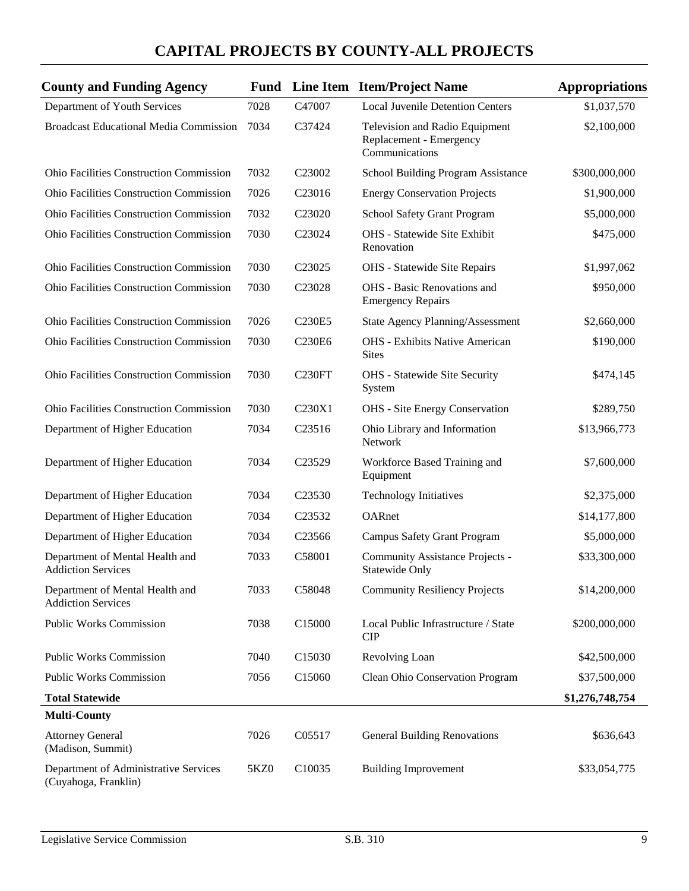# CAPITAL PROJECTS BY COUNTY-ALL PROJECTS

| County and Funding Agency | Fund | Line Item | Item/Project Name | Appropriations |
|---|---|---|---|---|
| Department of Youth Services | 7028 | C47007 | Local Juvenile Detention Centers | $1,037,570 |
| Broadcast Educational Media Commission | 7034 | C37424 | Television and Radio Equipment Replacement - Emergency Communications | $2,100,000 |
| Ohio Facilities Construction Commission | 7032 | C23002 | School Building Program Assistance | $300,000,000 |
| Ohio Facilities Construction Commission | 7026 | C23016 | Energy Conservation Projects | $1,900,000 |
| Ohio Facilities Construction Commission | 7032 | C23020 | School Safety Grant Program | $5,000,000 |
| Ohio Facilities Construction Commission | 7030 | C23024 | OHS - Statewide Site Exhibit Renovation | $475,000 |
| Ohio Facilities Construction Commission | 7030 | C23025 | OHS - Statewide Site Repairs | $1,997,062 |
| Ohio Facilities Construction Commission | 7030 | C23028 | OHS - Basic Renovations and Emergency Repairs | $950,000 |
| Ohio Facilities Construction Commission | 7026 | C230E5 | State Agency Planning/Assessment | $2,660,000 |
| Ohio Facilities Construction Commission | 7030 | C230E6 | OHS - Exhibits Native American Sites | $190,000 |
| Ohio Facilities Construction Commission | 7030 | C230FT | OHS - Statewide Site Security System | $474,145 |
| Ohio Facilities Construction Commission | 7030 | C230X1 | OHS - Site Energy Conservation | $289,750 |
| Department of Higher Education | 7034 | C23516 | Ohio Library and Information Network | $13,966,773 |
| Department of Higher Education | 7034 | C23529 | Workforce Based Training and Equipment | $7,600,000 |
| Department of Higher Education | 7034 | C23530 | Technology Initiatives | $2,375,000 |
| Department of Higher Education | 7034 | C23532 | OARnet | $14,177,800 |
| Department of Higher Education | 7034 | C23566 | Campus Safety Grant Program | $5,000,000 |
| Department of Mental Health and Addiction Services | 7033 | C58001 | Community Assistance Projects - Statewide Only | $33,300,000 |
| Department of Mental Health and Addiction Services | 7033 | C58048 | Community Resiliency Projects | $14,200,000 |
| Public Works Commission | 7038 | C15000 | Local Public Infrastructure / State CIP | $200,000,000 |
| Public Works Commission | 7040 | C15030 | Revolving Loan | $42,500,000 |
| Public Works Commission | 7056 | C15060 | Clean Ohio Conservation Program | $37,500,000 |
| **Total Statewide** | | | | **$1,276,748,754** |
| **Multi-County** | | | | |
| Attorney General (Madison, Summit) | 7026 | C05517 | General Building Renovations | $636,643 |
| Department of Administrative Services (Cuyahoga, Franklin) | 5KZ0 | C10035 | Building Improvement | $33,054,775 |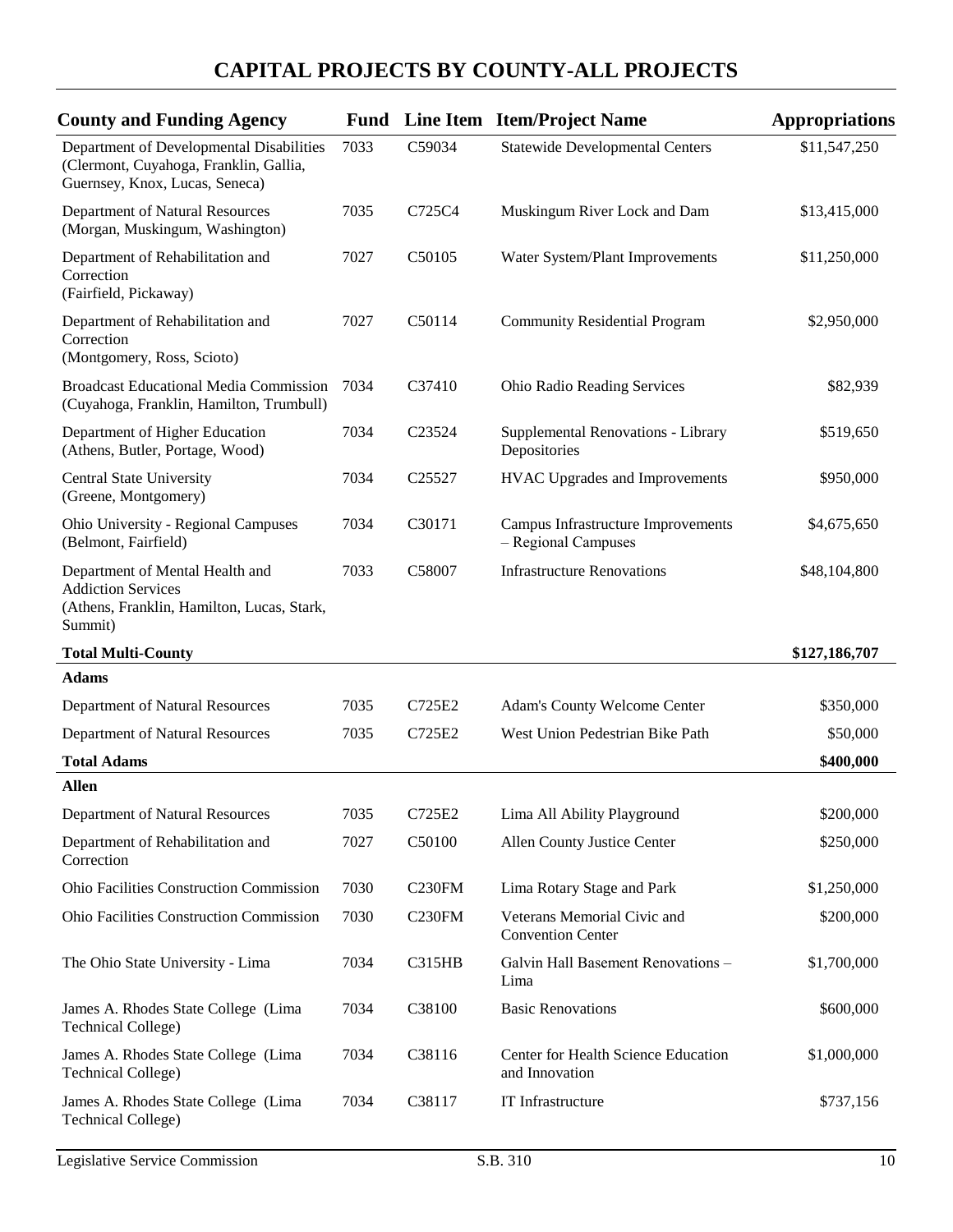# CAPITAL PROJECTS BY COUNTY-ALL PROJECTS

| County and Funding Agency | Fund | Line Item | Item/Project Name | Appropriations |
|---|---|---|---|---|
| Department of Developmental Disabilities (Clermont, Cuyahoga, Franklin, Gallia, Guernsey, Knox, Lucas, Seneca) | 7033 | C59034 | Statewide Developmental Centers | $11,547,250 |
| Department of Natural Resources (Morgan, Muskingum, Washington) | 7035 | C725C4 | Muskingum River Lock and Dam | $13,415,000 |
| Department of Rehabilitation and Correction (Fairfield, Pickaway) | 7027 | C50105 | Water System/Plant Improvements | $11,250,000 |
| Department of Rehabilitation and Correction (Montgomery, Ross, Scioto) | 7027 | C50114 | Community Residential Program | $2,950,000 |
| Broadcast Educational Media Commission (Cuyahoga, Franklin, Hamilton, Trumbull) | 7034 | C37410 | Ohio Radio Reading Services | $82,939 |
| Department of Higher Education (Athens, Butler, Portage, Wood) | 7034 | C23524 | Supplemental Renovations - Library Depositories | $519,650 |
| Central State University (Greene, Montgomery) | 7034 | C25527 | HVAC Upgrades and Improvements | $950,000 |
| Ohio University - Regional Campuses (Belmont, Fairfield) | 7034 | C30171 | Campus Infrastructure Improvements – Regional Campuses | $4,675,650 |
| Department of Mental Health and Addiction Services (Athens, Franklin, Hamilton, Lucas, Stark, Summit) | 7033 | C58007 | Infrastructure Renovations | $48,104,800 |
| **Total Multi-County** | | | | **$127,186,707** |
| **Adams** | | | | |
| Department of Natural Resources | 7035 | C725E2 | Adam's County Welcome Center | $350,000 |
| Department of Natural Resources | 7035 | C725E2 | West Union Pedestrian Bike Path | $50,000 |
| **Total Adams** | | | | **$400,000** |
| **Allen** | | | | |
| Department of Natural Resources | 7035 | C725E2 | Lima All Ability Playground | $200,000 |
| Department of Rehabilitation and Correction | 7027 | C50100 | Allen County Justice Center | $250,000 |
| Ohio Facilities Construction Commission | 7030 | C230FM | Lima Rotary Stage and Park | $1,250,000 |
| Ohio Facilities Construction Commission | 7030 | C230FM | Veterans Memorial Civic and Convention Center | $200,000 |
| The Ohio State University - Lima | 7034 | C315HB | Galvin Hall Basement Renovations – Lima | $1,700,000 |
| James A. Rhodes State College (Lima Technical College) | 7034 | C38100 | Basic Renovations | $600,000 |
| James A. Rhodes State College (Lima Technical College) | 7034 | C38116 | Center for Health Science Education and Innovation | $1,000,000 |
| James A. Rhodes State College (Lima Technical College) | 7034 | C38117 | IT Infrastructure | $737,156 |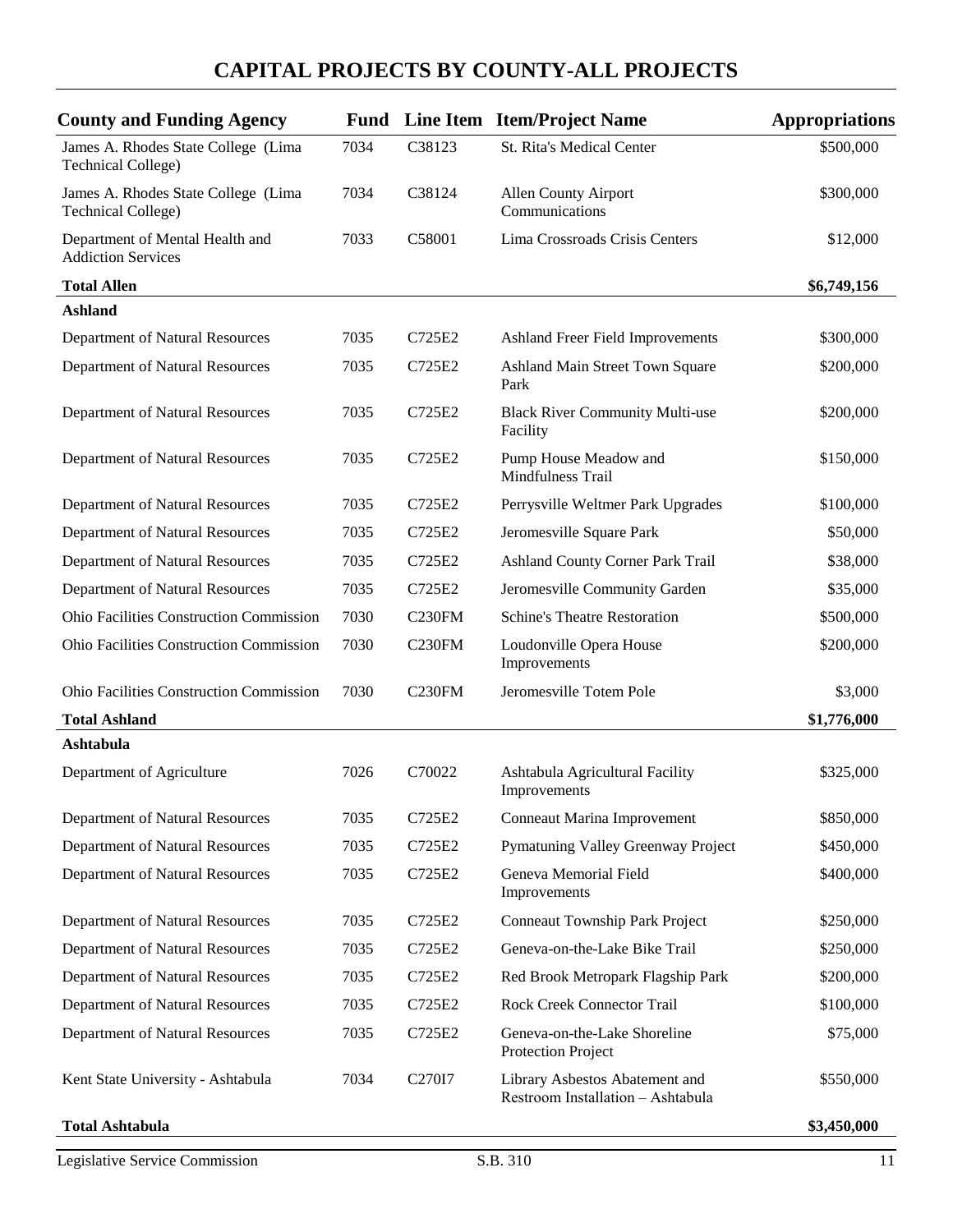# CAPITAL PROJECTS BY COUNTY-ALL PROJECTS

| County and Funding Agency | Fund | Line Item | Item/Project Name | Appropriations |
|---|---|---|---|---|
| James A. Rhodes State College (Lima Technical College) | 7034 | C38123 | St. Rita's Medical Center | $500,000 |
| James A. Rhodes State College (Lima Technical College) | 7034 | C38124 | Allen County Airport Communications | $300,000 |
| Department of Mental Health and Addiction Services | 7033 | C58001 | Lima Crossroads Crisis Centers | $12,000 |
| **Total Allen** | | | | **$6,749,156** |
| **Ashland** | | | | |
| Department of Natural Resources | 7035 | C725E2 | Ashland Freer Field Improvements | $300,000 |
| Department of Natural Resources | 7035 | C725E2 | Ashland Main Street Town Square Park | $200,000 |
| Department of Natural Resources | 7035 | C725E2 | Black River Community Multi-use Facility | $200,000 |
| Department of Natural Resources | 7035 | C725E2 | Pump House Meadow and Mindfulness Trail | $150,000 |
| Department of Natural Resources | 7035 | C725E2 | Perrysville Weltmer Park Upgrades | $100,000 |
| Department of Natural Resources | 7035 | C725E2 | Jeromesville Square Park | $50,000 |
| Department of Natural Resources | 7035 | C725E2 | Ashland County Corner Park Trail | $38,000 |
| Department of Natural Resources | 7035 | C725E2 | Jeromesville Community Garden | $35,000 |
| Ohio Facilities Construction Commission | 7030 | C230FM | Schine's Theatre Restoration | $500,000 |
| Ohio Facilities Construction Commission | 7030 | C230FM | Loudonville Opera House Improvements | $200,000 |
| Ohio Facilities Construction Commission | 7030 | C230FM | Jeromesville Totem Pole | $3,000 |
| **Total Ashland** | | | | **$1,776,000** |
| **Ashtabula** | | | | |
| Department of Agriculture | 7026 | C70022 | Ashtabula Agricultural Facility Improvements | $325,000 |
| Department of Natural Resources | 7035 | C725E2 | Conneaut Marina Improvement | $850,000 |
| Department of Natural Resources | 7035 | C725E2 | Pymatuning Valley Greenway Project | $450,000 |
| Department of Natural Resources | 7035 | C725E2 | Geneva Memorial Field Improvements | $400,000 |
| Department of Natural Resources | 7035 | C725E2 | Conneaut Township Park Project | $250,000 |
| Department of Natural Resources | 7035 | C725E2 | Geneva-on-the-Lake Bike Trail | $250,000 |
| Department of Natural Resources | 7035 | C725E2 | Red Brook Metropark Flagship Park | $200,000 |
| Department of Natural Resources | 7035 | C725E2 | Rock Creek Connector Trail | $100,000 |
| Department of Natural Resources | 7035 | C725E2 | Geneva-on-the-Lake Shoreline Protection Project | $75,000 |
| Kent State University - Ashtabula | 7034 | C270I7 | Library Asbestos Abatement and Restroom Installation – Ashtabula | $550,000 |
| **Total Ashtabula** | | | | **$3,450,000** |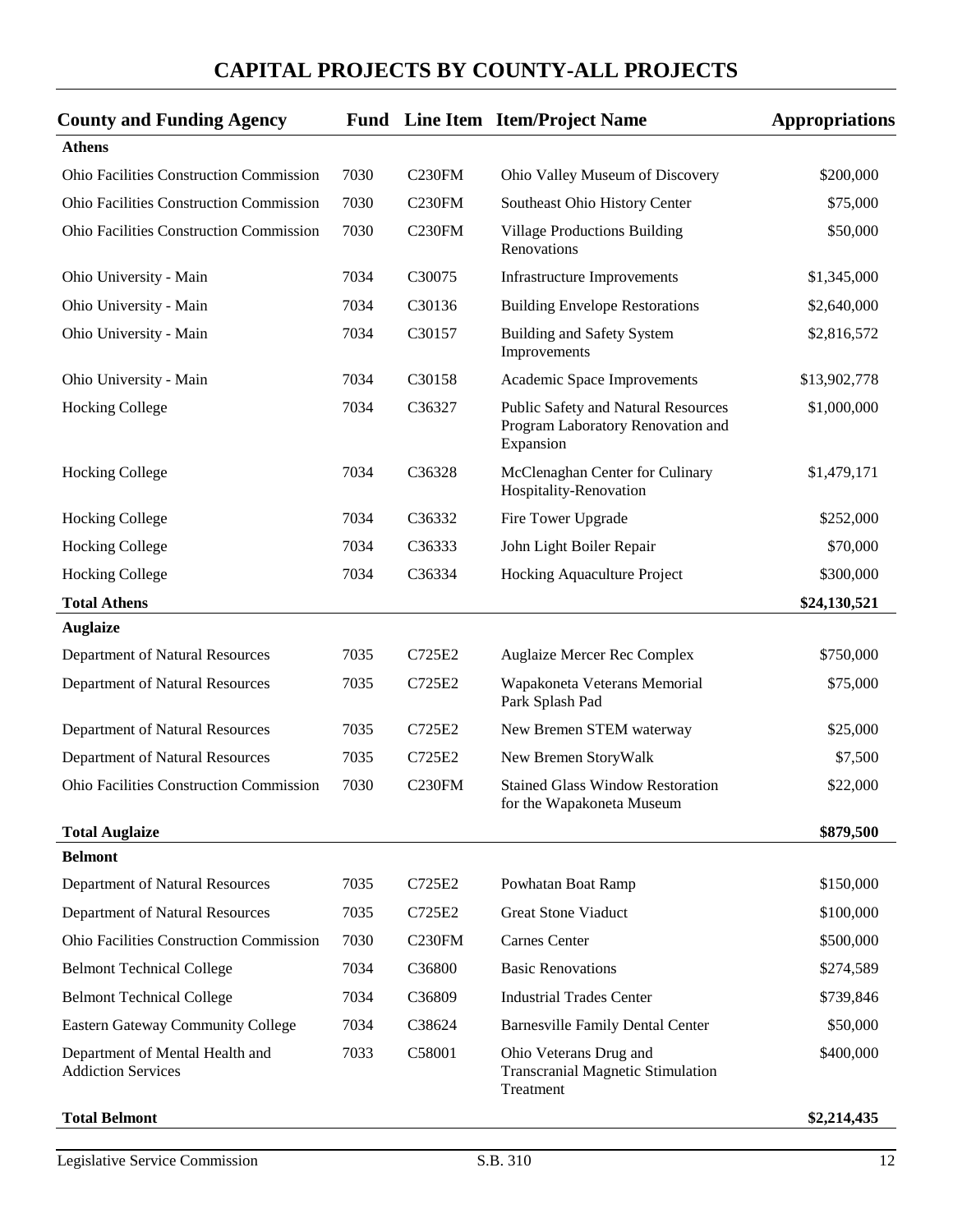# CAPITAL PROJECTS BY COUNTY-ALL PROJECTS

| County and Funding Agency | Fund | Line Item | Item/Project Name | Appropriations |
|---|---|---|---|---|
| **Athens** | | | | |
| Ohio Facilities Construction Commission | 7030 | C230FM | Ohio Valley Museum of Discovery | $200,000 |
| Ohio Facilities Construction Commission | 7030 | C230FM | Southeast Ohio History Center | $75,000 |
| Ohio Facilities Construction Commission | 7030 | C230FM | Village Productions Building Renovations | $50,000 |
| Ohio University - Main | 7034 | C30075 | Infrastructure Improvements | $1,345,000 |
| Ohio University - Main | 7034 | C30136 | Building Envelope Restorations | $2,640,000 |
| Ohio University - Main | 7034 | C30157 | Building and Safety System Improvements | $2,816,572 |
| Ohio University - Main | 7034 | C30158 | Academic Space Improvements | $13,902,778 |
| Hocking College | 7034 | C36327 | Public Safety and Natural Resources Program Laboratory Renovation and Expansion | $1,000,000 |
| Hocking College | 7034 | C36328 | McClenaghan Center for Culinary Hospitality-Renovation | $1,479,171 |
| Hocking College | 7034 | C36332 | Fire Tower Upgrade | $252,000 |
| Hocking College | 7034 | C36333 | John Light Boiler Repair | $70,000 |
| Hocking College | 7034 | C36334 | Hocking Aquaculture Project | $300,000 |
| **Total Athens** | | | | **$24,130,521** |
| **Auglaize** | | | | |
| Department of Natural Resources | 7035 | C725E2 | Auglaize Mercer Rec Complex | $750,000 |
| Department of Natural Resources | 7035 | C725E2 | Wapakoneta Veterans Memorial Park Splash Pad | $75,000 |
| Department of Natural Resources | 7035 | C725E2 | New Bremen STEM waterway | $25,000 |
| Department of Natural Resources | 7035 | C725E2 | New Bremen StoryWalk | $7,500 |
| Ohio Facilities Construction Commission | 7030 | C230FM | Stained Glass Window Restoration for the Wapakoneta Museum | $22,000 |
| **Total Auglaize** | | | | **$879,500** |
| **Belmont** | | | | |
| Department of Natural Resources | 7035 | C725E2 | Powhatan Boat Ramp | $150,000 |
| Department of Natural Resources | 7035 | C725E2 | Great Stone Viaduct | $100,000 |
| Ohio Facilities Construction Commission | 7030 | C230FM | Carnes Center | $500,000 |
| Belmont Technical College | 7034 | C36800 | Basic Renovations | $274,589 |
| Belmont Technical College | 7034 | C36809 | Industrial Trades Center | $739,846 |
| Eastern Gateway Community College | 7034 | C38624 | Barnesville Family Dental Center | $50,000 |
| Department of Mental Health and Addiction Services | 7033 | C58001 | Ohio Veterans Drug and Transcranial Magnetic Stimulation Treatment | $400,000 |
| **Total Belmont** | | | | **$2,214,435** |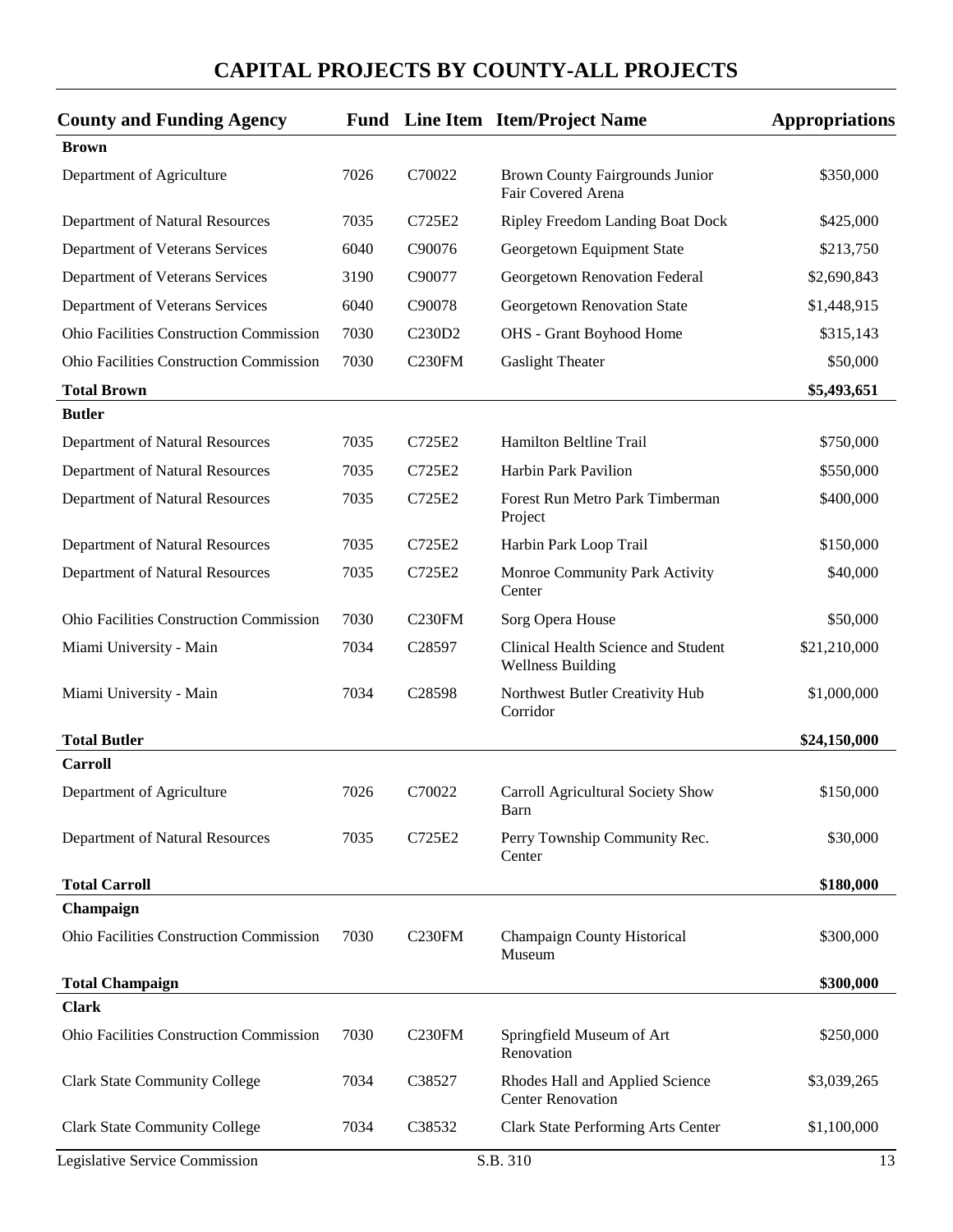# CAPITAL PROJECTS BY COUNTY-ALL PROJECTS

| County and Funding Agency | Fund | Line Item | Item/Project Name | Appropriations |
|---|---|---|---|---|
| **Brown** | | | | |
| Department of Agriculture | 7026 | C70022 | Brown County Fairgrounds Junior Fair Covered Arena | $350,000 |
| Department of Natural Resources | 7035 | C725E2 | Ripley Freedom Landing Boat Dock | $425,000 |
| Department of Veterans Services | 6040 | C90076 | Georgetown Equipment State | $213,750 |
| Department of Veterans Services | 3190 | C90077 | Georgetown Renovation Federal | $2,690,843 |
| Department of Veterans Services | 6040 | C90078 | Georgetown Renovation State | $1,448,915 |
| Ohio Facilities Construction Commission | 7030 | C230D2 | OHS - Grant Boyhood Home | $315,143 |
| Ohio Facilities Construction Commission | 7030 | C230FM | Gaslight Theater | $50,000 |
| **Total Brown** | | | | **$5,493,651** |
| **Butler** | | | | |
| Department of Natural Resources | 7035 | C725E2 | Hamilton Beltline Trail | $750,000 |
| Department of Natural Resources | 7035 | C725E2 | Harbin Park Pavilion | $550,000 |
| Department of Natural Resources | 7035 | C725E2 | Forest Run Metro Park Timberman Project | $400,000 |
| Department of Natural Resources | 7035 | C725E2 | Harbin Park Loop Trail | $150,000 |
| Department of Natural Resources | 7035 | C725E2 | Monroe Community Park Activity Center | $40,000 |
| Ohio Facilities Construction Commission | 7030 | C230FM | Sorg Opera House | $50,000 |
| Miami University - Main | 7034 | C28597 | Clinical Health Science and Student Wellness Building | $21,210,000 |
| Miami University - Main | 7034 | C28598 | Northwest Butler Creativity Hub Corridor | $1,000,000 |
| **Total Butler** | | | | **$24,150,000** |
| **Carroll** | | | | |
| Department of Agriculture | 7026 | C70022 | Carroll Agricultural Society Show Barn | $150,000 |
| Department of Natural Resources | 7035 | C725E2 | Perry Township Community Rec. Center | $30,000 |
| **Total Carroll** | | | | **$180,000** |
| **Champaign** | | | | |
| Ohio Facilities Construction Commission | 7030 | C230FM | Champaign County Historical Museum | $300,000 |
| **Total Champaign** | | | | **$300,000** |
| **Clark** | | | | |
| Ohio Facilities Construction Commission | 7030 | C230FM | Springfield Museum of Art Renovation | $250,000 |
| Clark State Community College | 7034 | C38527 | Rhodes Hall and Applied Science Center Renovation | $3,039,265 |
| Clark State Community College | 7034 | C38532 | Clark State Performing Arts Center | $1,100,000 |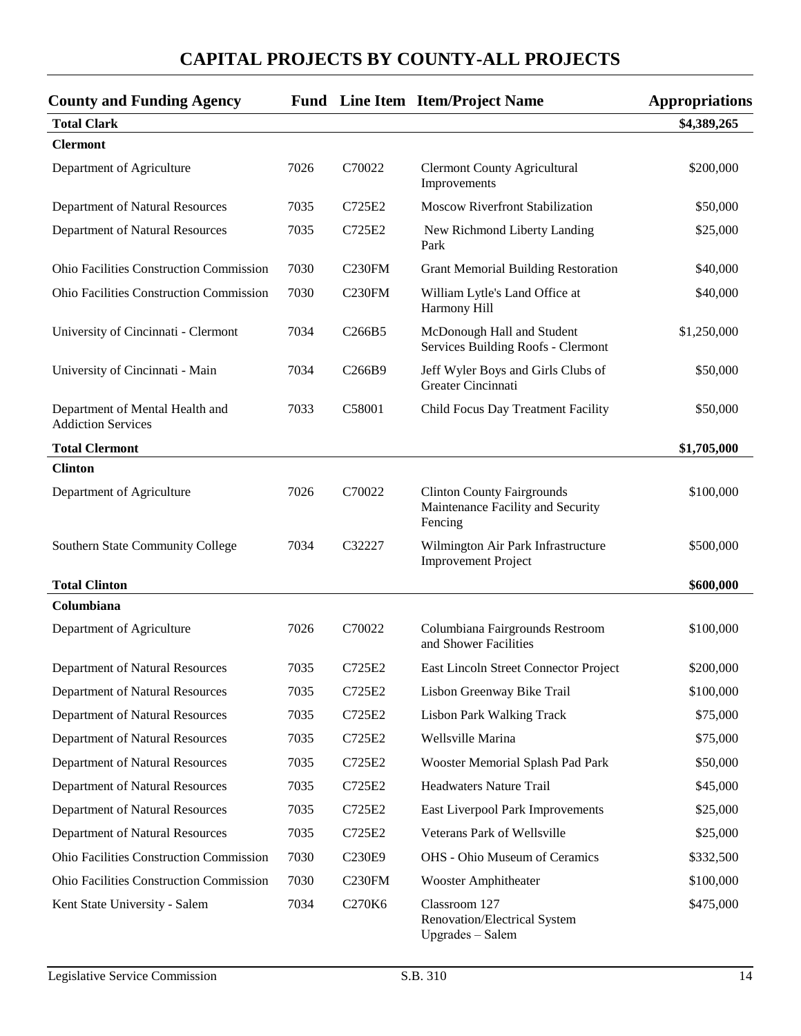# CAPITAL PROJECTS BY COUNTY-ALL PROJECTS

| County and Funding Agency | Fund | Line Item | Item/Project Name | Appropriations |
|---|---|---|---|---|
| **Total Clark** | | | | **$4,389,265** |
| **Clermont** | | | | |
| Department of Agriculture | 7026 | C70022 | Clermont County Agricultural Improvements | $200,000 |
| Department of Natural Resources | 7035 | C725E2 | Moscow Riverfront Stabilization | $50,000 |
| Department of Natural Resources | 7035 | C725E2 | New Richmond Liberty Landing Park | $25,000 |
| Ohio Facilities Construction Commission | 7030 | C230FM | Grant Memorial Building Restoration | $40,000 |
| Ohio Facilities Construction Commission | 7030 | C230FM | William Lytle's Land Office at Harmony Hill | $40,000 |
| University of Cincinnati - Clermont | 7034 | C266B5 | McDonough Hall and Student Services Building Roofs - Clermont | $1,250,000 |
| University of Cincinnati - Main | 7034 | C266B9 | Jeff Wyler Boys and Girls Clubs of Greater Cincinnati | $50,000 |
| Department of Mental Health and Addiction Services | 7033 | C58001 | Child Focus Day Treatment Facility | $50,000 |
| **Total Clermont** | | | | **$1,705,000** |
| **Clinton** | | | | |
| Department of Agriculture | 7026 | C70022 | Clinton County Fairgrounds Maintenance Facility and Security Fencing | $100,000 |
| Southern State Community College | 7034 | C32227 | Wilmington Air Park Infrastructure Improvement Project | $500,000 |
| **Total Clinton** | | | | **$600,000** |
| **Columbiana** | | | | |
| Department of Agriculture | 7026 | C70022 | Columbiana Fairgrounds Restroom and Shower Facilities | $100,000 |
| Department of Natural Resources | 7035 | C725E2 | East Lincoln Street Connector Project | $200,000 |
| Department of Natural Resources | 7035 | C725E2 | Lisbon Greenway Bike Trail | $100,000 |
| Department of Natural Resources | 7035 | C725E2 | Lisbon Park Walking Track | $75,000 |
| Department of Natural Resources | 7035 | C725E2 | Wellsville Marina | $75,000 |
| Department of Natural Resources | 7035 | C725E2 | Wooster Memorial Splash Pad Park | $50,000 |
| Department of Natural Resources | 7035 | C725E2 | Headwaters Nature Trail | $45,000 |
| Department of Natural Resources | 7035 | C725E2 | East Liverpool Park Improvements | $25,000 |
| Department of Natural Resources | 7035 | C725E2 | Veterans Park of Wellsville | $25,000 |
| Ohio Facilities Construction Commission | 7030 | C230E9 | OHS - Ohio Museum of Ceramics | $332,500 |
| Ohio Facilities Construction Commission | 7030 | C230FM | Wooster Amphitheater | $100,000 |
| Kent State University - Salem | 7034 | C270K6 | Classroom 127 Renovation/Electrical System Upgrades – Salem | $475,000 |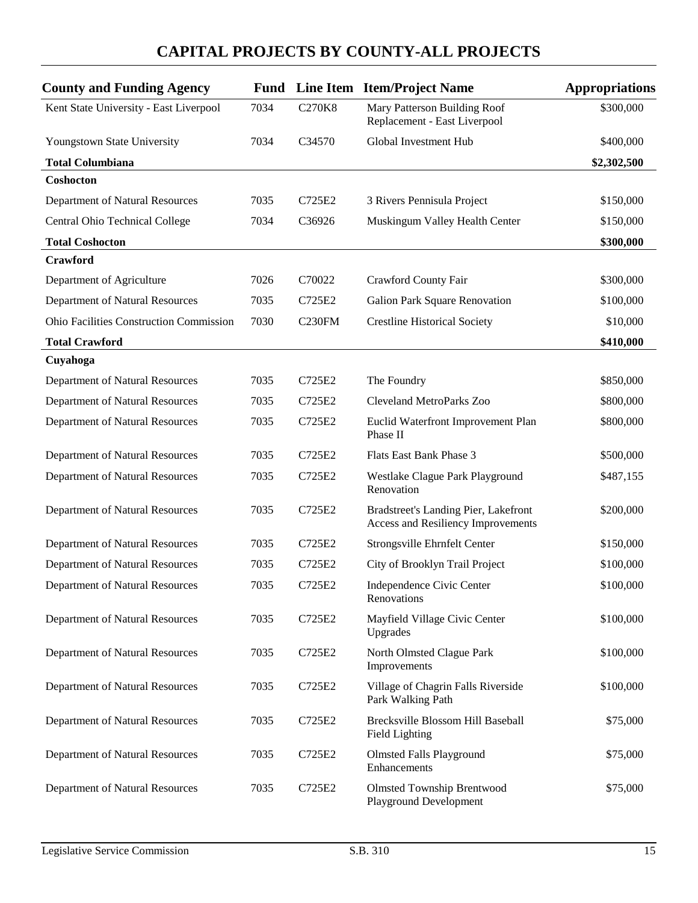## CAPITAL PROJECTS BY COUNTY-ALL PROJECTS

| County and Funding Agency | Fund | Line Item | Item/Project Name | Appropriations |
|---|---|---|---|---|
| Kent State University - East Liverpool | 7034 | C270K8 | Mary Patterson Building Roof Replacement - East Liverpool | $300,000 |
| Youngstown State University | 7034 | C34570 | Global Investment Hub | $400,000 |
| **Total Columbiana** | | | | **$2,302,500** |
| **Coshocton** | | | | |
| Department of Natural Resources | 7035 | C725E2 | 3 Rivers Pennisula Project | $150,000 |
| Central Ohio Technical College | 7034 | C36926 | Muskingum Valley Health Center | $150,000 |
| **Total Coshocton** | | | | **$300,000** |
| **Crawford** | | | | |
| Department of Agriculture | 7026 | C70022 | Crawford County Fair | $300,000 |
| Department of Natural Resources | 7035 | C725E2 | Galion Park Square Renovation | $100,000 |
| Ohio Facilities Construction Commission | 7030 | C230FM | Crestline Historical Society | $10,000 |
| **Total Crawford** | | | | **$410,000** |
| **Cuyahoga** | | | | |
| Department of Natural Resources | 7035 | C725E2 | The Foundry | $850,000 |
| Department of Natural Resources | 7035 | C725E2 | Cleveland MetroParks Zoo | $800,000 |
| Department of Natural Resources | 7035 | C725E2 | Euclid Waterfront Improvement Plan Phase II | $800,000 |
| Department of Natural Resources | 7035 | C725E2 | Flats East Bank Phase 3 | $500,000 |
| Department of Natural Resources | 7035 | C725E2 | Westlake Clague Park Playground Renovation | $487,155 |
| Department of Natural Resources | 7035 | C725E2 | Bradstreet's Landing Pier, Lakefront Access and Resiliency Improvements | $200,000 |
| Department of Natural Resources | 7035 | C725E2 | Strongsville Ehrnfelt Center | $150,000 |
| Department of Natural Resources | 7035 | C725E2 | City of Brooklyn Trail Project | $100,000 |
| Department of Natural Resources | 7035 | C725E2 | Independence Civic Center Renovations | $100,000 |
| Department of Natural Resources | 7035 | C725E2 | Mayfield Village Civic Center Upgrades | $100,000 |
| Department of Natural Resources | 7035 | C725E2 | North Olmsted Clague Park Improvements | $100,000 |
| Department of Natural Resources | 7035 | C725E2 | Village of Chagrin Falls Riverside Park Walking Path | $100,000 |
| Department of Natural Resources | 7035 | C725E2 | Brecksville Blossom Hill Baseball Field Lighting | $75,000 |
| Department of Natural Resources | 7035 | C725E2 | Olmsted Falls Playground Enhancements | $75,000 |
| Department of Natural Resources | 7035 | C725E2 | Olmsted Township Brentwood Playground Development | $75,000 |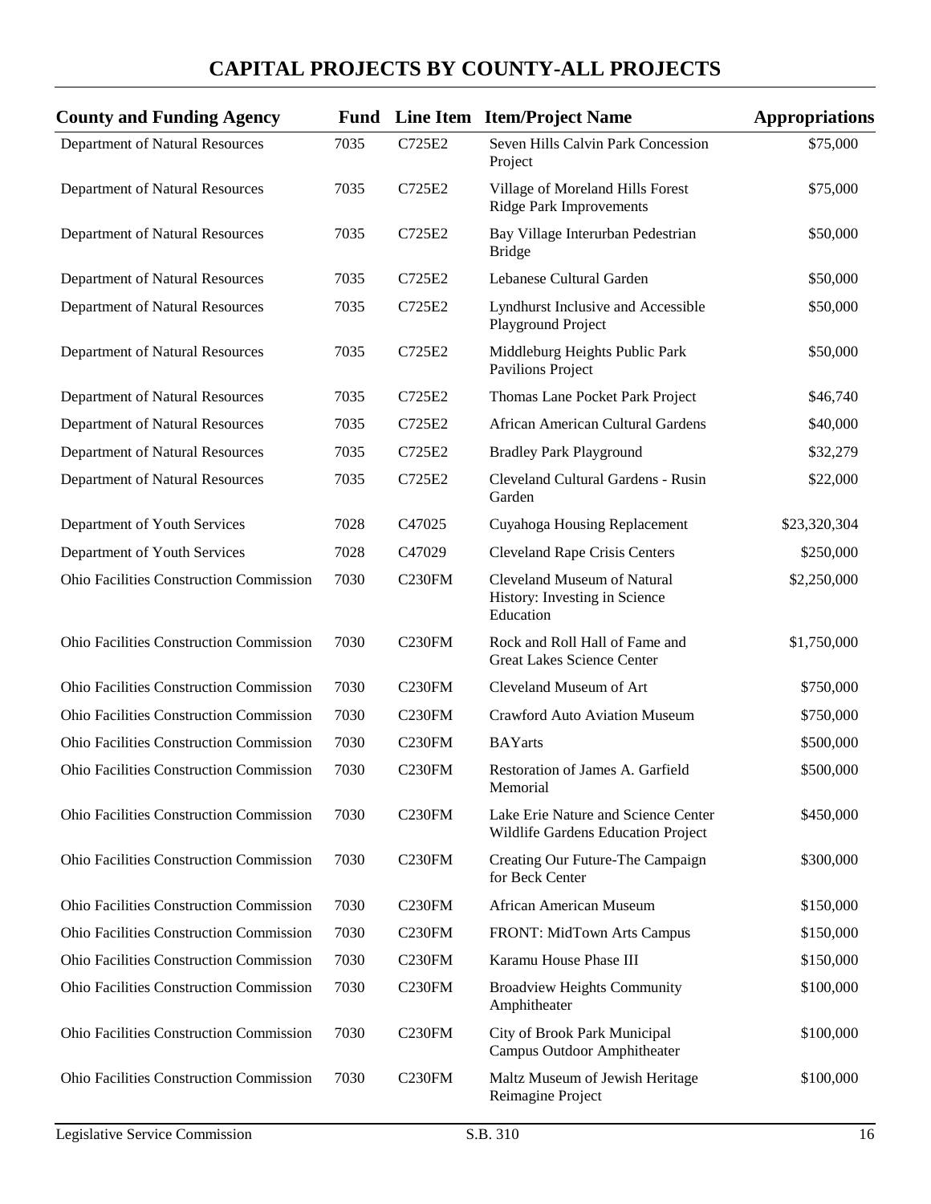# CAPITAL PROJECTS BY COUNTY-ALL PROJECTS

| County and Funding Agency | Fund | Line Item | Item/Project Name | Appropriations |
|---|---|---|---|---|
| Department of Natural Resources | 7035 | C725E2 | Seven Hills Calvin Park Concession Project | $75,000 |
| Department of Natural Resources | 7035 | C725E2 | Village of Moreland Hills Forest Ridge Park Improvements | $75,000 |
| Department of Natural Resources | 7035 | C725E2 | Bay Village Interurban Pedestrian Bridge | $50,000 |
| Department of Natural Resources | 7035 | C725E2 | Lebanese Cultural Garden | $50,000 |
| Department of Natural Resources | 7035 | C725E2 | Lyndhurst Inclusive and Accessible Playground Project | $50,000 |
| Department of Natural Resources | 7035 | C725E2 | Middleburg Heights Public Park Pavilions Project | $50,000 |
| Department of Natural Resources | 7035 | C725E2 | Thomas Lane Pocket Park Project | $46,740 |
| Department of Natural Resources | 7035 | C725E2 | African American Cultural Gardens | $40,000 |
| Department of Natural Resources | 7035 | C725E2 | Bradley Park Playground | $32,279 |
| Department of Natural Resources | 7035 | C725E2 | Cleveland Cultural Gardens - Rusin Garden | $22,000 |
| Department of Youth Services | 7028 | C47025 | Cuyahoga Housing Replacement | $23,320,304 |
| Department of Youth Services | 7028 | C47029 | Cleveland Rape Crisis Centers | $250,000 |
| Ohio Facilities Construction Commission | 7030 | C230FM | Cleveland Museum of Natural History: Investing in Science Education | $2,250,000 |
| Ohio Facilities Construction Commission | 7030 | C230FM | Rock and Roll Hall of Fame and Great Lakes Science Center | $1,750,000 |
| Ohio Facilities Construction Commission | 7030 | C230FM | Cleveland Museum of Art | $750,000 |
| Ohio Facilities Construction Commission | 7030 | C230FM | Crawford Auto Aviation Museum | $750,000 |
| Ohio Facilities Construction Commission | 7030 | C230FM | BAYarts | $500,000 |
| Ohio Facilities Construction Commission | 7030 | C230FM | Restoration of James A. Garfield Memorial | $500,000 |
| Ohio Facilities Construction Commission | 7030 | C230FM | Lake Erie Nature and Science Center Wildlife Gardens Education Project | $450,000 |
| Ohio Facilities Construction Commission | 7030 | C230FM | Creating Our Future-The Campaign for Beck Center | $300,000 |
| Ohio Facilities Construction Commission | 7030 | C230FM | African American Museum | $150,000 |
| Ohio Facilities Construction Commission | 7030 | C230FM | FRONT: MidTown Arts Campus | $150,000 |
| Ohio Facilities Construction Commission | 7030 | C230FM | Karamu House Phase III | $150,000 |
| Ohio Facilities Construction Commission | 7030 | C230FM | Broadview Heights Community Amphitheater | $100,000 |
| Ohio Facilities Construction Commission | 7030 | C230FM | City of Brook Park Municipal Campus Outdoor Amphitheater | $100,000 |
| Ohio Facilities Construction Commission | 7030 | C230FM | Maltz Museum of Jewish Heritage Reimagine Project | $100,000 |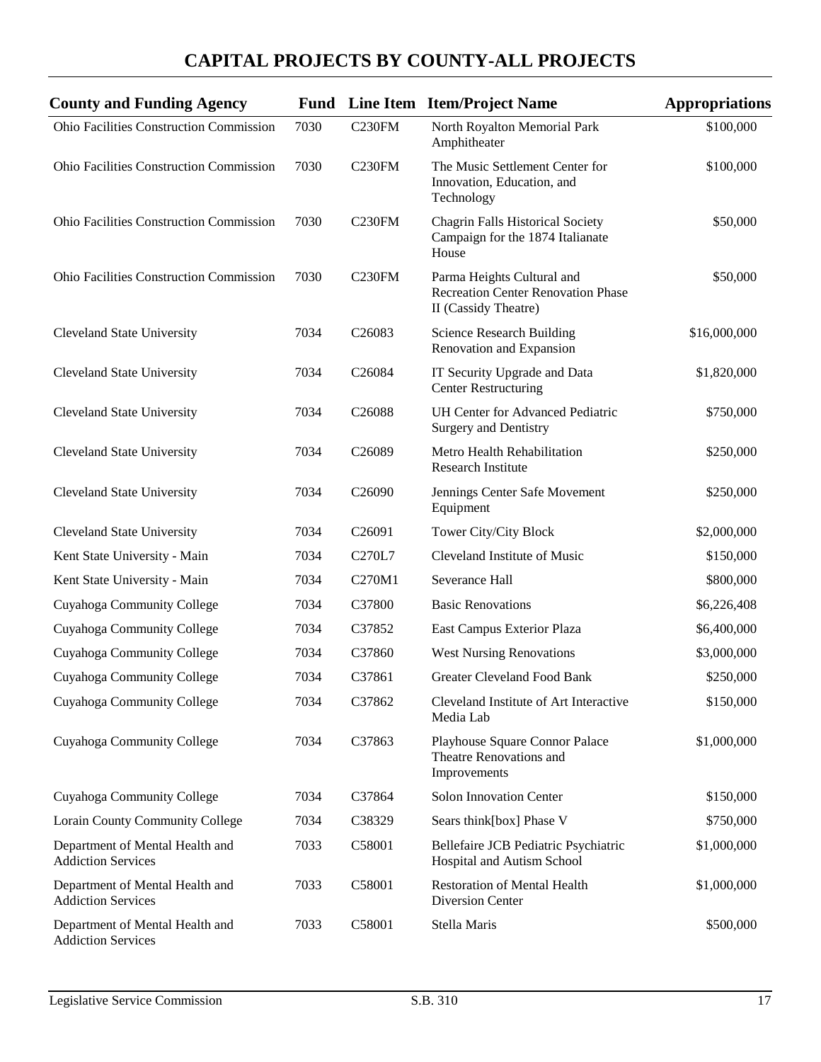# CAPITAL PROJECTS BY COUNTY-ALL PROJECTS

| County and Funding Agency | Fund | Line Item | Item/Project Name | Appropriations |
|---|---|---|---|---|
| Ohio Facilities Construction Commission | 7030 | C230FM | North Royalton Memorial Park Amphitheater | $100,000 |
| Ohio Facilities Construction Commission | 7030 | C230FM | The Music Settlement Center for Innovation, Education, and Technology | $100,000 |
| Ohio Facilities Construction Commission | 7030 | C230FM | Chagrin Falls Historical Society Campaign for the 1874 Italianate House | $50,000 |
| Ohio Facilities Construction Commission | 7030 | C230FM | Parma Heights Cultural and Recreation Center Renovation Phase II (Cassidy Theatre) | $50,000 |
| Cleveland State University | 7034 | C26083 | Science Research Building Renovation and Expansion | $16,000,000 |
| Cleveland State University | 7034 | C26084 | IT Security Upgrade and Data Center Restructuring | $1,820,000 |
| Cleveland State University | 7034 | C26088 | UH Center for Advanced Pediatric Surgery and Dentistry | $750,000 |
| Cleveland State University | 7034 | C26089 | Metro Health Rehabilitation Research Institute | $250,000 |
| Cleveland State University | 7034 | C26090 | Jennings Center Safe Movement Equipment | $250,000 |
| Cleveland State University | 7034 | C26091 | Tower City/City Block | $2,000,000 |
| Kent State University - Main | 7034 | C270L7 | Cleveland Institute of Music | $150,000 |
| Kent State University - Main | 7034 | C270M1 | Severance Hall | $800,000 |
| Cuyahoga Community College | 7034 | C37800 | Basic Renovations | $6,226,408 |
| Cuyahoga Community College | 7034 | C37852 | East Campus Exterior Plaza | $6,400,000 |
| Cuyahoga Community College | 7034 | C37860 | West Nursing Renovations | $3,000,000 |
| Cuyahoga Community College | 7034 | C37861 | Greater Cleveland Food Bank | $250,000 |
| Cuyahoga Community College | 7034 | C37862 | Cleveland Institute of Art Interactive Media Lab | $150,000 |
| Cuyahoga Community College | 7034 | C37863 | Playhouse Square Connor Palace Theatre Renovations and Improvements | $1,000,000 |
| Cuyahoga Community College | 7034 | C37864 | Solon Innovation Center | $150,000 |
| Lorain County Community College | 7034 | C38329 | Sears think[box] Phase V | $750,000 |
| Department of Mental Health and Addiction Services | 7033 | C58001 | Bellefaire JCB Pediatric Psychiatric Hospital and Autism School | $1,000,000 |
| Department of Mental Health and Addiction Services | 7033 | C58001 | Restoration of Mental Health Diversion Center | $1,000,000 |
| Department of Mental Health and Addiction Services | 7033 | C58001 | Stella Maris | $500,000 |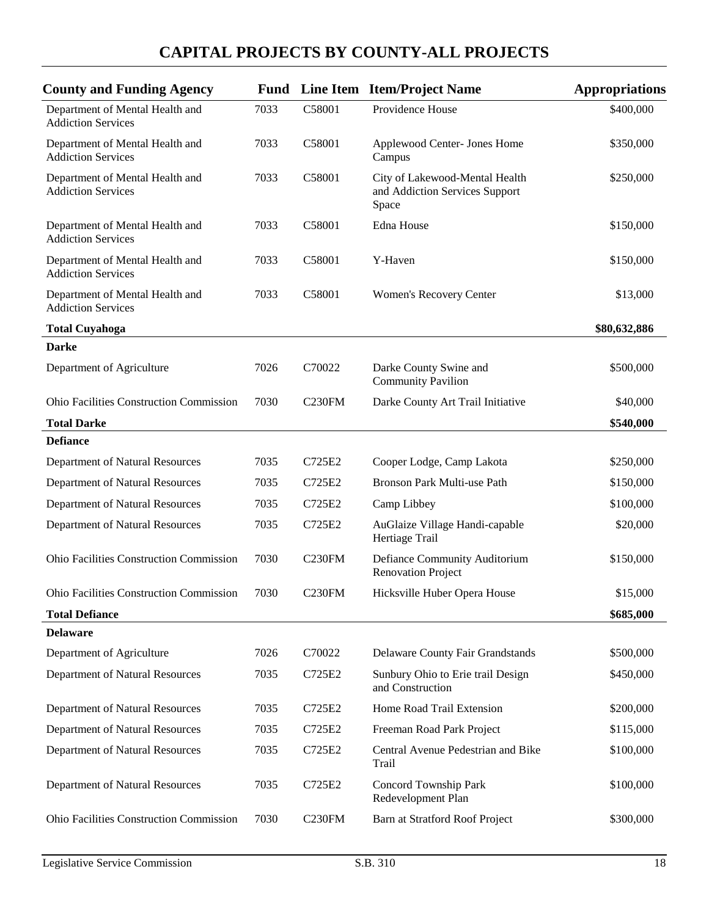# CAPITAL PROJECTS BY COUNTY-ALL PROJECTS

| County and Funding Agency | Fund | Line Item | Item/Project Name | Appropriations |
|---|---|---|---|---|
| Department of Mental Health and Addiction Services | 7033 | C58001 | Providence House | $400,000 |
| Department of Mental Health and Addiction Services | 7033 | C58001 | Applewood Center- Jones Home Campus | $350,000 |
| Department of Mental Health and Addiction Services | 7033 | C58001 | City of Lakewood-Mental Health and Addiction Services Support Space | $250,000 |
| Department of Mental Health and Addiction Services | 7033 | C58001 | Edna House | $150,000 |
| Department of Mental Health and Addiction Services | 7033 | C58001 | Y-Haven | $150,000 |
| Department of Mental Health and Addiction Services | 7033 | C58001 | Women's Recovery Center | $13,000 |
| **Total Cuyahoga** | | | | **$80,632,886** |
| **Darke** | | | | |
| Department of Agriculture | 7026 | C70022 | Darke County Swine and Community Pavilion | $500,000 |
| Ohio Facilities Construction Commission | 7030 | C230FM | Darke County Art Trail Initiative | $40,000 |
| **Total Darke** | | | | **$540,000** |
| **Defiance** | | | | |
| Department of Natural Resources | 7035 | C725E2 | Cooper Lodge, Camp Lakota | $250,000 |
| Department of Natural Resources | 7035 | C725E2 | Bronson Park Multi-use Path | $150,000 |
| Department of Natural Resources | 7035 | C725E2 | Camp Libbey | $100,000 |
| Department of Natural Resources | 7035 | C725E2 | AuGlaize Village Handi-capable Hertiage Trail | $20,000 |
| Ohio Facilities Construction Commission | 7030 | C230FM | Defiance Community Auditorium Renovation Project | $150,000 |
| Ohio Facilities Construction Commission | 7030 | C230FM | Hicksville Huber Opera House | $15,000 |
| **Total Defiance** | | | | **$685,000** |
| **Delaware** | | | | |
| Department of Agriculture | 7026 | C70022 | Delaware County Fair Grandstands | $500,000 |
| Department of Natural Resources | 7035 | C725E2 | Sunbury Ohio to Erie trail Design and Construction | $450,000 |
| Department of Natural Resources | 7035 | C725E2 | Home Road Trail Extension | $200,000 |
| Department of Natural Resources | 7035 | C725E2 | Freeman Road Park Project | $115,000 |
| Department of Natural Resources | 7035 | C725E2 | Central Avenue Pedestrian and Bike Trail | $100,000 |
| Department of Natural Resources | 7035 | C725E2 | Concord Township Park Redevelopment Plan | $100,000 |
| Ohio Facilities Construction Commission | 7030 | C230FM | Barn at Stratford Roof Project | $300,000 |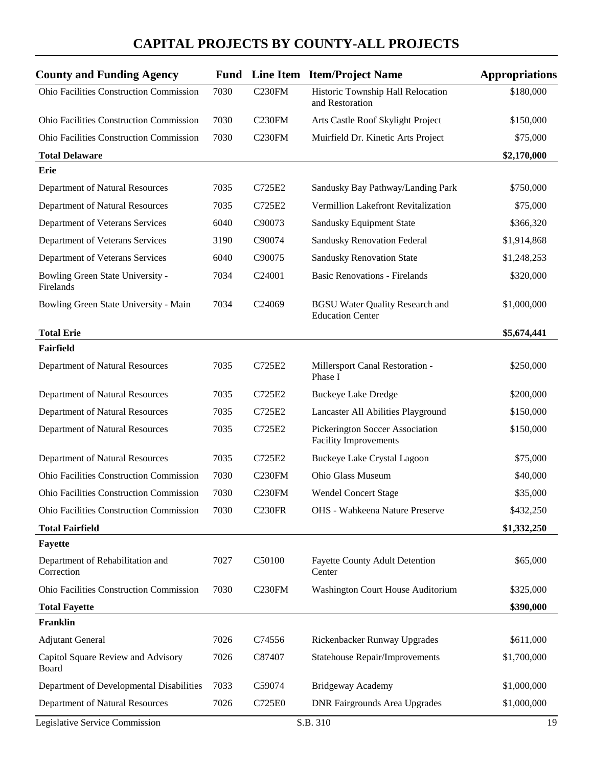# CAPITAL PROJECTS BY COUNTY-ALL PROJECTS

| County and Funding Agency | Fund | Line Item | Item/Project Name | Appropriations |
|---|---|---|---|---|
| Ohio Facilities Construction Commission | 7030 | C230FM | Historic Township Hall Relocation and Restoration | $180,000 |
| Ohio Facilities Construction Commission | 7030 | C230FM | Arts Castle Roof Skylight Project | $150,000 |
| Ohio Facilities Construction Commission | 7030 | C230FM | Muirfield Dr. Kinetic Arts Project | $75,000 |
| **Total Delaware** | | | | **$2,170,000** |
| **Erie** | | | | |
| Department of Natural Resources | 7035 | C725E2 | Sandusky Bay Pathway/Landing Park | $750,000 |
| Department of Natural Resources | 7035 | C725E2 | Vermillion Lakefront Revitalization | $75,000 |
| Department of Veterans Services | 6040 | C90073 | Sandusky Equipment State | $366,320 |
| Department of Veterans Services | 3190 | C90074 | Sandusky Renovation Federal | $1,914,868 |
| Department of Veterans Services | 6040 | C90075 | Sandusky Renovation State | $1,248,253 |
| Bowling Green State University - Firelands | 7034 | C24001 | Basic Renovations - Firelands | $320,000 |
| Bowling Green State University - Main | 7034 | C24069 | BGSU Water Quality Research and Education Center | $1,000,000 |
| **Total Erie** | | | | **$5,674,441** |
| **Fairfield** | | | | |
| Department of Natural Resources | 7035 | C725E2 | Millersport Canal Restoration - Phase I | $250,000 |
| Department of Natural Resources | 7035 | C725E2 | Buckeye Lake Dredge | $200,000 |
| Department of Natural Resources | 7035 | C725E2 | Lancaster All Abilities Playground | $150,000 |
| Department of Natural Resources | 7035 | C725E2 | Pickerington Soccer Association Facility Improvements | $150,000 |
| Department of Natural Resources | 7035 | C725E2 | Buckeye Lake Crystal Lagoon | $75,000 |
| Ohio Facilities Construction Commission | 7030 | C230FM | Ohio Glass Museum | $40,000 |
| Ohio Facilities Construction Commission | 7030 | C230FM | Wendel Concert Stage | $35,000 |
| Ohio Facilities Construction Commission | 7030 | C230FR | OHS - Wahkeena Nature Preserve | $432,250 |
| **Total Fairfield** | | | | **$1,332,250** |
| **Fayette** | | | | |
| Department of Rehabilitation and Correction | 7027 | C50100 | Fayette County Adult Detention Center | $65,000 |
| Ohio Facilities Construction Commission | 7030 | C230FM | Washington Court House Auditorium | $325,000 |
| **Total Fayette** | | | | **$390,000** |
| **Franklin** | | | | |
| Adjutant General | 7026 | C74556 | Rickenbacker Runway Upgrades | $611,000 |
| Capitol Square Review and Advisory Board | 7026 | C87407 | Statehouse Repair/Improvements | $1,700,000 |
| Department of Developmental Disabilities | 7033 | C59074 | Bridgeway Academy | $1,000,000 |
| Department of Natural Resources | 7026 | C725E0 | DNR Fairgrounds Area Upgrades | $1,000,000 |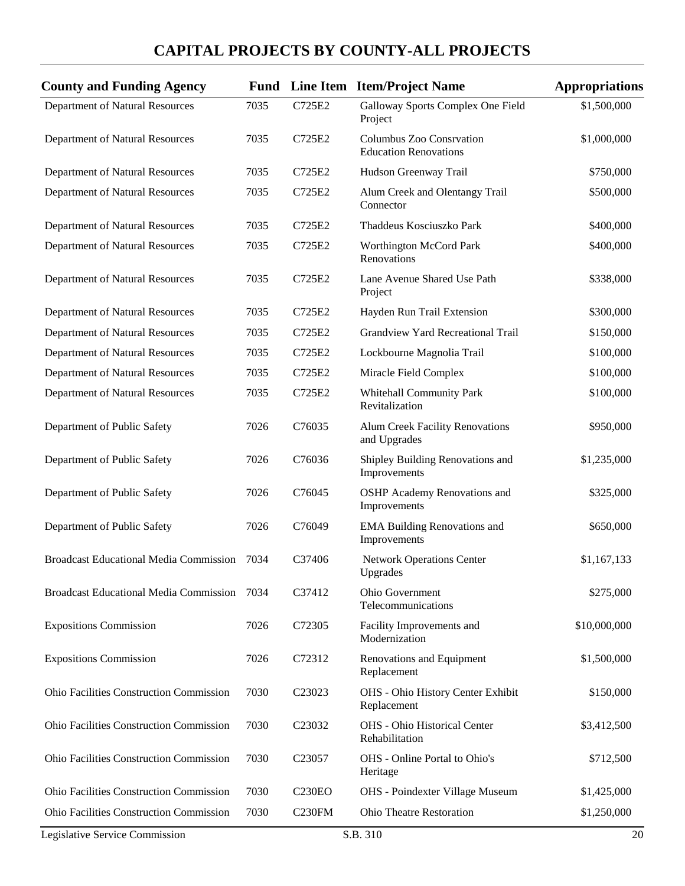# CAPITAL PROJECTS BY COUNTY-ALL PROJECTS

| County and Funding Agency | Fund | Line Item | Item/Project Name | Appropriations |
|---|---|---|---|---|
| Department of Natural Resources | 7035 | C725E2 | Galloway Sports Complex One Field Project | $1,500,000 |
| Department of Natural Resources | 7035 | C725E2 | Columbus Zoo Consrvation Education Renovations | $1,000,000 |
| Department of Natural Resources | 7035 | C725E2 | Hudson Greenway Trail | $750,000 |
| Department of Natural Resources | 7035 | C725E2 | Alum Creek and Olentangy Trail Connector | $500,000 |
| Department of Natural Resources | 7035 | C725E2 | Thaddeus Kosciuszko Park | $400,000 |
| Department of Natural Resources | 7035 | C725E2 | Worthington McCord Park Renovations | $400,000 |
| Department of Natural Resources | 7035 | C725E2 | Lane Avenue Shared Use Path Project | $338,000 |
| Department of Natural Resources | 7035 | C725E2 | Hayden Run Trail Extension | $300,000 |
| Department of Natural Resources | 7035 | C725E2 | Grandview Yard Recreational Trail | $150,000 |
| Department of Natural Resources | 7035 | C725E2 | Lockbourne Magnolia Trail | $100,000 |
| Department of Natural Resources | 7035 | C725E2 | Miracle Field Complex | $100,000 |
| Department of Natural Resources | 7035 | C725E2 | Whitehall Community Park Revitalization | $100,000 |
| Department of Public Safety | 7026 | C76035 | Alum Creek Facility Renovations and Upgrades | $950,000 |
| Department of Public Safety | 7026 | C76036 | Shipley Building Renovations and Improvements | $1,235,000 |
| Department of Public Safety | 7026 | C76045 | OSHP Academy Renovations and Improvements | $325,000 |
| Department of Public Safety | 7026 | C76049 | EMA Building Renovations and Improvements | $650,000 |
| Broadcast Educational Media Commission | 7034 | C37406 | Network Operations Center Upgrades | $1,167,133 |
| Broadcast Educational Media Commission | 7034 | C37412 | Ohio Government Telecommunications | $275,000 |
| Expositions Commission | 7026 | C72305 | Facility Improvements and Modernization | $10,000,000 |
| Expositions Commission | 7026 | C72312 | Renovations and Equipment Replacement | $1,500,000 |
| Ohio Facilities Construction Commission | 7030 | C23023 | OHS - Ohio History Center Exhibit Replacement | $150,000 |
| Ohio Facilities Construction Commission | 7030 | C23032 | OHS - Ohio Historical Center Rehabilitation | $3,412,500 |
| Ohio Facilities Construction Commission | 7030 | C23057 | OHS - Online Portal to Ohio's Heritage | $712,500 |
| Ohio Facilities Construction Commission | 7030 | C230EO | OHS - Poindexter Village Museum | $1,425,000 |
| Ohio Facilities Construction Commission | 7030 | C230FM | Ohio Theatre Restoration | $1,250,000 |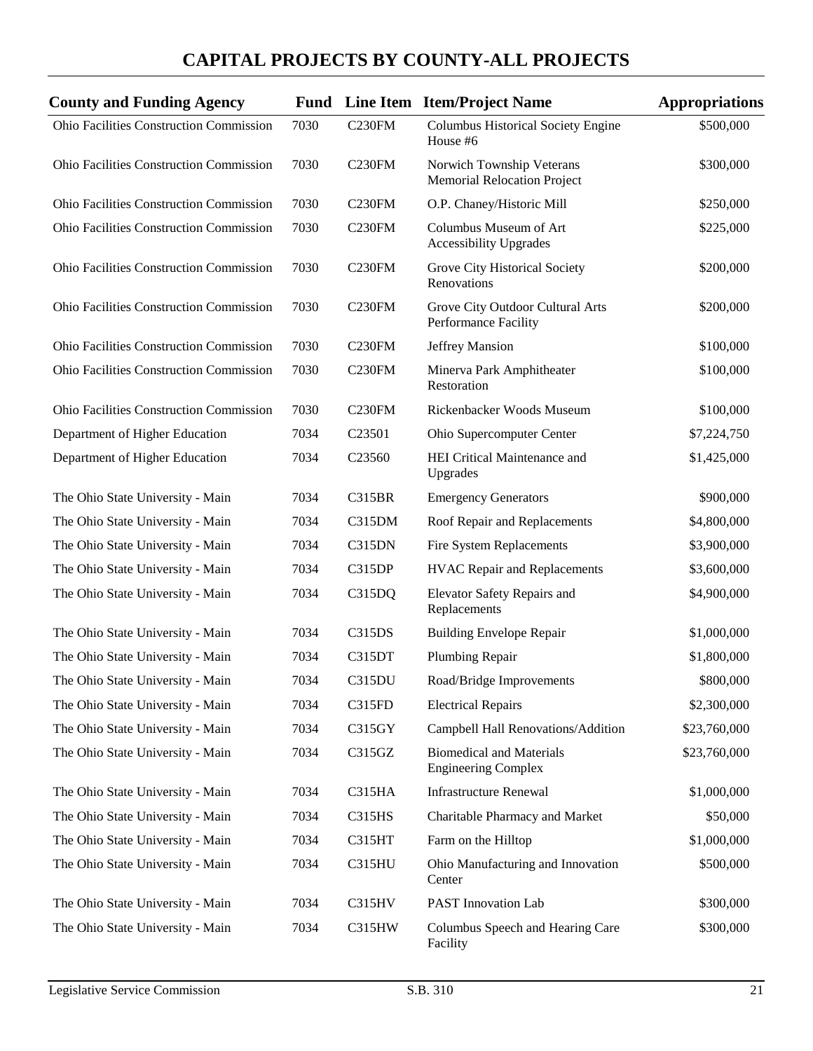# CAPITAL PROJECTS BY COUNTY-ALL PROJECTS

| County and Funding Agency | Fund | Line Item | Item/Project Name | Appropriations |
|---|---|---|---|---|
| Ohio Facilities Construction Commission | 7030 | C230FM | Columbus Historical Society Engine House #6 | $500,000 |
| Ohio Facilities Construction Commission | 7030 | C230FM | Norwich Township Veterans Memorial Relocation Project | $300,000 |
| Ohio Facilities Construction Commission | 7030 | C230FM | O.P. Chaney/Historic Mill | $250,000 |
| Ohio Facilities Construction Commission | 7030 | C230FM | Columbus Museum of Art Accessibility Upgrades | $225,000 |
| Ohio Facilities Construction Commission | 7030 | C230FM | Grove City Historical Society Renovations | $200,000 |
| Ohio Facilities Construction Commission | 7030 | C230FM | Grove City Outdoor Cultural Arts Performance Facility | $200,000 |
| Ohio Facilities Construction Commission | 7030 | C230FM | Jeffrey Mansion | $100,000 |
| Ohio Facilities Construction Commission | 7030 | C230FM | Minerva Park Amphitheater Restoration | $100,000 |
| Ohio Facilities Construction Commission | 7030 | C230FM | Rickenbacker Woods Museum | $100,000 |
| Department of Higher Education | 7034 | C23501 | Ohio Supercomputer Center | $7,224,750 |
| Department of Higher Education | 7034 | C23560 | HEI Critical Maintenance and Upgrades | $1,425,000 |
| The Ohio State University - Main | 7034 | C315BR | Emergency Generators | $900,000 |
| The Ohio State University - Main | 7034 | C315DM | Roof Repair and Replacements | $4,800,000 |
| The Ohio State University - Main | 7034 | C315DN | Fire System Replacements | $3,900,000 |
| The Ohio State University - Main | 7034 | C315DP | HVAC Repair and Replacements | $3,600,000 |
| The Ohio State University - Main | 7034 | C315DQ | Elevator Safety Repairs and Replacements | $4,900,000 |
| The Ohio State University - Main | 7034 | C315DS | Building Envelope Repair | $1,000,000 |
| The Ohio State University - Main | 7034 | C315DT | Plumbing Repair | $1,800,000 |
| The Ohio State University - Main | 7034 | C315DU | Road/Bridge Improvements | $800,000 |
| The Ohio State University - Main | 7034 | C315FD | Electrical Repairs | $2,300,000 |
| The Ohio State University - Main | 7034 | C315GY | Campbell Hall Renovations/Addition | $23,760,000 |
| The Ohio State University - Main | 7034 | C315GZ | Biomedical and Materials Engineering Complex | $23,760,000 |
| The Ohio State University - Main | 7034 | C315HA | Infrastructure Renewal | $1,000,000 |
| The Ohio State University - Main | 7034 | C315HS | Charitable Pharmacy and Market | $50,000 |
| The Ohio State University - Main | 7034 | C315HT | Farm on the Hilltop | $1,000,000 |
| The Ohio State University - Main | 7034 | C315HU | Ohio Manufacturing and Innovation Center | $500,000 |
| The Ohio State University - Main | 7034 | C315HV | PAST Innovation Lab | $300,000 |
| The Ohio State University - Main | 7034 | C315HW | Columbus Speech and Hearing Care Facility | $300,000 |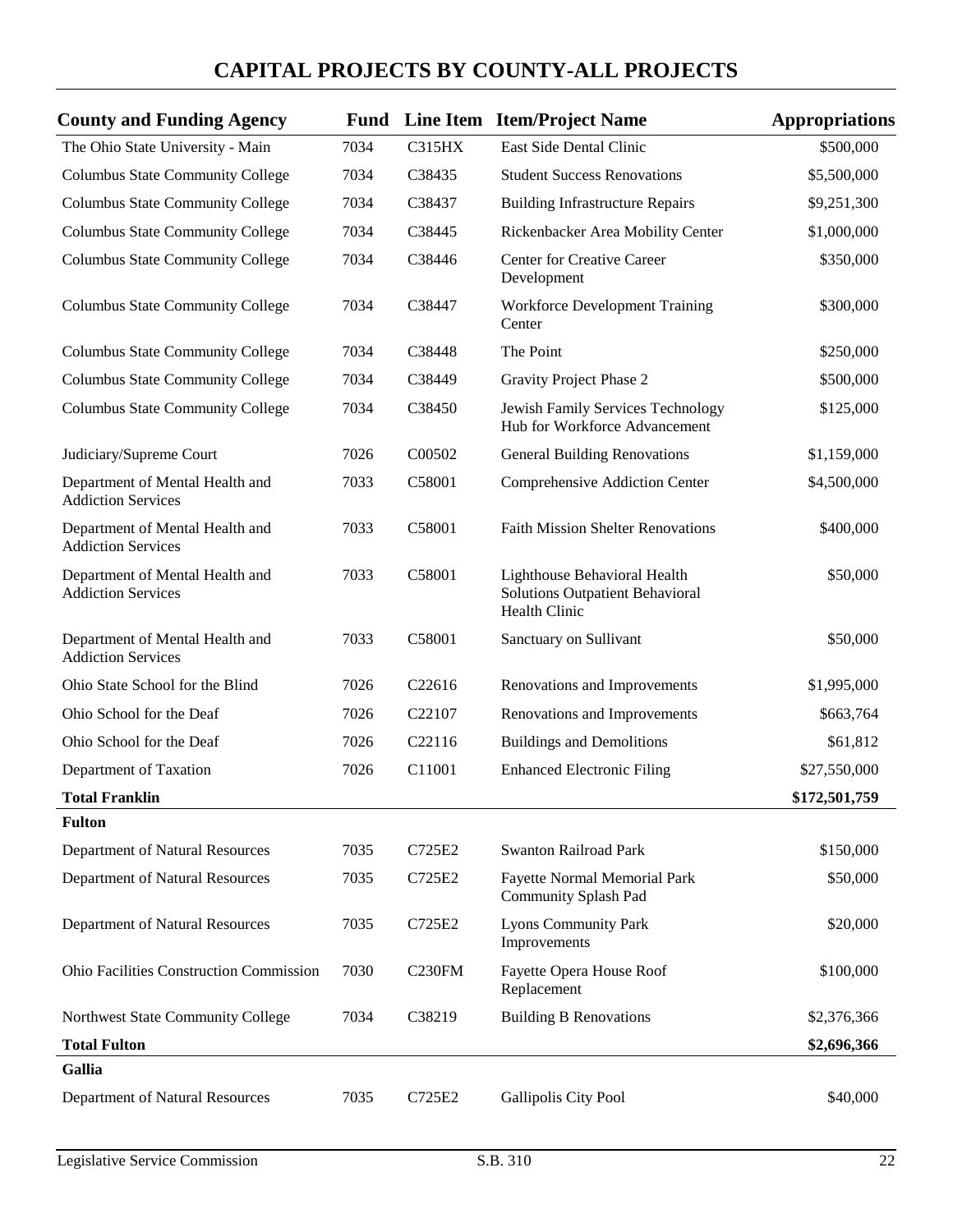## CAPITAL PROJECTS BY COUNTY-ALL PROJECTS

| County and Funding Agency | Fund | Line Item | Item/Project Name | Appropriations |
|---|---|---|---|---|
| The Ohio State University - Main | 7034 | C315HX | East Side Dental Clinic | $500,000 |
| Columbus State Community College | 7034 | C38435 | Student Success Renovations | $5,500,000 |
| Columbus State Community College | 7034 | C38437 | Building Infrastructure Repairs | $9,251,300 |
| Columbus State Community College | 7034 | C38445 | Rickenbacker Area Mobility Center | $1,000,000 |
| Columbus State Community College | 7034 | C38446 | Center for Creative Career Development | $350,000 |
| Columbus State Community College | 7034 | C38447 | Workforce Development Training Center | $300,000 |
| Columbus State Community College | 7034 | C38448 | The Point | $250,000 |
| Columbus State Community College | 7034 | C38449 | Gravity Project Phase 2 | $500,000 |
| Columbus State Community College | 7034 | C38450 | Jewish Family Services Technology Hub for Workforce Advancement | $125,000 |
| Judiciary/Supreme Court | 7026 | C00502 | General Building Renovations | $1,159,000 |
| Department of Mental Health and Addiction Services | 7033 | C58001 | Comprehensive Addiction Center | $4,500,000 |
| Department of Mental Health and Addiction Services | 7033 | C58001 | Faith Mission Shelter Renovations | $400,000 |
| Department of Mental Health and Addiction Services | 7033 | C58001 | Lighthouse Behavioral Health Solutions Outpatient Behavioral Health Clinic | $50,000 |
| Department of Mental Health and Addiction Services | 7033 | C58001 | Sanctuary on Sullivant | $50,000 |
| Ohio State School for the Blind | 7026 | C22616 | Renovations and Improvements | $1,995,000 |
| Ohio School for the Deaf | 7026 | C22107 | Renovations and Improvements | $663,764 |
| Ohio School for the Deaf | 7026 | C22116 | Buildings and Demolitions | $61,812 |
| Department of Taxation | 7026 | C11001 | Enhanced Electronic Filing | $27,550,000 |
| **Total Franklin** | | | | **$172,501,759** |
| **Fulton** | | | | |
| Department of Natural Resources | 7035 | C725E2 | Swanton Railroad Park | $150,000 |
| Department of Natural Resources | 7035 | C725E2 | Fayette Normal Memorial Park Community Splash Pad | $50,000 |
| Department of Natural Resources | 7035 | C725E2 | Lyons Community Park Improvements | $20,000 |
| Ohio Facilities Construction Commission | 7030 | C230FM | Fayette Opera House Roof Replacement | $100,000 |
| Northwest State Community College | 7034 | C38219 | Building B Renovations | $2,376,366 |
| **Total Fulton** | | | | **$2,696,366** |
| **Gallia** | | | | |
| Department of Natural Resources | 7035 | C725E2 | Gallipolis City Pool | $40,000 |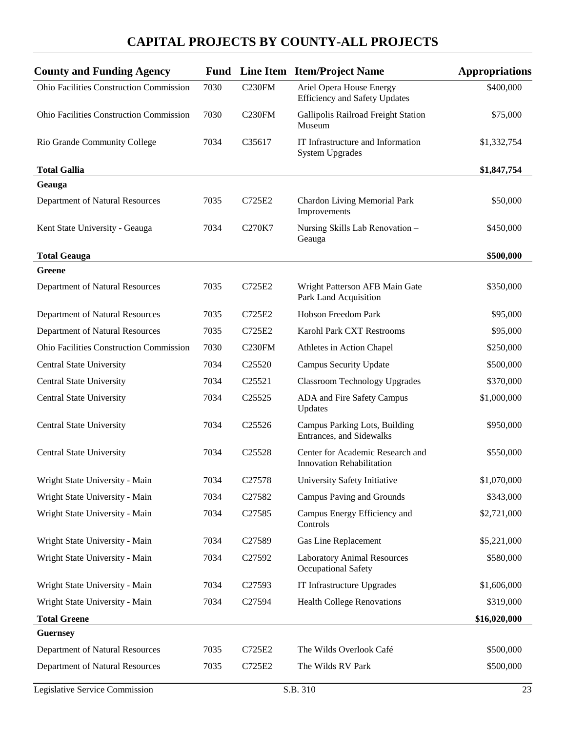# CAPITAL PROJECTS BY COUNTY-ALL PROJECTS

| County and Funding Agency | Fund | Line Item | Item/Project Name | Appropriations |
|---|---|---|---|---|
| Ohio Facilities Construction Commission | 7030 | C230FM | Ariel Opera House Energy Efficiency and Safety Updates | $400,000 |
| Ohio Facilities Construction Commission | 7030 | C230FM | Gallipolis Railroad Freight Station Museum | $75,000 |
| Rio Grande Community College | 7034 | C35617 | IT Infrastructure and Information System Upgrades | $1,332,754 |
| **Total Gallia** | | | | **$1,847,754** |
| **Geauga** | | | | |
| Department of Natural Resources | 7035 | C725E2 | Chardon Living Memorial Park Improvements | $50,000 |
| Kent State University - Geauga | 7034 | C270K7 | Nursing Skills Lab Renovation – Geauga | $450,000 |
| **Total Geauga** | | | | **$500,000** |
| **Greene** | | | | |
| Department of Natural Resources | 7035 | C725E2 | Wright Patterson AFB Main Gate Park Land Acquisition | $350,000 |
| Department of Natural Resources | 7035 | C725E2 | Hobson Freedom Park | $95,000 |
| Department of Natural Resources | 7035 | C725E2 | Karohl Park CXT Restrooms | $95,000 |
| Ohio Facilities Construction Commission | 7030 | C230FM | Athletes in Action Chapel | $250,000 |
| Central State University | 7034 | C25520 | Campus Security Update | $500,000 |
| Central State University | 7034 | C25521 | Classroom Technology Upgrades | $370,000 |
| Central State University | 7034 | C25525 | ADA and Fire Safety Campus Updates | $1,000,000 |
| Central State University | 7034 | C25526 | Campus Parking Lots, Building Entrances, and Sidewalks | $950,000 |
| Central State University | 7034 | C25528 | Center for Academic Research and Innovation Rehabilitation | $550,000 |
| Wright State University - Main | 7034 | C27578 | University Safety Initiative | $1,070,000 |
| Wright State University - Main | 7034 | C27582 | Campus Paving and Grounds | $343,000 |
| Wright State University - Main | 7034 | C27585 | Campus Energy Efficiency and Controls | $2,721,000 |
| Wright State University - Main | 7034 | C27589 | Gas Line Replacement | $5,221,000 |
| Wright State University - Main | 7034 | C27592 | Laboratory Animal Resources Occupational Safety | $580,000 |
| Wright State University - Main | 7034 | C27593 | IT Infrastructure Upgrades | $1,606,000 |
| Wright State University - Main | 7034 | C27594 | Health College Renovations | $319,000 |
| **Total Greene** | | | | **$16,020,000** |
| **Guernsey** | | | | |
| Department of Natural Resources | 7035 | C725E2 | The Wilds Overlook Café | $500,000 |
| Department of Natural Resources | 7035 | C725E2 | The Wilds RV Park | $500,000 |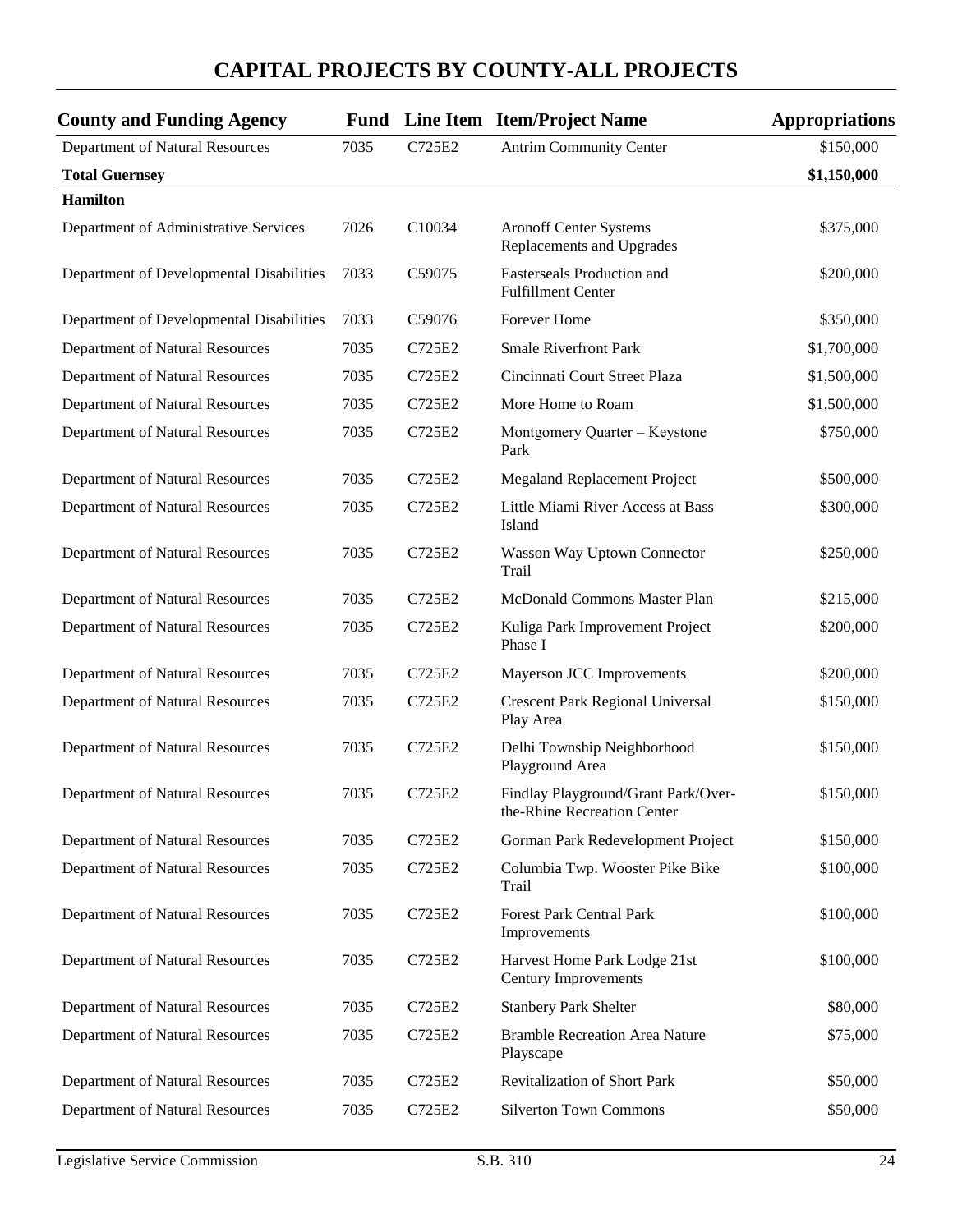# CAPITAL PROJECTS BY COUNTY-ALL PROJECTS

| County and Funding Agency | Fund | Line Item | Item/Project Name | Appropriations |
|---|---|---|---|---|
| Department of Natural Resources | 7035 | C725E2 | Antrim Community Center | $150,000 |
| **Total Guernsey** | | | | **$1,150,000** |
| **Hamilton** | | | | |
| Department of Administrative Services | 7026 | C10034 | Aronoff Center Systems Replacements and Upgrades | $375,000 |
| Department of Developmental Disabilities | 7033 | C59075 | Easterseals Production and Fulfillment Center | $200,000 |
| Department of Developmental Disabilities | 7033 | C59076 | Forever Home | $350,000 |
| Department of Natural Resources | 7035 | C725E2 | Smale Riverfront Park | $1,700,000 |
| Department of Natural Resources | 7035 | C725E2 | Cincinnati Court Street Plaza | $1,500,000 |
| Department of Natural Resources | 7035 | C725E2 | More Home to Roam | $1,500,000 |
| Department of Natural Resources | 7035 | C725E2 | Montgomery Quarter – Keystone Park | $750,000 |
| Department of Natural Resources | 7035 | C725E2 | Megaland Replacement Project | $500,000 |
| Department of Natural Resources | 7035 | C725E2 | Little Miami River Access at Bass Island | $300,000 |
| Department of Natural Resources | 7035 | C725E2 | Wasson Way Uptown Connector Trail | $250,000 |
| Department of Natural Resources | 7035 | C725E2 | McDonald Commons Master Plan | $215,000 |
| Department of Natural Resources | 7035 | C725E2 | Kuliga Park Improvement Project Phase I | $200,000 |
| Department of Natural Resources | 7035 | C725E2 | Mayerson JCC Improvements | $200,000 |
| Department of Natural Resources | 7035 | C725E2 | Crescent Park Regional Universal Play Area | $150,000 |
| Department of Natural Resources | 7035 | C725E2 | Delhi Township Neighborhood Playground Area | $150,000 |
| Department of Natural Resources | 7035 | C725E2 | Findlay Playground/Grant Park/Over-the-Rhine Recreation Center | $150,000 |
| Department of Natural Resources | 7035 | C725E2 | Gorman Park Redevelopment Project | $150,000 |
| Department of Natural Resources | 7035 | C725E2 | Columbia Twp. Wooster Pike Bike Trail | $100,000 |
| Department of Natural Resources | 7035 | C725E2 | Forest Park Central Park Improvements | $100,000 |
| Department of Natural Resources | 7035 | C725E2 | Harvest Home Park Lodge 21st Century Improvements | $100,000 |
| Department of Natural Resources | 7035 | C725E2 | Stanbery Park Shelter | $80,000 |
| Department of Natural Resources | 7035 | C725E2 | Bramble Recreation Area Nature Playscape | $75,000 |
| Department of Natural Resources | 7035 | C725E2 | Revitalization of Short Park | $50,000 |
| Department of Natural Resources | 7035 | C725E2 | Silverton Town Commons | $50,000 |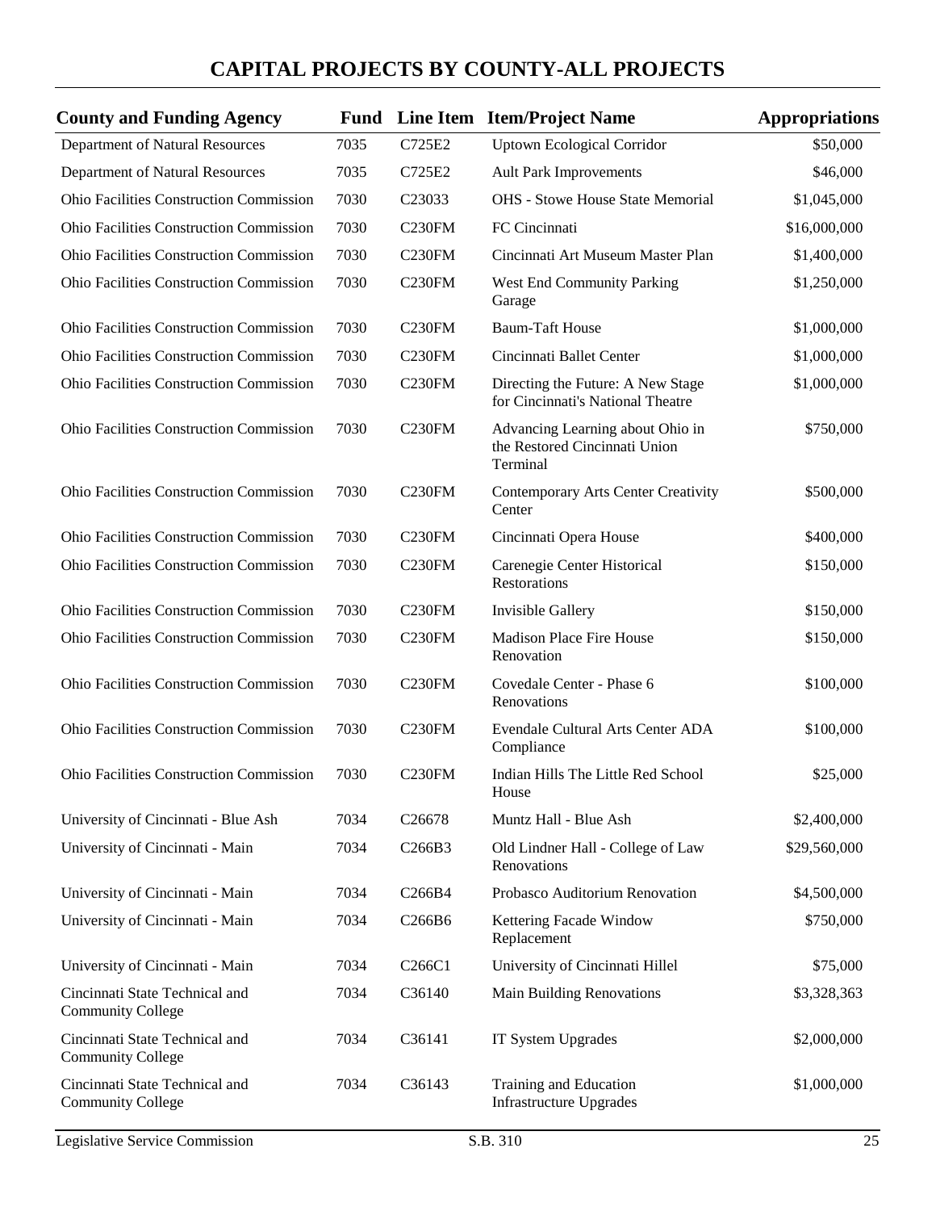# CAPITAL PROJECTS BY COUNTY-ALL PROJECTS

| County and Funding Agency | Fund | Line Item | Item/Project Name | Appropriations |
|---|---|---|---|---|
| Department of Natural Resources | 7035 | C725E2 | Uptown Ecological Corridor | $50,000 |
| Department of Natural Resources | 7035 | C725E2 | Ault Park Improvements | $46,000 |
| Ohio Facilities Construction Commission | 7030 | C23033 | OHS - Stowe House State Memorial | $1,045,000 |
| Ohio Facilities Construction Commission | 7030 | C230FM | FC Cincinnati | $16,000,000 |
| Ohio Facilities Construction Commission | 7030 | C230FM | Cincinnati Art Museum Master Plan | $1,400,000 |
| Ohio Facilities Construction Commission | 7030 | C230FM | West End Community Parking Garage | $1,250,000 |
| Ohio Facilities Construction Commission | 7030 | C230FM | Baum-Taft House | $1,000,000 |
| Ohio Facilities Construction Commission | 7030 | C230FM | Cincinnati Ballet Center | $1,000,000 |
| Ohio Facilities Construction Commission | 7030 | C230FM | Directing the Future: A New Stage for Cincinnati's National Theatre | $1,000,000 |
| Ohio Facilities Construction Commission | 7030 | C230FM | Advancing Learning about Ohio in the Restored Cincinnati Union Terminal | $750,000 |
| Ohio Facilities Construction Commission | 7030 | C230FM | Contemporary Arts Center Creativity Center | $500,000 |
| Ohio Facilities Construction Commission | 7030 | C230FM | Cincinnati Opera House | $400,000 |
| Ohio Facilities Construction Commission | 7030 | C230FM | Carenegie Center Historical Restorations | $150,000 |
| Ohio Facilities Construction Commission | 7030 | C230FM | Invisible Gallery | $150,000 |
| Ohio Facilities Construction Commission | 7030 | C230FM | Madison Place Fire House Renovation | $150,000 |
| Ohio Facilities Construction Commission | 7030 | C230FM | Covedale Center - Phase 6 Renovations | $100,000 |
| Ohio Facilities Construction Commission | 7030 | C230FM | Evendale Cultural Arts Center ADA Compliance | $100,000 |
| Ohio Facilities Construction Commission | 7030 | C230FM | Indian Hills The Little Red School House | $25,000 |
| University of Cincinnati - Blue Ash | 7034 | C26678 | Muntz Hall - Blue Ash | $2,400,000 |
| University of Cincinnati - Main | 7034 | C266B3 | Old Lindner Hall - College of Law Renovations | $29,560,000 |
| University of Cincinnati - Main | 7034 | C266B4 | Probasco Auditorium Renovation | $4,500,000 |
| University of Cincinnati - Main | 7034 | C266B6 | Kettering Facade Window Replacement | $750,000 |
| University of Cincinnati - Main | 7034 | C266C1 | University of Cincinnati Hillel | $75,000 |
| Cincinnati State Technical and Community College | 7034 | C36140 | Main Building Renovations | $3,328,363 |
| Cincinnati State Technical and Community College | 7034 | C36141 | IT System Upgrades | $2,000,000 |
| Cincinnati State Technical and Community College | 7034 | C36143 | Training and Education Infrastructure Upgrades | $1,000,000 |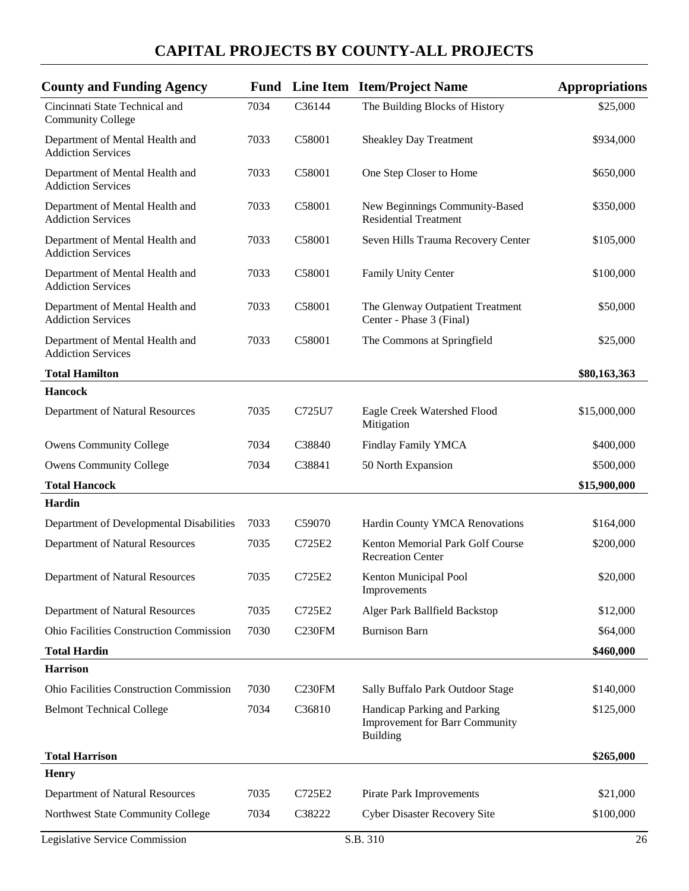## CAPITAL PROJECTS BY COUNTY-ALL PROJECTS

| County and Funding Agency | Fund | Line Item | Item/Project Name | Appropriations |
|---|---|---|---|---|
| Cincinnati State Technical and Community College | 7034 | C36144 | The Building Blocks of History | $25,000 |
| Department of Mental Health and Addiction Services | 7033 | C58001 | Sheakley Day Treatment | $934,000 |
| Department of Mental Health and Addiction Services | 7033 | C58001 | One Step Closer to Home | $650,000 |
| Department of Mental Health and Addiction Services | 7033 | C58001 | New Beginnings Community-Based Residential Treatment | $350,000 |
| Department of Mental Health and Addiction Services | 7033 | C58001 | Seven Hills Trauma Recovery Center | $105,000 |
| Department of Mental Health and Addiction Services | 7033 | C58001 | Family Unity Center | $100,000 |
| Department of Mental Health and Addiction Services | 7033 | C58001 | The Glenway Outpatient Treatment Center - Phase 3 (Final) | $50,000 |
| Department of Mental Health and Addiction Services | 7033 | C58001 | The Commons at Springfield | $25,000 |
| **Total Hamilton** | | | | **$80,163,363** |
| **Hancock** | | | | |
| Department of Natural Resources | 7035 | C725U7 | Eagle Creek Watershed Flood Mitigation | $15,000,000 |
| Owens Community College | 7034 | C38840 | Findlay Family YMCA | $400,000 |
| Owens Community College | 7034 | C38841 | 50 North Expansion | $500,000 |
| **Total Hancock** | | | | **$15,900,000** |
| **Hardin** | | | | |
| Department of Developmental Disabilities | 7033 | C59070 | Hardin County YMCA Renovations | $164,000 |
| Department of Natural Resources | 7035 | C725E2 | Kenton Memorial Park Golf Course Recreation Center | $200,000 |
| Department of Natural Resources | 7035 | C725E2 | Kenton Municipal Pool Improvements | $20,000 |
| Department of Natural Resources | 7035 | C725E2 | Alger Park Ballfield Backstop | $12,000 |
| Ohio Facilities Construction Commission | 7030 | C230FM | Burnison Barn | $64,000 |
| **Total Hardin** | | | | **$460,000** |
| **Harrison** | | | | |
| Ohio Facilities Construction Commission | 7030 | C230FM | Sally Buffalo Park Outdoor Stage | $140,000 |
| Belmont Technical College | 7034 | C36810 | Handicap Parking and Parking Improvement for Barr Community Building | $125,000 |
| **Total Harrison** | | | | **$265,000** |
| **Henry** | | | | |
| Department of Natural Resources | 7035 | C725E2 | Pirate Park Improvements | $21,000 |
| Northwest State Community College | 7034 | C38222 | Cyber Disaster Recovery Site | $100,000 |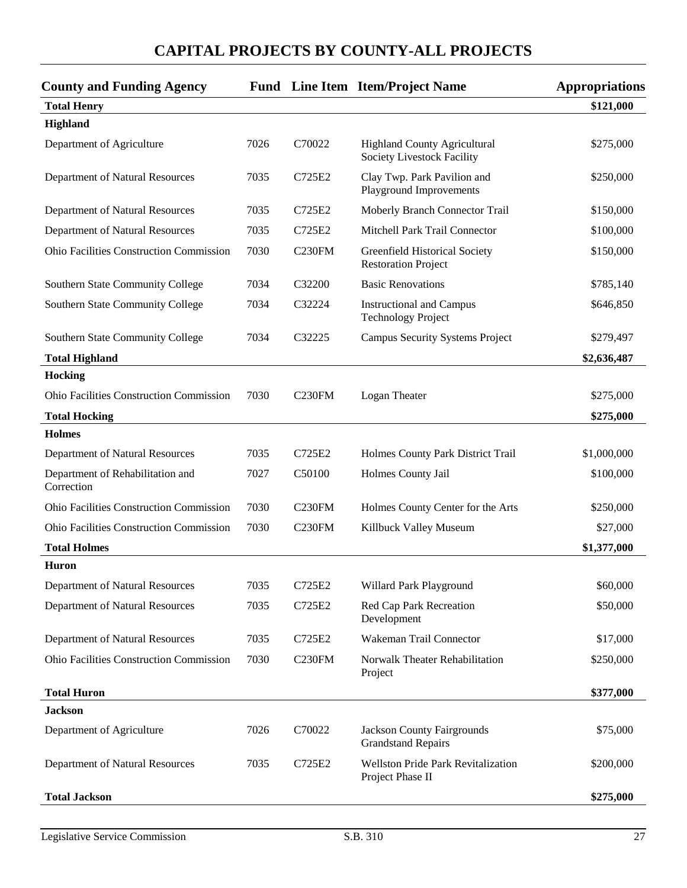# CAPITAL PROJECTS BY COUNTY-ALL PROJECTS

| County and Funding Agency | Fund | Line Item | Item/Project Name | Appropriations |
|---|---|---|---|---|
| **Total Henry** | | | | **$121,000** |
| **Highland** | | | | |
| Department of Agriculture | 7026 | C70022 | Highland County Agricultural Society Livestock Facility | $275,000 |
| Department of Natural Resources | 7035 | C725E2 | Clay Twp. Park Pavilion and Playground Improvements | $250,000 |
| Department of Natural Resources | 7035 | C725E2 | Moberly Branch Connector Trail | $150,000 |
| Department of Natural Resources | 7035 | C725E2 | Mitchell Park Trail Connector | $100,000 |
| Ohio Facilities Construction Commission | 7030 | C230FM | Greenfield Historical Society Restoration Project | $150,000 |
| Southern State Community College | 7034 | C32200 | Basic Renovations | $785,140 |
| Southern State Community College | 7034 | C32224 | Instructional and Campus Technology Project | $646,850 |
| Southern State Community College | 7034 | C32225 | Campus Security Systems Project | $279,497 |
| **Total Highland** | | | | **$2,636,487** |
| **Hocking** | | | | |
| Ohio Facilities Construction Commission | 7030 | C230FM | Logan Theater | $275,000 |
| **Total Hocking** | | | | **$275,000** |
| **Holmes** | | | | |
| Department of Natural Resources | 7035 | C725E2 | Holmes County Park District Trail | $1,000,000 |
| Department of Rehabilitation and Correction | 7027 | C50100 | Holmes County Jail | $100,000 |
| Ohio Facilities Construction Commission | 7030 | C230FM | Holmes County Center for the Arts | $250,000 |
| Ohio Facilities Construction Commission | 7030 | C230FM | Killbuck Valley Museum | $27,000 |
| **Total Holmes** | | | | **$1,377,000** |
| **Huron** | | | | |
| Department of Natural Resources | 7035 | C725E2 | Willard Park Playground | $60,000 |
| Department of Natural Resources | 7035 | C725E2 | Red Cap Park Recreation Development | $50,000 |
| Department of Natural Resources | 7035 | C725E2 | Wakeman Trail Connector | $17,000 |
| Ohio Facilities Construction Commission | 7030 | C230FM | Norwalk Theater Rehabilitation Project | $250,000 |
| **Total Huron** | | | | **$377,000** |
| **Jackson** | | | | |
| Department of Agriculture | 7026 | C70022 | Jackson County Fairgrounds Grandstand Repairs | $75,000 |
| Department of Natural Resources | 7035 | C725E2 | Wellston Pride Park Revitalization Project Phase II | $200,000 |
| **Total Jackson** | | | | **$275,000** |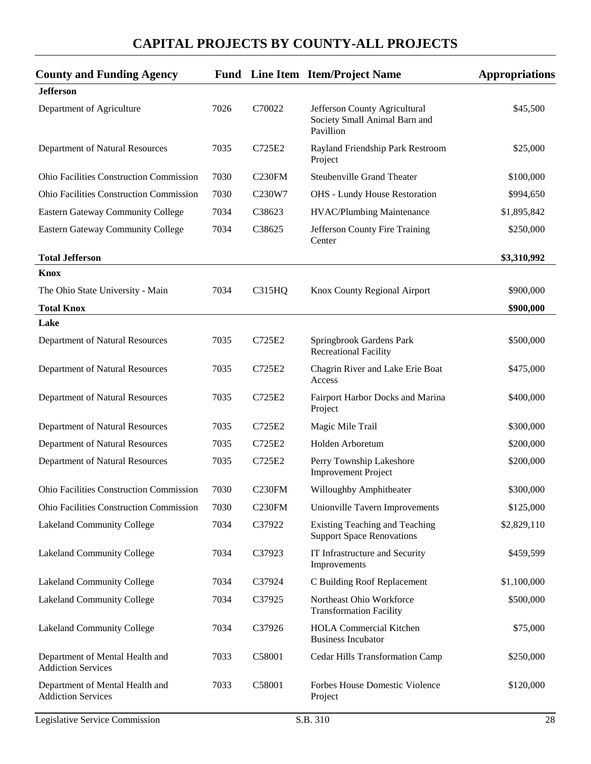## CAPITAL PROJECTS BY COUNTY-ALL PROJECTS

| County and Funding Agency | Fund | Line Item | Item/Project Name | Appropriations |
|---|---|---|---|---|
| **Jefferson** | | | | |
| Department of Agriculture | 7026 | C70022 | Jefferson County Agricultural Society Small Animal Barn and Pavillion | $45,500 |
| Department of Natural Resources | 7035 | C725E2 | Rayland Friendship Park Restroom Project | $25,000 |
| Ohio Facilities Construction Commission | 7030 | C230FM | Steubenville Grand Theater | $100,000 |
| Ohio Facilities Construction Commission | 7030 | C230W7 | OHS - Lundy House Restoration | $994,650 |
| Eastern Gateway Community College | 7034 | C38623 | HVAC/Plumbing Maintenance | $1,895,842 |
| Eastern Gateway Community College | 7034 | C38625 | Jefferson County Fire Training Center | $250,000 |
| **Total Jefferson** | | | | **$3,310,992** |
| **Knox** | | | | |
| The Ohio State University - Main | 7034 | C315HQ | Knox County Regional Airport | $900,000 |
| **Total Knox** | | | | **$900,000** |
| **Lake** | | | | |
| Department of Natural Resources | 7035 | C725E2 | Springbrook Gardens Park Recreational Facility | $500,000 |
| Department of Natural Resources | 7035 | C725E2 | Chagrin River and Lake Erie Boat Access | $475,000 |
| Department of Natural Resources | 7035 | C725E2 | Fairport Harbor Docks and Marina Project | $400,000 |
| Department of Natural Resources | 7035 | C725E2 | Magic Mile Trail | $300,000 |
| Department of Natural Resources | 7035 | C725E2 | Holden Arboretum | $200,000 |
| Department of Natural Resources | 7035 | C725E2 | Perry Township Lakeshore Improvement Project | $200,000 |
| Ohio Facilities Construction Commission | 7030 | C230FM | Willoughby Amphitheater | $300,000 |
| Ohio Facilities Construction Commission | 7030 | C230FM | Unionville Tavern Improvements | $125,000 |
| Lakeland Community College | 7034 | C37922 | Existing Teaching and Teaching Support Space Renovations | $2,829,110 |
| Lakeland Community College | 7034 | C37923 | IT Infrastructure and Security Improvements | $459,599 |
| Lakeland Community College | 7034 | C37924 | C Building Roof Replacement | $1,100,000 |
| Lakeland Community College | 7034 | C37925 | Northeast Ohio Workforce Transformation Facility | $500,000 |
| Lakeland Community College | 7034 | C37926 | HOLA Commercial Kitchen Business Incubator | $75,000 |
| Department of Mental Health and Addiction Services | 7033 | C58001 | Cedar Hills Transformation Camp | $250,000 |
| Department of Mental Health and Addiction Services | 7033 | C58001 | Forbes House Domestic Violence Project | $120,000 |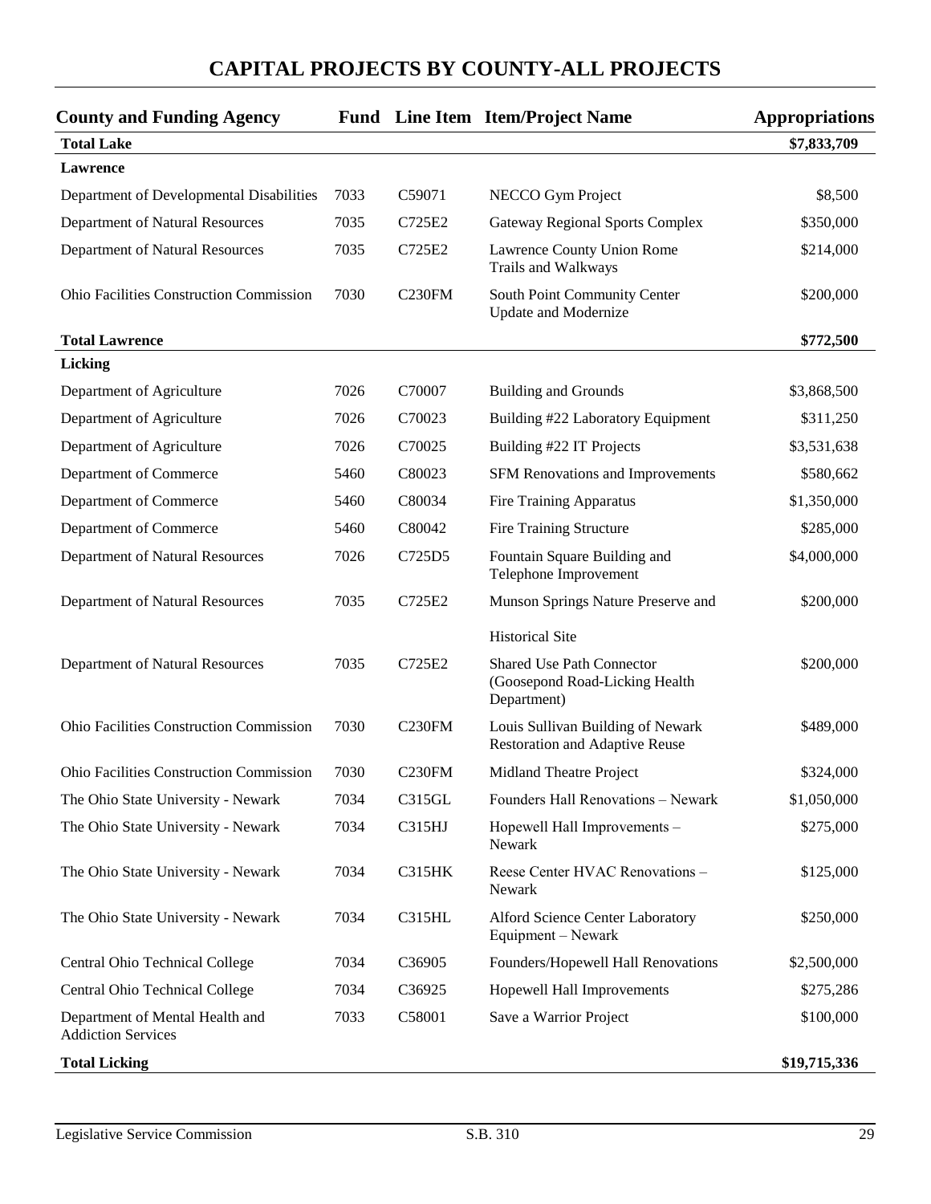# CAPITAL PROJECTS BY COUNTY-ALL PROJECTS

| County and Funding Agency | Fund | Line Item | Item/Project Name | Appropriations |
|---|---|---|---|---|
| **Total Lake** | | | | **$7,833,709** |
| **Lawrence** | | | | |
| Department of Developmental Disabilities | 7033 | C59071 | NECCO Gym Project | $8,500 |
| Department of Natural Resources | 7035 | C725E2 | Gateway Regional Sports Complex | $350,000 |
| Department of Natural Resources | 7035 | C725E2 | Lawrence County Union Rome Trails and Walkways | $214,000 |
| Ohio Facilities Construction Commission | 7030 | C230FM | South Point Community Center Update and Modernize | $200,000 |
| **Total Lawrence** | | | | **$772,500** |
| **Licking** | | | | |
| Department of Agriculture | 7026 | C70007 | Building and Grounds | $3,868,500 |
| Department of Agriculture | 7026 | C70023 | Building #22 Laboratory Equipment | $311,250 |
| Department of Agriculture | 7026 | C70025 | Building #22 IT Projects | $3,531,638 |
| Department of Commerce | 5460 | C80023 | SFM Renovations and Improvements | $580,662 |
| Department of Commerce | 5460 | C80034 | Fire Training Apparatus | $1,350,000 |
| Department of Commerce | 5460 | C80042 | Fire Training Structure | $285,000 |
| Department of Natural Resources | 7026 | C725D5 | Fountain Square Building and Telephone Improvement | $4,000,000 |
| Department of Natural Resources | 7035 | C725E2 | Munson Springs Nature Preserve and Historical Site | $200,000 |
| Department of Natural Resources | 7035 | C725E2 | Shared Use Path Connector (Goosepond Road-Licking Health Department) | $200,000 |
| Ohio Facilities Construction Commission | 7030 | C230FM | Louis Sullivan Building of Newark Restoration and Adaptive Reuse | $489,000 |
| Ohio Facilities Construction Commission | 7030 | C230FM | Midland Theatre Project | $324,000 |
| The Ohio State University - Newark | 7034 | C315GL | Founders Hall Renovations – Newark | $1,050,000 |
| The Ohio State University - Newark | 7034 | C315HJ | Hopewell Hall Improvements – Newark | $275,000 |
| The Ohio State University - Newark | 7034 | C315HK | Reese Center HVAC Renovations – Newark | $125,000 |
| The Ohio State University - Newark | 7034 | C315HL | Alford Science Center Laboratory Equipment – Newark | $250,000 |
| Central Ohio Technical College | 7034 | C36905 | Founders/Hopewell Hall Renovations | $2,500,000 |
| Central Ohio Technical College | 7034 | C36925 | Hopewell Hall Improvements | $275,286 |
| Department of Mental Health and Addiction Services | 7033 | C58001 | Save a Warrior Project | $100,000 |
| **Total Licking** | | | | **$19,715,336** |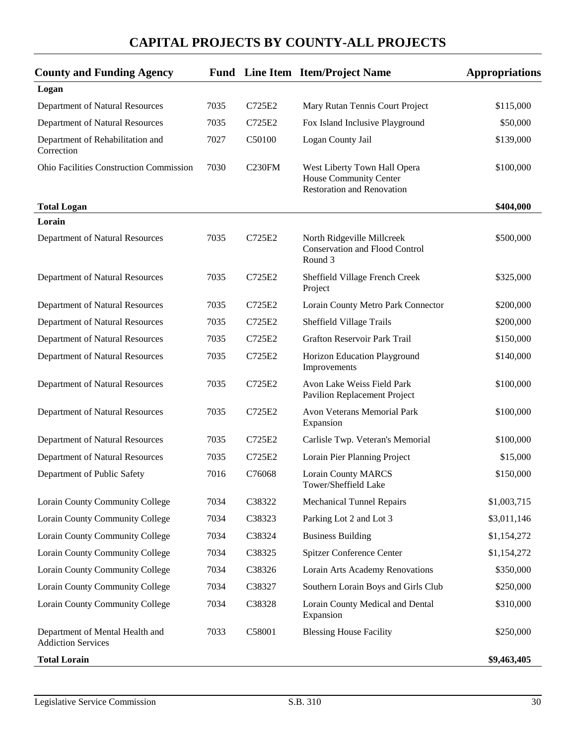# CAPITAL PROJECTS BY COUNTY-ALL PROJECTS

| County and Funding Agency | Fund | Line Item | Item/Project Name | Appropriations |
|---|---|---|---|---|
| **Logan** | | | | |
| Department of Natural Resources | 7035 | C725E2 | Mary Rutan Tennis Court Project | $115,000 |
| Department of Natural Resources | 7035 | C725E2 | Fox Island Inclusive Playground | $50,000 |
| Department of Rehabilitation and Correction | 7027 | C50100 | Logan County Jail | $139,000 |
| Ohio Facilities Construction Commission | 7030 | C230FM | West Liberty Town Hall Opera House Community Center Restoration and Renovation | $100,000 |
| **Total Logan** | | | | **$404,000** |
| **Lorain** | | | | |
| Department of Natural Resources | 7035 | C725E2 | North Ridgeville Millcreek Conservation and Flood Control Round 3 | $500,000 |
| Department of Natural Resources | 7035 | C725E2 | Sheffield Village French Creek Project | $325,000 |
| Department of Natural Resources | 7035 | C725E2 | Lorain County Metro Park Connector | $200,000 |
| Department of Natural Resources | 7035 | C725E2 | Sheffield Village Trails | $200,000 |
| Department of Natural Resources | 7035 | C725E2 | Grafton Reservoir Park Trail | $150,000 |
| Department of Natural Resources | 7035 | C725E2 | Horizon Education Playground Improvements | $140,000 |
| Department of Natural Resources | 7035 | C725E2 | Avon Lake Weiss Field Park Pavilion Replacement Project | $100,000 |
| Department of Natural Resources | 7035 | C725E2 | Avon Veterans Memorial Park Expansion | $100,000 |
| Department of Natural Resources | 7035 | C725E2 | Carlisle Twp. Veteran's Memorial | $100,000 |
| Department of Natural Resources | 7035 | C725E2 | Lorain Pier Planning Project | $15,000 |
| Department of Public Safety | 7016 | C76068 | Lorain County MARCS Tower/Sheffield Lake | $150,000 |
| Lorain County Community College | 7034 | C38322 | Mechanical Tunnel Repairs | $1,003,715 |
| Lorain County Community College | 7034 | C38323 | Parking Lot 2 and Lot 3 | $3,011,146 |
| Lorain County Community College | 7034 | C38324 | Business Building | $1,154,272 |
| Lorain County Community College | 7034 | C38325 | Spitzer Conference Center | $1,154,272 |
| Lorain County Community College | 7034 | C38326 | Lorain Arts Academy Renovations | $350,000 |
| Lorain County Community College | 7034 | C38327 | Southern Lorain Boys and Girls Club | $250,000 |
| Lorain County Community College | 7034 | C38328 | Lorain County Medical and Dental Expansion | $310,000 |
| Department of Mental Health and Addiction Services | 7033 | C58001 | Blessing House Facility | $250,000 |
| **Total Lorain** | | | | **$9,463,405** |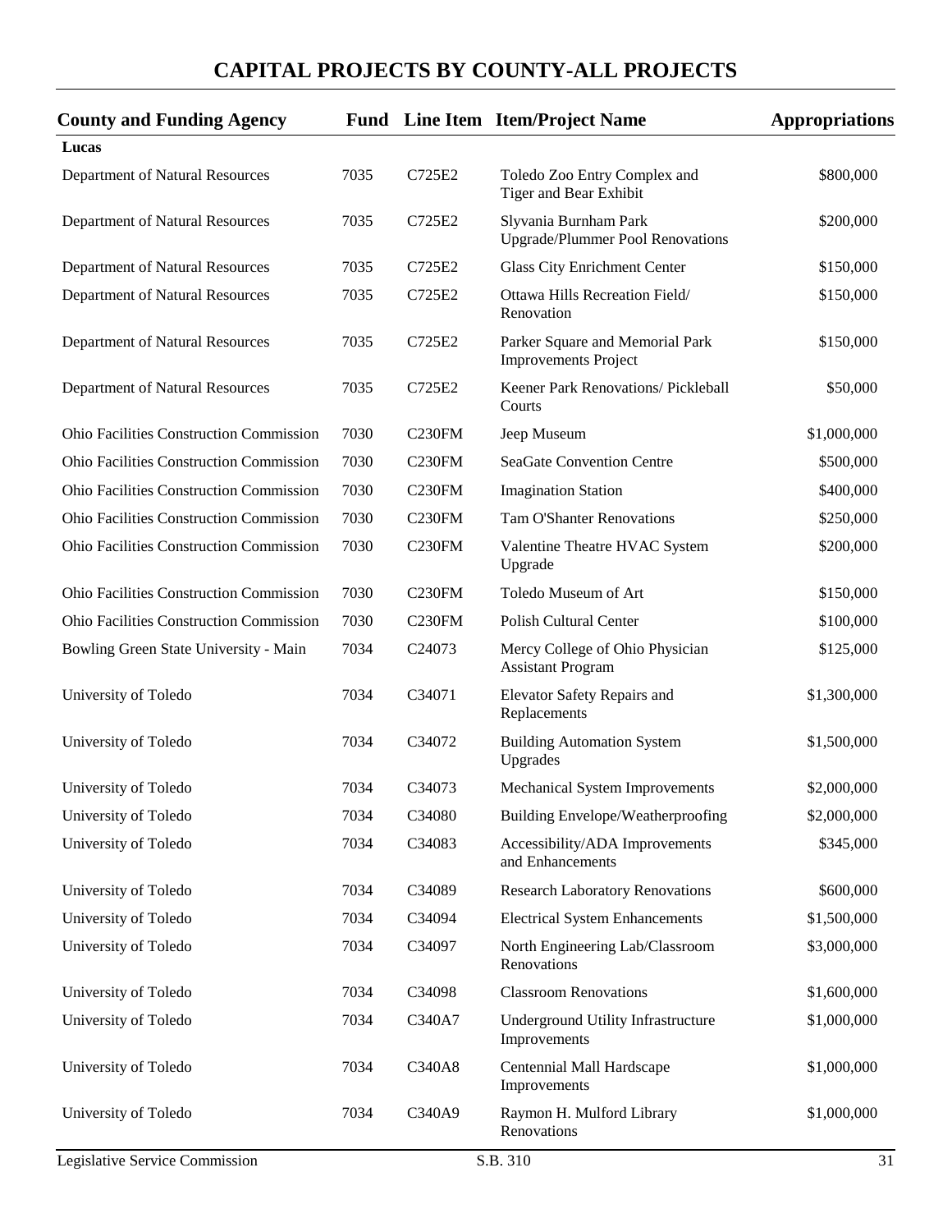# CAPITAL PROJECTS BY COUNTY-ALL PROJECTS

| County and Funding Agency | Fund | Line Item | Item/Project Name | Appropriations |
|---|---|---|---|---|
| **Lucas** | | | | |
| Department of Natural Resources | 7035 | C725E2 | Toledo Zoo Entry Complex and Tiger and Bear Exhibit | $800,000 |
| Department of Natural Resources | 7035 | C725E2 | Slyvania Burnham Park Upgrade/Plummer Pool Renovations | $200,000 |
| Department of Natural Resources | 7035 | C725E2 | Glass City Enrichment Center | $150,000 |
| Department of Natural Resources | 7035 | C725E2 | Ottawa Hills Recreation Field/ Renovation | $150,000 |
| Department of Natural Resources | 7035 | C725E2 | Parker Square and Memorial Park Improvements Project | $150,000 |
| Department of Natural Resources | 7035 | C725E2 | Keener Park Renovations/ Pickleball Courts | $50,000 |
| Ohio Facilities Construction Commission | 7030 | C230FM | Jeep Museum | $1,000,000 |
| Ohio Facilities Construction Commission | 7030 | C230FM | SeaGate Convention Centre | $500,000 |
| Ohio Facilities Construction Commission | 7030 | C230FM | Imagination Station | $400,000 |
| Ohio Facilities Construction Commission | 7030 | C230FM | Tam O'Shanter Renovations | $250,000 |
| Ohio Facilities Construction Commission | 7030 | C230FM | Valentine Theatre HVAC System Upgrade | $200,000 |
| Ohio Facilities Construction Commission | 7030 | C230FM | Toledo Museum of Art | $150,000 |
| Ohio Facilities Construction Commission | 7030 | C230FM | Polish Cultural Center | $100,000 |
| Bowling Green State University - Main | 7034 | C24073 | Mercy College of Ohio Physician Assistant Program | $125,000 |
| University of Toledo | 7034 | C34071 | Elevator Safety Repairs and Replacements | $1,300,000 |
| University of Toledo | 7034 | C34072 | Building Automation System Upgrades | $1,500,000 |
| University of Toledo | 7034 | C34073 | Mechanical System Improvements | $2,000,000 |
| University of Toledo | 7034 | C34080 | Building Envelope/Weatherproofing | $2,000,000 |
| University of Toledo | 7034 | C34083 | Accessibility/ADA Improvements and Enhancements | $345,000 |
| University of Toledo | 7034 | C34089 | Research Laboratory Renovations | $600,000 |
| University of Toledo | 7034 | C34094 | Electrical System Enhancements | $1,500,000 |
| University of Toledo | 7034 | C34097 | North Engineering Lab/Classroom Renovations | $3,000,000 |
| University of Toledo | 7034 | C34098 | Classroom Renovations | $1,600,000 |
| University of Toledo | 7034 | C340A7 | Underground Utility Infrastructure Improvements | $1,000,000 |
| University of Toledo | 7034 | C340A8 | Centennial Mall Hardscape Improvements | $1,000,000 |
| University of Toledo | 7034 | C340A9 | Raymon H. Mulford Library Renovations | $1,000,000 |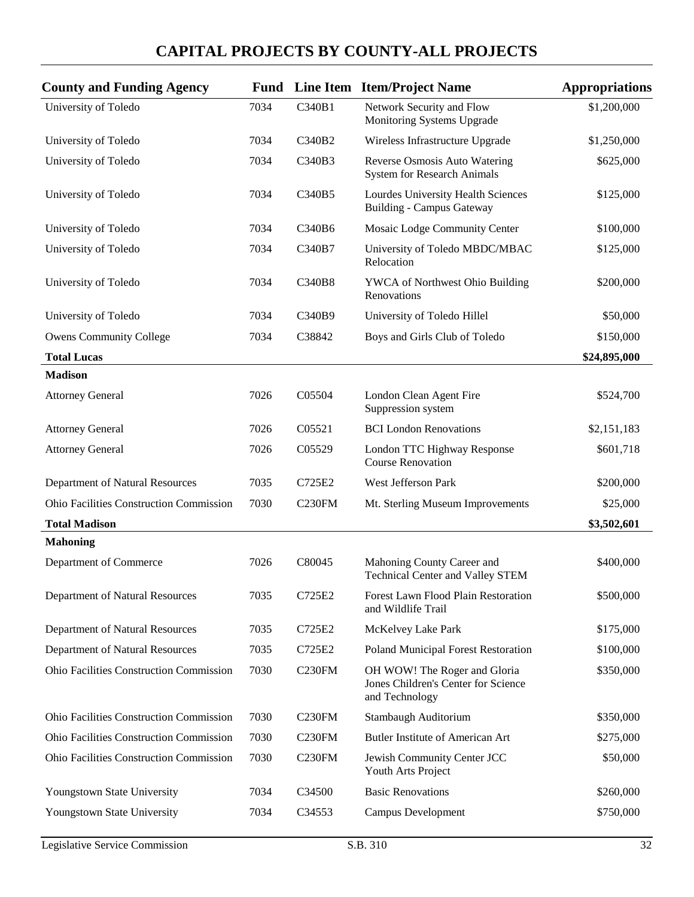# CAPITAL PROJECTS BY COUNTY-ALL PROJECTS

| County and Funding Agency | Fund | Line Item | Item/Project Name | Appropriations |
|---|---|---|---|---|
| University of Toledo | 7034 | C340B1 | Network Security and Flow Monitoring Systems Upgrade | $1,200,000 |
| University of Toledo | 7034 | C340B2 | Wireless Infrastructure Upgrade | $1,250,000 |
| University of Toledo | 7034 | C340B3 | Reverse Osmosis Auto Watering System for Research Animals | $625,000 |
| University of Toledo | 7034 | C340B5 | Lourdes University Health Sciences Building - Campus Gateway | $125,000 |
| University of Toledo | 7034 | C340B6 | Mosaic Lodge Community Center | $100,000 |
| University of Toledo | 7034 | C340B7 | University of Toledo MBDC/MBAC Relocation | $125,000 |
| University of Toledo | 7034 | C340B8 | YWCA of Northwest Ohio Building Renovations | $200,000 |
| University of Toledo | 7034 | C340B9 | University of Toledo Hillel | $50,000 |
| Owens Community College | 7034 | C38842 | Boys and Girls Club of Toledo | $150,000 |
| **Total Lucas** | | | | **$24,895,000** |
| **Madison** | | | | |
| Attorney General | 7026 | C05504 | London Clean Agent Fire Suppression system | $524,700 |
| Attorney General | 7026 | C05521 | BCI London Renovations | $2,151,183 |
| Attorney General | 7026 | C05529 | London TTC Highway Response Course Renovation | $601,718 |
| Department of Natural Resources | 7035 | C725E2 | West Jefferson Park | $200,000 |
| Ohio Facilities Construction Commission | 7030 | C230FM | Mt. Sterling Museum Improvements | $25,000 |
| **Total Madison** | | | | **$3,502,601** |
| **Mahoning** | | | | |
| Department of Commerce | 7026 | C80045 | Mahoning County Career and Technical Center and Valley STEM | $400,000 |
| Department of Natural Resources | 7035 | C725E2 | Forest Lawn Flood Plain Restoration and Wildlife Trail | $500,000 |
| Department of Natural Resources | 7035 | C725E2 | McKelvey Lake Park | $175,000 |
| Department of Natural Resources | 7035 | C725E2 | Poland Municipal Forest Restoration | $100,000 |
| Ohio Facilities Construction Commission | 7030 | C230FM | OH WOW! The Roger and Gloria Jones Children's Center for Science and Technology | $350,000 |
| Ohio Facilities Construction Commission | 7030 | C230FM | Stambaugh Auditorium | $350,000 |
| Ohio Facilities Construction Commission | 7030 | C230FM | Butler Institute of American Art | $275,000 |
| Ohio Facilities Construction Commission | 7030 | C230FM | Jewish Community Center JCC Youth Arts Project | $50,000 |
| Youngstown State University | 7034 | C34500 | Basic Renovations | $260,000 |
| Youngstown State University | 7034 | C34553 | Campus Development | $750,000 |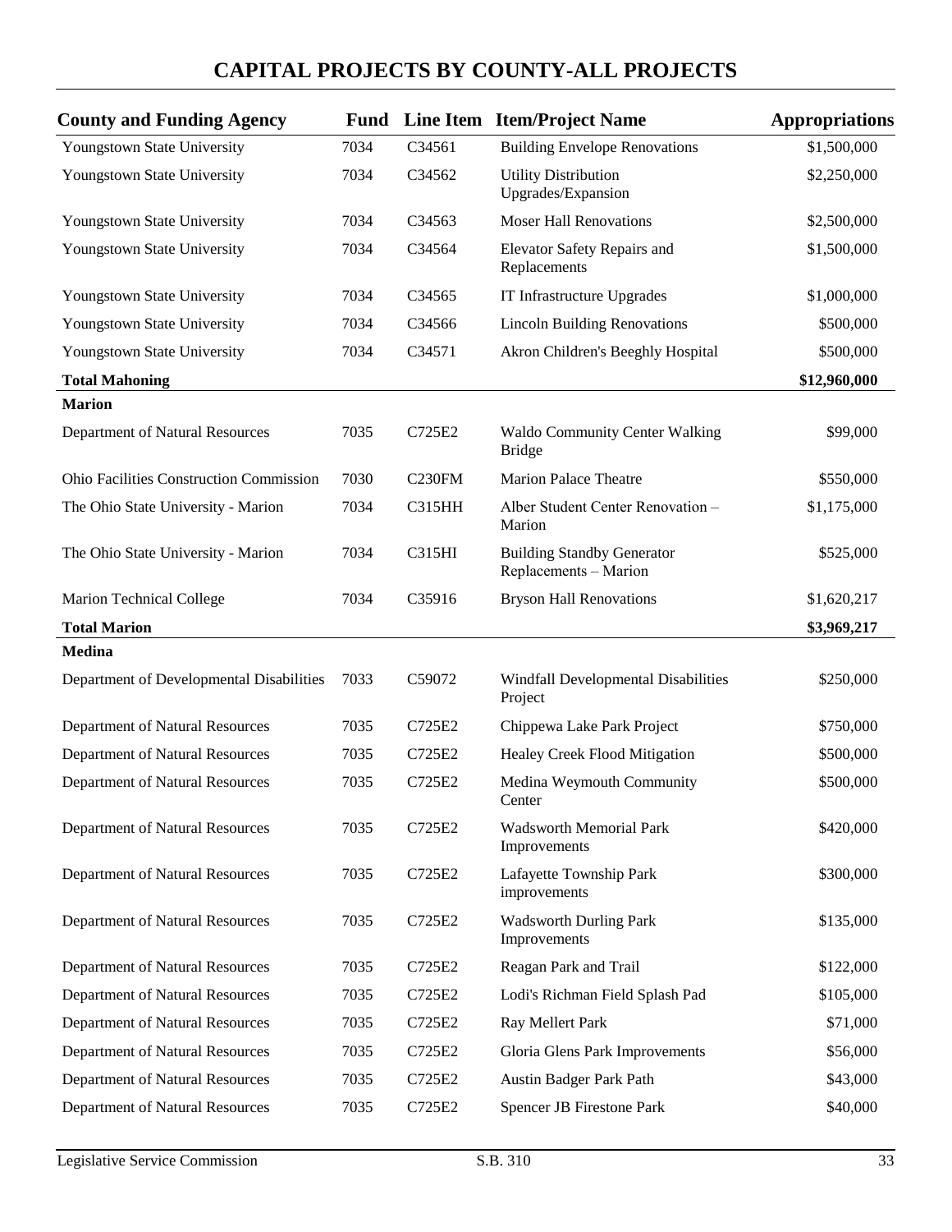# CAPITAL PROJECTS BY COUNTY-ALL PROJECTS

| County and Funding Agency | Fund | Line Item | Item/Project Name | Appropriations |
|---|---|---|---|---|
| Youngstown State University | 7034 | C34561 | Building Envelope Renovations | $1,500,000 |
| Youngstown State University | 7034 | C34562 | Utility Distribution Upgrades/Expansion | $2,250,000 |
| Youngstown State University | 7034 | C34563 | Moser Hall Renovations | $2,500,000 |
| Youngstown State University | 7034 | C34564 | Elevator Safety Repairs and Replacements | $1,500,000 |
| Youngstown State University | 7034 | C34565 | IT Infrastructure Upgrades | $1,000,000 |
| Youngstown State University | 7034 | C34566 | Lincoln Building Renovations | $500,000 |
| Youngstown State University | 7034 | C34571 | Akron Children's Beeghly Hospital | $500,000 |
| **Total Mahoning** | | | | **$12,960,000** |
| **Marion** | | | | |
| Department of Natural Resources | 7035 | C725E2 | Waldo Community Center Walking Bridge | $99,000 |
| Ohio Facilities Construction Commission | 7030 | C230FM | Marion Palace Theatre | $550,000 |
| The Ohio State University - Marion | 7034 | C315HH | Alber Student Center Renovation – Marion | $1,175,000 |
| The Ohio State University - Marion | 7034 | C315HI | Building Standby Generator Replacements – Marion | $525,000 |
| Marion Technical College | 7034 | C35916 | Bryson Hall Renovations | $1,620,217 |
| **Total Marion** | | | | **$3,969,217** |
| **Medina** | | | | |
| Department of Developmental Disabilities | 7033 | C59072 | Windfall Developmental Disabilities Project | $250,000 |
| Department of Natural Resources | 7035 | C725E2 | Chippewa Lake Park Project | $750,000 |
| Department of Natural Resources | 7035 | C725E2 | Healey Creek Flood Mitigation | $500,000 |
| Department of Natural Resources | 7035 | C725E2 | Medina Weymouth Community Center | $500,000 |
| Department of Natural Resources | 7035 | C725E2 | Wadsworth Memorial Park Improvements | $420,000 |
| Department of Natural Resources | 7035 | C725E2 | Lafayette Township Park improvements | $300,000 |
| Department of Natural Resources | 7035 | C725E2 | Wadsworth Durling Park Improvements | $135,000 |
| Department of Natural Resources | 7035 | C725E2 | Reagan Park and Trail | $122,000 |
| Department of Natural Resources | 7035 | C725E2 | Lodi's Richman Field Splash Pad | $105,000 |
| Department of Natural Resources | 7035 | C725E2 | Ray Mellert Park | $71,000 |
| Department of Natural Resources | 7035 | C725E2 | Gloria Glens Park Improvements | $56,000 |
| Department of Natural Resources | 7035 | C725E2 | Austin Badger Park Path | $43,000 |
| Department of Natural Resources | 7035 | C725E2 | Spencer JB Firestone Park | $40,000 |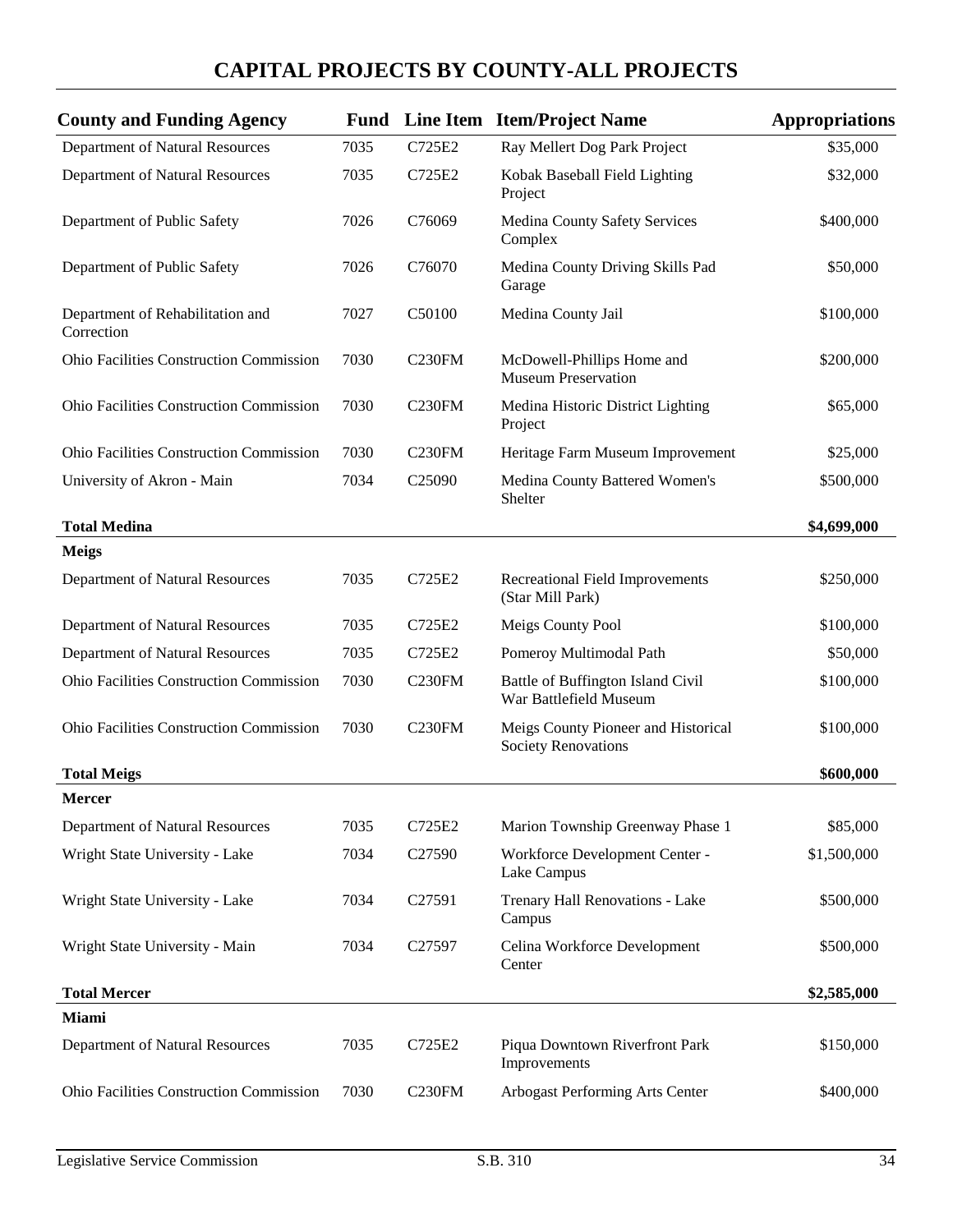# CAPITAL PROJECTS BY COUNTY-ALL PROJECTS

| County and Funding Agency | Fund | Line Item | Item/Project Name | Appropriations |
|---|---|---|---|---|
| Department of Natural Resources | 7035 | C725E2 | Ray Mellert Dog Park Project | $35,000 |
| Department of Natural Resources | 7035 | C725E2 | Kobak Baseball Field Lighting Project | $32,000 |
| Department of Public Safety | 7026 | C76069 | Medina County Safety Services Complex | $400,000 |
| Department of Public Safety | 7026 | C76070 | Medina County Driving Skills Pad Garage | $50,000 |
| Department of Rehabilitation and Correction | 7027 | C50100 | Medina County Jail | $100,000 |
| Ohio Facilities Construction Commission | 7030 | C230FM | McDowell-Phillips Home and Museum Preservation | $200,000 |
| Ohio Facilities Construction Commission | 7030 | C230FM | Medina Historic District Lighting Project | $65,000 |
| Ohio Facilities Construction Commission | 7030 | C230FM | Heritage Farm Museum Improvement | $25,000 |
| University of Akron - Main | 7034 | C25090 | Medina County Battered Women's Shelter | $500,000 |
| **Total Medina** | | | | **$4,699,000** |
| **Meigs** | | | | |
| Department of Natural Resources | 7035 | C725E2 | Recreational Field Improvements (Star Mill Park) | $250,000 |
| Department of Natural Resources | 7035 | C725E2 | Meigs County Pool | $100,000 |
| Department of Natural Resources | 7035 | C725E2 | Pomeroy Multimodal Path | $50,000 |
| Ohio Facilities Construction Commission | 7030 | C230FM | Battle of Buffington Island Civil War Battlefield Museum | $100,000 |
| Ohio Facilities Construction Commission | 7030 | C230FM | Meigs County Pioneer and Historical Society Renovations | $100,000 |
| **Total Meigs** | | | | **$600,000** |
| **Mercer** | | | | |
| Department of Natural Resources | 7035 | C725E2 | Marion Township Greenway Phase 1 | $85,000 |
| Wright State University - Lake | 7034 | C27590 | Workforce Development Center - Lake Campus | $1,500,000 |
| Wright State University - Lake | 7034 | C27591 | Trenary Hall Renovations - Lake Campus | $500,000 |
| Wright State University - Main | 7034 | C27597 | Celina Workforce Development Center | $500,000 |
| **Total Mercer** | | | | **$2,585,000** |
| **Miami** | | | | |
| Department of Natural Resources | 7035 | C725E2 | Piqua Downtown Riverfront Park Improvements | $150,000 |
| Ohio Facilities Construction Commission | 7030 | C230FM | Arbogast Performing Arts Center | $400,000 |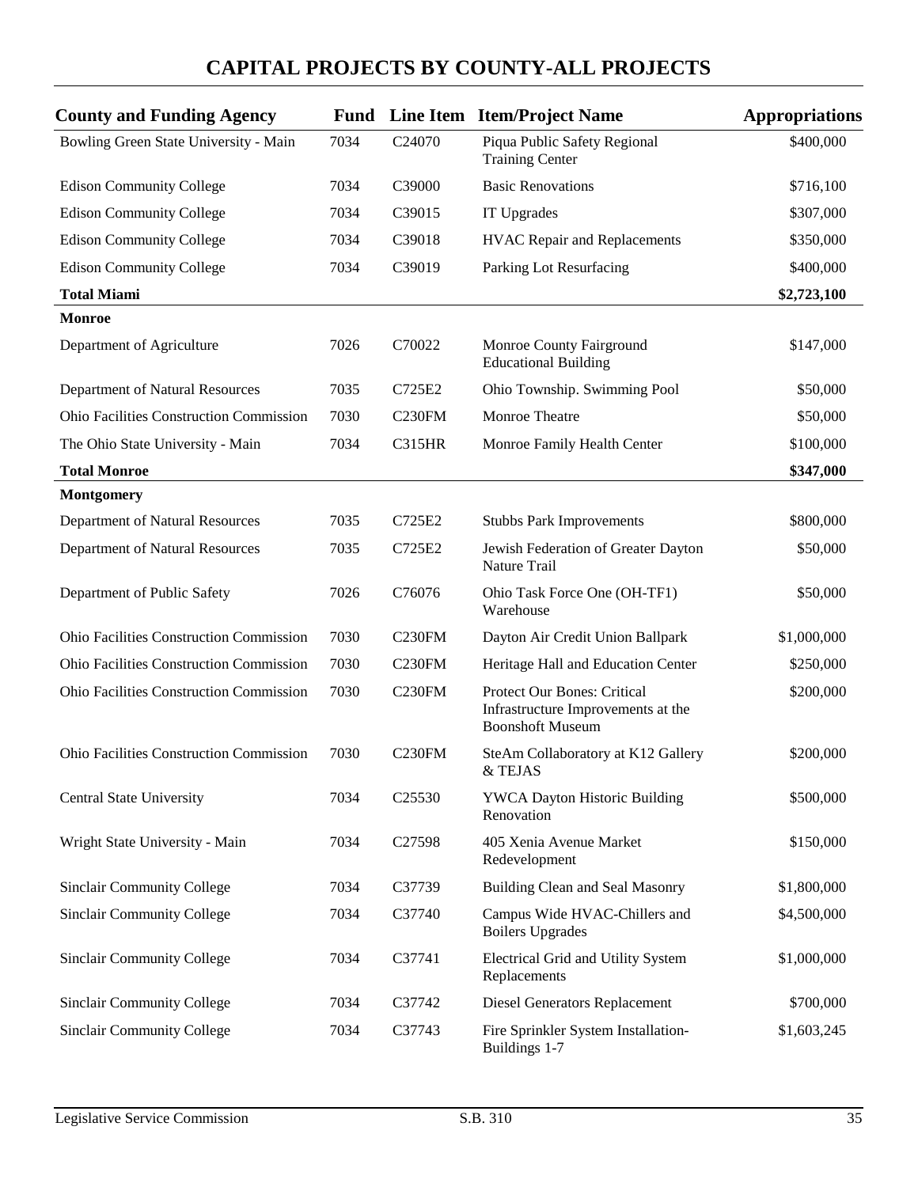# CAPITAL PROJECTS BY COUNTY-ALL PROJECTS

| County and Funding Agency | Fund | Line Item | Item/Project Name | Appropriations |
|---|---|---|---|---|
| Bowling Green State University - Main | 7034 | C24070 | Piqua Public Safety Regional Training Center | $400,000 |
| Edison Community College | 7034 | C39000 | Basic Renovations | $716,100 |
| Edison Community College | 7034 | C39015 | IT Upgrades | $307,000 |
| Edison Community College | 7034 | C39018 | HVAC Repair and Replacements | $350,000 |
| Edison Community College | 7034 | C39019 | Parking Lot Resurfacing | $400,000 |
| **Total Miami** | | | | **$2,723,100** |
| **Monroe** | | | | |
| Department of Agriculture | 7026 | C70022 | Monroe County Fairground Educational Building | $147,000 |
| Department of Natural Resources | 7035 | C725E2 | Ohio Township. Swimming Pool | $50,000 |
| Ohio Facilities Construction Commission | 7030 | C230FM | Monroe Theatre | $50,000 |
| The Ohio State University - Main | 7034 | C315HR | Monroe Family Health Center | $100,000 |
| **Total Monroe** | | | | **$347,000** |
| **Montgomery** | | | | |
| Department of Natural Resources | 7035 | C725E2 | Stubbs Park Improvements | $800,000 |
| Department of Natural Resources | 7035 | C725E2 | Jewish Federation of Greater Dayton Nature Trail | $50,000 |
| Department of Public Safety | 7026 | C76076 | Ohio Task Force One (OH-TF1) Warehouse | $50,000 |
| Ohio Facilities Construction Commission | 7030 | C230FM | Dayton Air Credit Union Ballpark | $1,000,000 |
| Ohio Facilities Construction Commission | 7030 | C230FM | Heritage Hall and Education Center | $250,000 |
| Ohio Facilities Construction Commission | 7030 | C230FM | Protect Our Bones: Critical Infrastructure Improvements at the Boonshoft Museum | $200,000 |
| Ohio Facilities Construction Commission | 7030 | C230FM | SteAm Collaboratory at K12 Gallery & TEJAS | $200,000 |
| Central State University | 7034 | C25530 | YWCA Dayton Historic Building Renovation | $500,000 |
| Wright State University - Main | 7034 | C27598 | 405 Xenia Avenue Market Redevelopment | $150,000 |
| Sinclair Community College | 7034 | C37739 | Building Clean and Seal Masonry | $1,800,000 |
| Sinclair Community College | 7034 | C37740 | Campus Wide HVAC-Chillers and Boilers Upgrades | $4,500,000 |
| Sinclair Community College | 7034 | C37741 | Electrical Grid and Utility System Replacements | $1,000,000 |
| Sinclair Community College | 7034 | C37742 | Diesel Generators Replacement | $700,000 |
| Sinclair Community College | 7034 | C37743 | Fire Sprinkler System Installation- Buildings 1-7 | $1,603,245 |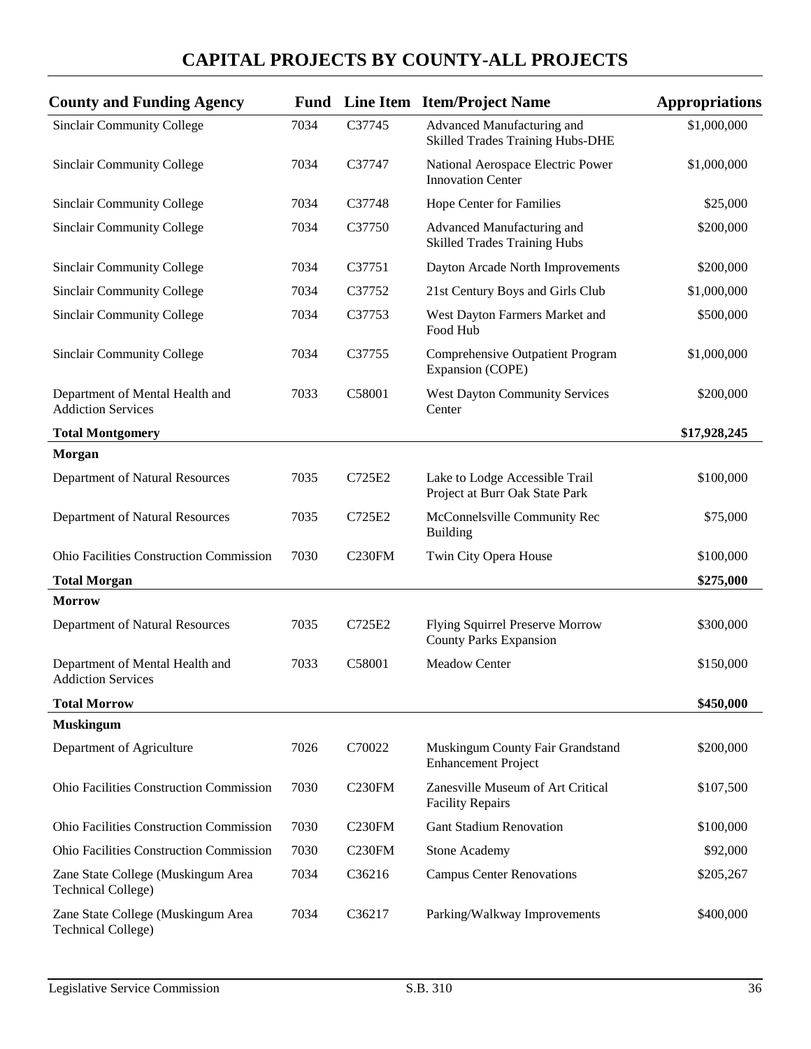# CAPITAL PROJECTS BY COUNTY-ALL PROJECTS

| County and Funding Agency | Fund | Line Item | Item/Project Name | Appropriations |
|---|---|---|---|---|
| Sinclair Community College | 7034 | C37745 | Advanced Manufacturing and Skilled Trades Training Hubs-DHE | $1,000,000 |
| Sinclair Community College | 7034 | C37747 | National Aerospace Electric Power Innovation Center | $1,000,000 |
| Sinclair Community College | 7034 | C37748 | Hope Center for Families | $25,000 |
| Sinclair Community College | 7034 | C37750 | Advanced Manufacturing and Skilled Trades Training Hubs | $200,000 |
| Sinclair Community College | 7034 | C37751 | Dayton Arcade North Improvements | $200,000 |
| Sinclair Community College | 7034 | C37752 | 21st Century Boys and Girls Club | $1,000,000 |
| Sinclair Community College | 7034 | C37753 | West Dayton Farmers Market and Food Hub | $500,000 |
| Sinclair Community College | 7034 | C37755 | Comprehensive Outpatient Program Expansion (COPE) | $1,000,000 |
| Department of Mental Health and Addiction Services | 7033 | C58001 | West Dayton Community Services Center | $200,000 |
| **Total Montgomery** | | | | **$17,928,245** |
| **Morgan** | | | | |
| Department of Natural Resources | 7035 | C725E2 | Lake to Lodge Accessible Trail Project at Burr Oak State Park | $100,000 |
| Department of Natural Resources | 7035 | C725E2 | McConnelsville Community Rec Building | $75,000 |
| Ohio Facilities Construction Commission | 7030 | C230FM | Twin City Opera House | $100,000 |
| **Total Morgan** | | | | **$275,000** |
| **Morrow** | | | | |
| Department of Natural Resources | 7035 | C725E2 | Flying Squirrel Preserve Morrow County Parks Expansion | $300,000 |
| Department of Mental Health and Addiction Services | 7033 | C58001 | Meadow Center | $150,000 |
| **Total Morrow** | | | | **$450,000** |
| **Muskingum** | | | | |
| Department of Agriculture | 7026 | C70022 | Muskingum County Fair Grandstand Enhancement Project | $200,000 |
| Ohio Facilities Construction Commission | 7030 | C230FM | Zanesville Museum of Art Critical Facility Repairs | $107,500 |
| Ohio Facilities Construction Commission | 7030 | C230FM | Gant Stadium Renovation | $100,000 |
| Ohio Facilities Construction Commission | 7030 | C230FM | Stone Academy | $92,000 |
| Zane State College (Muskingum Area Technical College) | 7034 | C36216 | Campus Center Renovations | $205,267 |
| Zane State College (Muskingum Area Technical College) | 7034 | C36217 | Parking/Walkway Improvements | $400,000 |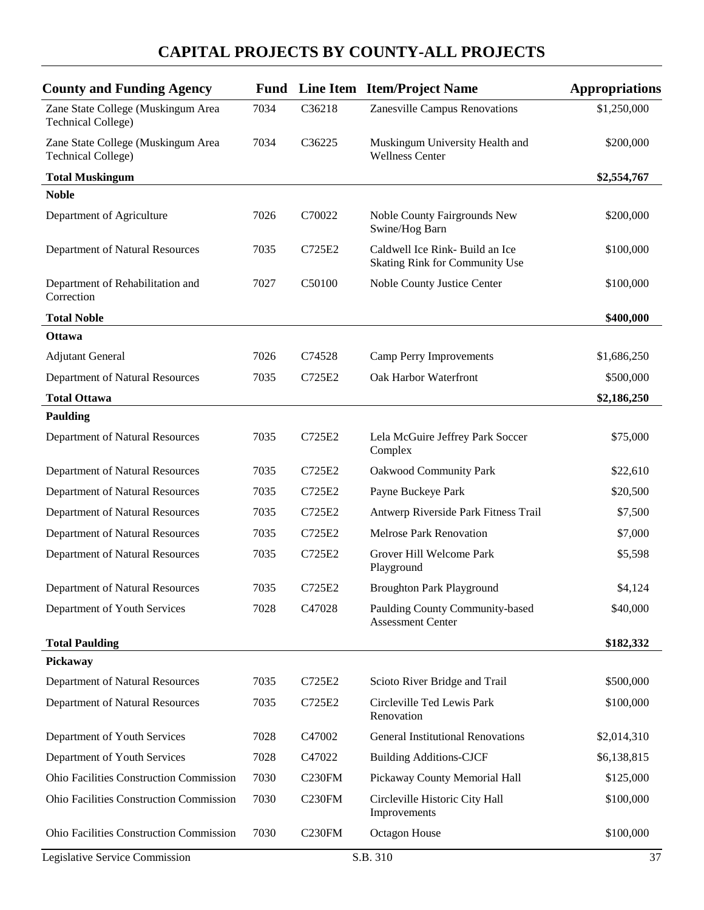# CAPITAL PROJECTS BY COUNTY-ALL PROJECTS

| County and Funding Agency | Fund | Line Item | Item/Project Name | Appropriations |
|---|---|---|---|---|
| Zane State College (Muskingum Area Technical College) | 7034 | C36218 | Zanesville Campus Renovations | $1,250,000 |
| Zane State College (Muskingum Area Technical College) | 7034 | C36225 | Muskingum University Health and Wellness Center | $200,000 |
| **Total Muskingum** | | | | **$2,554,767** |
| **Noble** | | | | |
| Department of Agriculture | 7026 | C70022 | Noble County Fairgrounds New Swine/Hog Barn | $200,000 |
| Department of Natural Resources | 7035 | C725E2 | Caldwell Ice Rink- Build an Ice Skating Rink for Community Use | $100,000 |
| Department of Rehabilitation and Correction | 7027 | C50100 | Noble County Justice Center | $100,000 |
| **Total Noble** | | | | **$400,000** |
| **Ottawa** | | | | |
| Adjutant General | 7026 | C74528 | Camp Perry Improvements | $1,686,250 |
| Department of Natural Resources | 7035 | C725E2 | Oak Harbor Waterfront | $500,000 |
| **Total Ottawa** | | | | **$2,186,250** |
| **Paulding** | | | | |
| Department of Natural Resources | 7035 | C725E2 | Lela McGuire Jeffrey Park Soccer Complex | $75,000 |
| Department of Natural Resources | 7035 | C725E2 | Oakwood Community Park | $22,610 |
| Department of Natural Resources | 7035 | C725E2 | Payne Buckeye Park | $20,500 |
| Department of Natural Resources | 7035 | C725E2 | Antwerp Riverside Park Fitness Trail | $7,500 |
| Department of Natural Resources | 7035 | C725E2 | Melrose Park Renovation | $7,000 |
| Department of Natural Resources | 7035 | C725E2 | Grover Hill Welcome Park Playground | $5,598 |
| Department of Natural Resources | 7035 | C725E2 | Broughton Park Playground | $4,124 |
| Department of Youth Services | 7028 | C47028 | Paulding County Community-based Assessment Center | $40,000 |
| **Total Paulding** | | | | **$182,332** |
| **Pickaway** | | | | |
| Department of Natural Resources | 7035 | C725E2 | Scioto River Bridge and Trail | $500,000 |
| Department of Natural Resources | 7035 | C725E2 | Circleville Ted Lewis Park Renovation | $100,000 |
| Department of Youth Services | 7028 | C47002 | General Institutional Renovations | $2,014,310 |
| Department of Youth Services | 7028 | C47022 | Building Additions-CJCF | $6,138,815 |
| Ohio Facilities Construction Commission | 7030 | C230FM | Pickaway County Memorial Hall | $125,000 |
| Ohio Facilities Construction Commission | 7030 | C230FM | Circleville Historic City Hall Improvements | $100,000 |
| Ohio Facilities Construction Commission | 7030 | C230FM | Octagon House | $100,000 |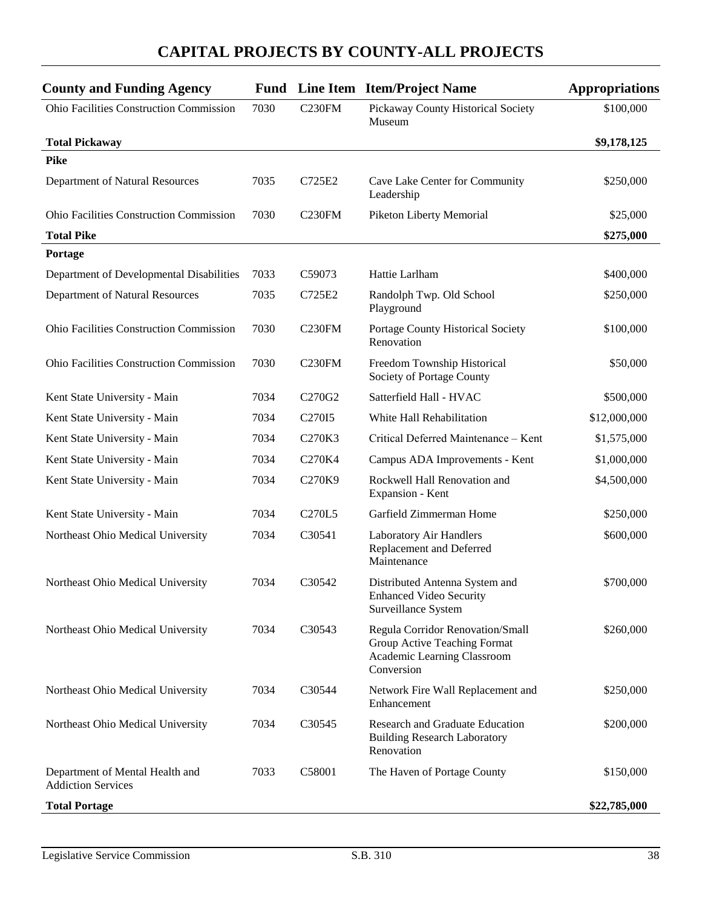# CAPITAL PROJECTS BY COUNTY-ALL PROJECTS

| County and Funding Agency | Fund | Line Item | Item/Project Name | Appropriations |
|---|---|---|---|---|
| Ohio Facilities Construction Commission | 7030 | C230FM | Pickaway County Historical Society Museum | $100,000 |
| **Total Pickaway** | | | | **$9,178,125** |
| **Pike** | | | | |
| Department of Natural Resources | 7035 | C725E2 | Cave Lake Center for Community Leadership | $250,000 |
| Ohio Facilities Construction Commission | 7030 | C230FM | Piketon Liberty Memorial | $25,000 |
| **Total Pike** | | | | **$275,000** |
| **Portage** | | | | |
| Department of Developmental Disabilities | 7033 | C59073 | Hattie Larlham | $400,000 |
| Department of Natural Resources | 7035 | C725E2 | Randolph Twp. Old School Playground | $250,000 |
| Ohio Facilities Construction Commission | 7030 | C230FM | Portage County Historical Society Renovation | $100,000 |
| Ohio Facilities Construction Commission | 7030 | C230FM | Freedom Township Historical Society of Portage County | $50,000 |
| Kent State University - Main | 7034 | C270G2 | Satterfield Hall - HVAC | $500,000 |
| Kent State University - Main | 7034 | C270I5 | White Hall Rehabilitation | $12,000,000 |
| Kent State University - Main | 7034 | C270K3 | Critical Deferred Maintenance – Kent | $1,575,000 |
| Kent State University - Main | 7034 | C270K4 | Campus ADA Improvements - Kent | $1,000,000 |
| Kent State University - Main | 7034 | C270K9 | Rockwell Hall Renovation and Expansion - Kent | $4,500,000 |
| Kent State University - Main | 7034 | C270L5 | Garfield Zimmerman Home | $250,000 |
| Northeast Ohio Medical University | 7034 | C30541 | Laboratory Air Handlers Replacement and Deferred Maintenance | $600,000 |
| Northeast Ohio Medical University | 7034 | C30542 | Distributed Antenna System and Enhanced Video Security Surveillance System | $700,000 |
| Northeast Ohio Medical University | 7034 | C30543 | Regula Corridor Renovation/Small Group Active Teaching Format Academic Learning Classroom Conversion | $260,000 |
| Northeast Ohio Medical University | 7034 | C30544 | Network Fire Wall Replacement and Enhancement | $250,000 |
| Northeast Ohio Medical University | 7034 | C30545 | Research and Graduate Education Building Research Laboratory Renovation | $200,000 |
| Department of Mental Health and Addiction Services | 7033 | C58001 | The Haven of Portage County | $150,000 |
| **Total Portage** | | | | **$22,785,000** |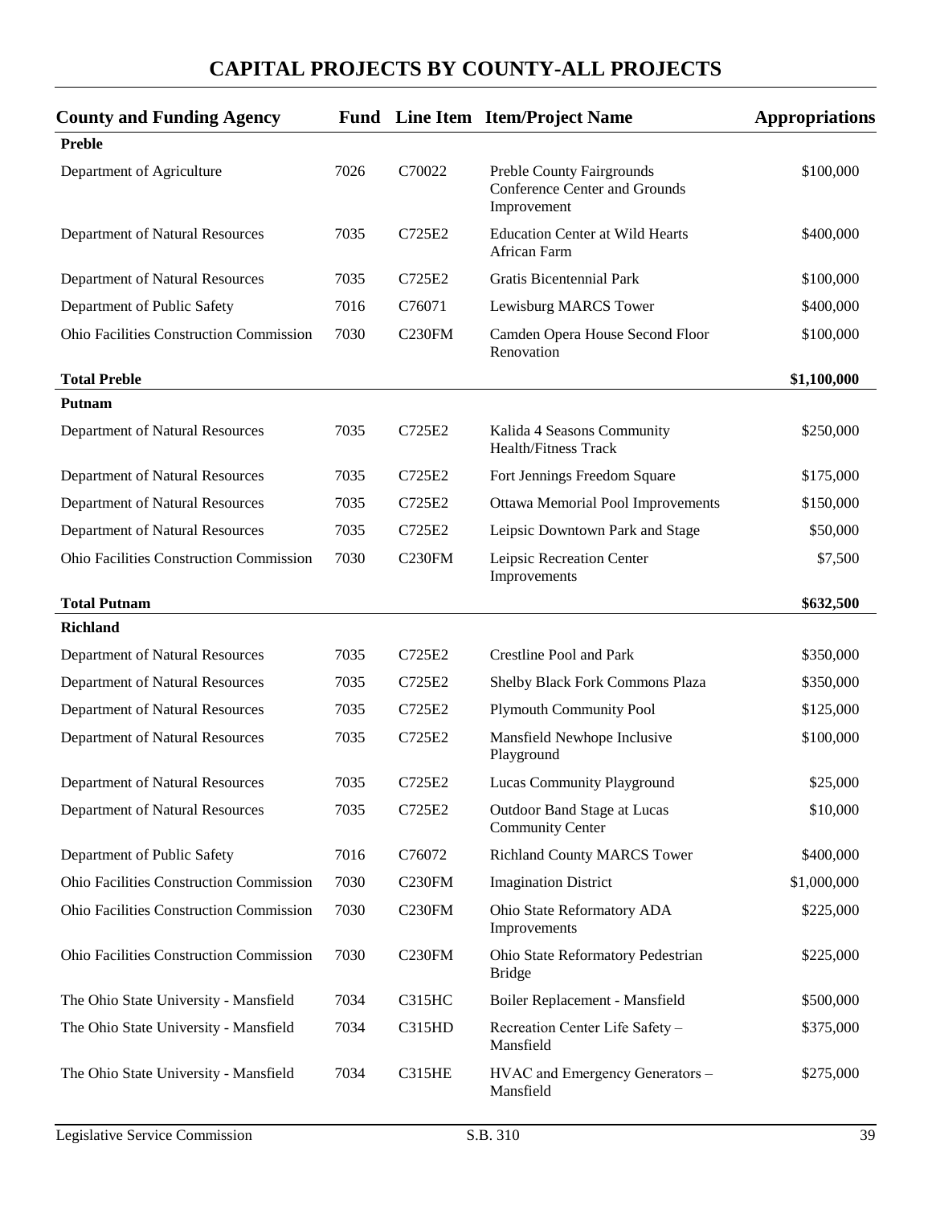# CAPITAL PROJECTS BY COUNTY-ALL PROJECTS

| County and Funding Agency | Fund | Line Item | Item/Project Name | Appropriations |
|---|---|---|---|---|
| **Preble** | | | | |
| Department of Agriculture | 7026 | C70022 | Preble County Fairgrounds Conference Center and Grounds Improvement | $100,000 |
| Department of Natural Resources | 7035 | C725E2 | Education Center at Wild Hearts African Farm | $400,000 |
| Department of Natural Resources | 7035 | C725E2 | Gratis Bicentennial Park | $100,000 |
| Department of Public Safety | 7016 | C76071 | Lewisburg MARCS Tower | $400,000 |
| Ohio Facilities Construction Commission | 7030 | C230FM | Camden Opera House Second Floor Renovation | $100,000 |
| **Total Preble** | | | | **$1,100,000** |
| **Putnam** | | | | |
| Department of Natural Resources | 7035 | C725E2 | Kalida 4 Seasons Community Health/Fitness Track | $250,000 |
| Department of Natural Resources | 7035 | C725E2 | Fort Jennings Freedom Square | $175,000 |
| Department of Natural Resources | 7035 | C725E2 | Ottawa Memorial Pool Improvements | $150,000 |
| Department of Natural Resources | 7035 | C725E2 | Leipsic Downtown Park and Stage | $50,000 |
| Ohio Facilities Construction Commission | 7030 | C230FM | Leipsic Recreation Center Improvements | $7,500 |
| **Total Putnam** | | | | **$632,500** |
| **Richland** | | | | |
| Department of Natural Resources | 7035 | C725E2 | Crestline Pool and Park | $350,000 |
| Department of Natural Resources | 7035 | C725E2 | Shelby Black Fork Commons Plaza | $350,000 |
| Department of Natural Resources | 7035 | C725E2 | Plymouth Community Pool | $125,000 |
| Department of Natural Resources | 7035 | C725E2 | Mansfield Newhope Inclusive Playground | $100,000 |
| Department of Natural Resources | 7035 | C725E2 | Lucas Community Playground | $25,000 |
| Department of Natural Resources | 7035 | C725E2 | Outdoor Band Stage at Lucas Community Center | $10,000 |
| Department of Public Safety | 7016 | C76072 | Richland County MARCS Tower | $400,000 |
| Ohio Facilities Construction Commission | 7030 | C230FM | Imagination District | $1,000,000 |
| Ohio Facilities Construction Commission | 7030 | C230FM | Ohio State Reformatory ADA Improvements | $225,000 |
| Ohio Facilities Construction Commission | 7030 | C230FM | Ohio State Reformatory Pedestrian Bridge | $225,000 |
| The Ohio State University - Mansfield | 7034 | C315HC | Boiler Replacement - Mansfield | $500,000 |
| The Ohio State University - Mansfield | 7034 | C315HD | Recreation Center Life Safety – Mansfield | $375,000 |
| The Ohio State University - Mansfield | 7034 | C315HE | HVAC and Emergency Generators – Mansfield | $275,000 |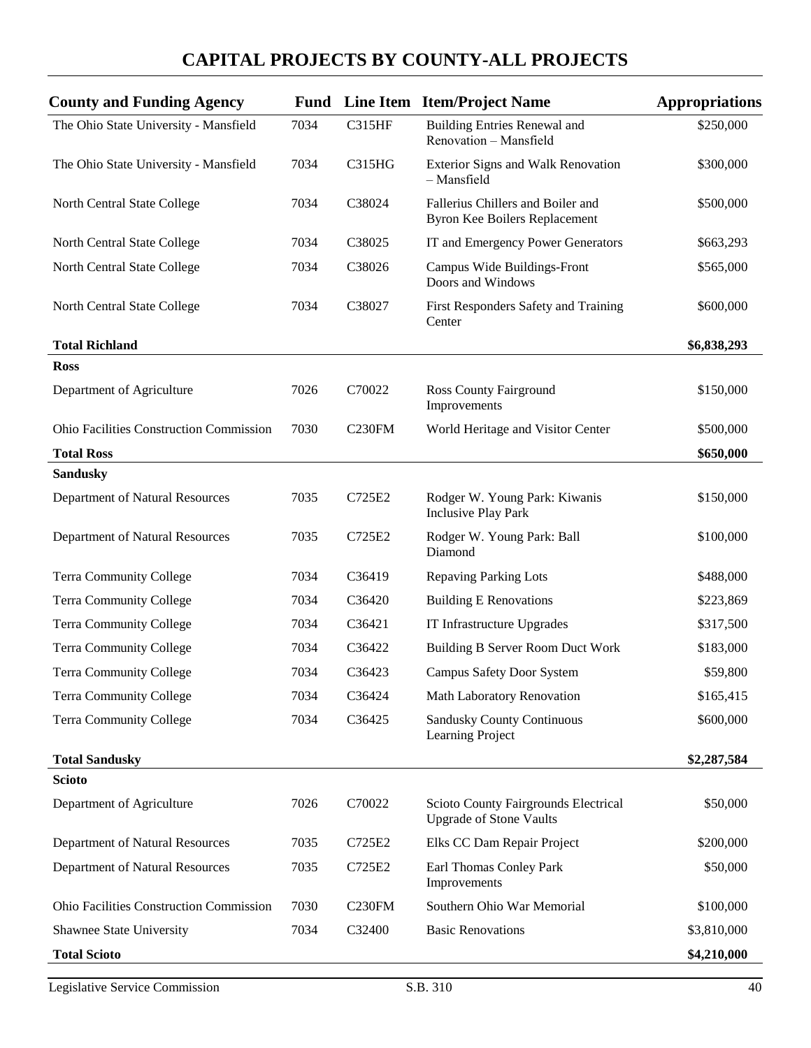# CAPITAL PROJECTS BY COUNTY-ALL PROJECTS

| County and Funding Agency | Fund | Line Item | Item/Project Name | Appropriations |
|---|---|---|---|---|
| The Ohio State University - Mansfield | 7034 | C315HF | Building Entries Renewal and Renovation – Mansfield | $250,000 |
| The Ohio State University - Mansfield | 7034 | C315HG | Exterior Signs and Walk Renovation – Mansfield | $300,000 |
| North Central State College | 7034 | C38024 | Fallerius Chillers and Boiler and Byron Kee Boilers Replacement | $500,000 |
| North Central State College | 7034 | C38025 | IT and Emergency Power Generators | $663,293 |
| North Central State College | 7034 | C38026 | Campus Wide Buildings-Front Doors and Windows | $565,000 |
| North Central State College | 7034 | C38027 | First Responders Safety and Training Center | $600,000 |
| **Total Richland** | | | | **$6,838,293** |
| **Ross** | | | | |
| Department of Agriculture | 7026 | C70022 | Ross County Fairground Improvements | $150,000 |
| Ohio Facilities Construction Commission | 7030 | C230FM | World Heritage and Visitor Center | $500,000 |
| **Total Ross** | | | | **$650,000** |
| **Sandusky** | | | | |
| Department of Natural Resources | 7035 | C725E2 | Rodger W. Young Park: Kiwanis Inclusive Play Park | $150,000 |
| Department of Natural Resources | 7035 | C725E2 | Rodger W. Young Park: Ball Diamond | $100,000 |
| Terra Community College | 7034 | C36419 | Repaving Parking Lots | $488,000 |
| Terra Community College | 7034 | C36420 | Building E Renovations | $223,869 |
| Terra Community College | 7034 | C36421 | IT Infrastructure Upgrades | $317,500 |
| Terra Community College | 7034 | C36422 | Building B Server Room Duct Work | $183,000 |
| Terra Community College | 7034 | C36423 | Campus Safety Door System | $59,800 |
| Terra Community College | 7034 | C36424 | Math Laboratory Renovation | $165,415 |
| Terra Community College | 7034 | C36425 | Sandusky County Continuous Learning Project | $600,000 |
| **Total Sandusky** | | | | **$2,287,584** |
| **Scioto** | | | | |
| Department of Agriculture | 7026 | C70022 | Scioto County Fairgrounds Electrical Upgrade of Stone Vaults | $50,000 |
| Department of Natural Resources | 7035 | C725E2 | Elks CC Dam Repair Project | $200,000 |
| Department of Natural Resources | 7035 | C725E2 | Earl Thomas Conley Park Improvements | $50,000 |
| Ohio Facilities Construction Commission | 7030 | C230FM | Southern Ohio War Memorial | $100,000 |
| Shawnee State University | 7034 | C32400 | Basic Renovations | $3,810,000 |
| **Total Scioto** | | | | **$4,210,000** |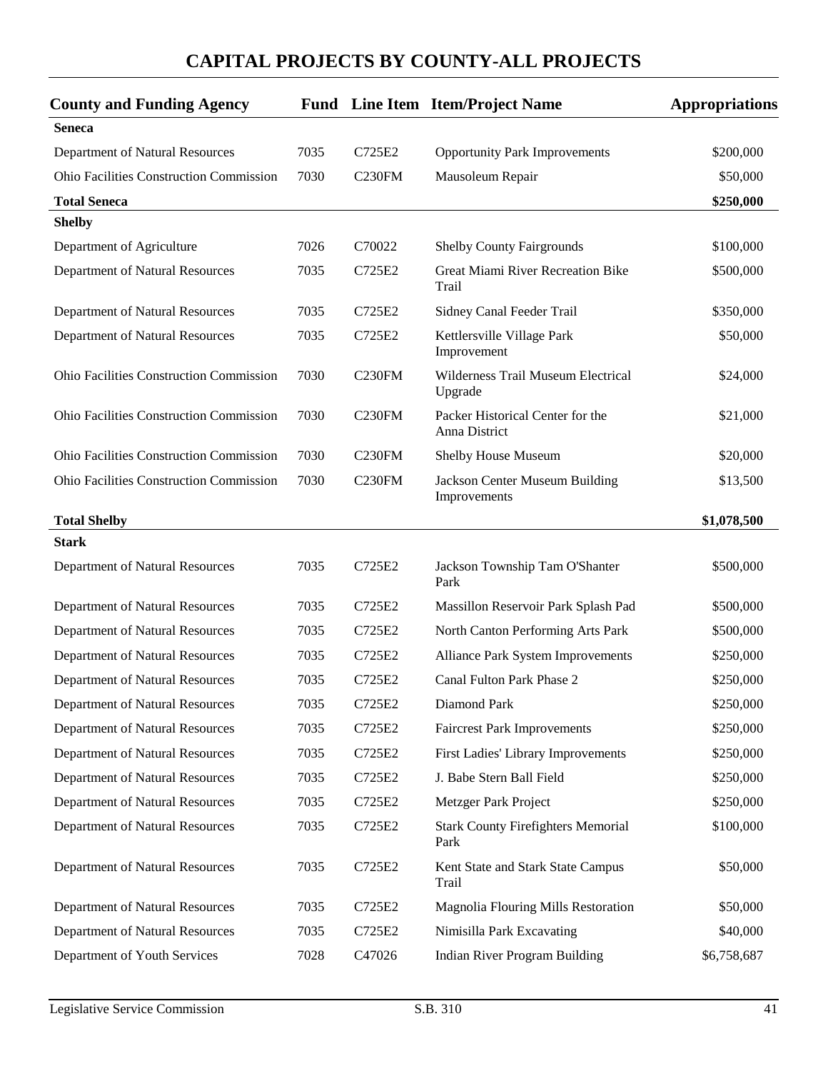# CAPITAL PROJECTS BY COUNTY-ALL PROJECTS

| County and Funding Agency | Fund | Line Item | Item/Project Name | Appropriations |
|---|---|---|---|---|
| **Seneca** | | | | |
| Department of Natural Resources | 7035 | C725E2 | Opportunity Park Improvements | $200,000 |
| Ohio Facilities Construction Commission | 7030 | C230FM | Mausoleum Repair | $50,000 |
| **Total Seneca** | | | | **$250,000** |
| **Shelby** | | | | |
| Department of Agriculture | 7026 | C70022 | Shelby County Fairgrounds | $100,000 |
| Department of Natural Resources | 7035 | C725E2 | Great Miami River Recreation Bike Trail | $500,000 |
| Department of Natural Resources | 7035 | C725E2 | Sidney Canal Feeder Trail | $350,000 |
| Department of Natural Resources | 7035 | C725E2 | Kettlersville Village Park Improvement | $50,000 |
| Ohio Facilities Construction Commission | 7030 | C230FM | Wilderness Trail Museum Electrical Upgrade | $24,000 |
| Ohio Facilities Construction Commission | 7030 | C230FM | Packer Historical Center for the Anna District | $21,000 |
| Ohio Facilities Construction Commission | 7030 | C230FM | Shelby House Museum | $20,000 |
| Ohio Facilities Construction Commission | 7030 | C230FM | Jackson Center Museum Building Improvements | $13,500 |
| **Total Shelby** | | | | **$1,078,500** |
| **Stark** | | | | |
| Department of Natural Resources | 7035 | C725E2 | Jackson Township Tam O'Shanter Park | $500,000 |
| Department of Natural Resources | 7035 | C725E2 | Massillon Reservoir Park Splash Pad | $500,000 |
| Department of Natural Resources | 7035 | C725E2 | North Canton Performing Arts Park | $500,000 |
| Department of Natural Resources | 7035 | C725E2 | Alliance Park System Improvements | $250,000 |
| Department of Natural Resources | 7035 | C725E2 | Canal Fulton Park Phase 2 | $250,000 |
| Department of Natural Resources | 7035 | C725E2 | Diamond Park | $250,000 |
| Department of Natural Resources | 7035 | C725E2 | Faircrest Park Improvements | $250,000 |
| Department of Natural Resources | 7035 | C725E2 | First Ladies' Library Improvements | $250,000 |
| Department of Natural Resources | 7035 | C725E2 | J. Babe Stern Ball Field | $250,000 |
| Department of Natural Resources | 7035 | C725E2 | Metzger Park Project | $250,000 |
| Department of Natural Resources | 7035 | C725E2 | Stark County Firefighters Memorial Park | $100,000 |
| Department of Natural Resources | 7035 | C725E2 | Kent State and Stark State Campus Trail | $50,000 |
| Department of Natural Resources | 7035 | C725E2 | Magnolia Flouring Mills Restoration | $50,000 |
| Department of Natural Resources | 7035 | C725E2 | Nimisilla Park Excavating | $40,000 |
| Department of Youth Services | 7028 | C47026 | Indian River Program Building | $6,758,687 |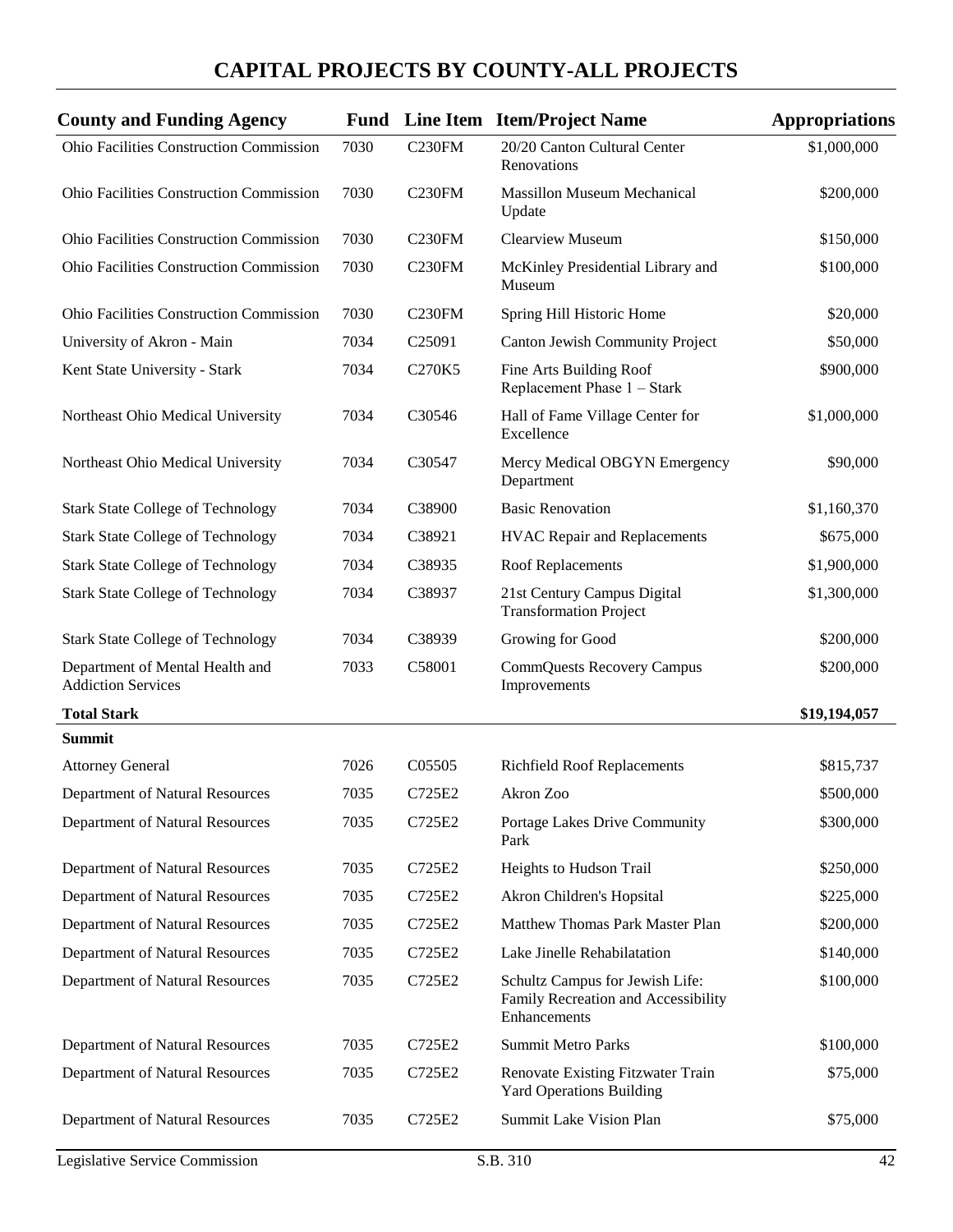## CAPITAL PROJECTS BY COUNTY-ALL PROJECTS

| County and Funding Agency | Fund | Line Item | Item/Project Name | Appropriations |
|---|---|---|---|---|
| Ohio Facilities Construction Commission | 7030 | C230FM | 20/20 Canton Cultural Center Renovations | $1,000,000 |
| Ohio Facilities Construction Commission | 7030 | C230FM | Massillon Museum Mechanical Update | $200,000 |
| Ohio Facilities Construction Commission | 7030 | C230FM | Clearview Museum | $150,000 |
| Ohio Facilities Construction Commission | 7030 | C230FM | McKinley Presidential Library and Museum | $100,000 |
| Ohio Facilities Construction Commission | 7030 | C230FM | Spring Hill Historic Home | $20,000 |
| University of Akron - Main | 7034 | C25091 | Canton Jewish Community Project | $50,000 |
| Kent State University - Stark | 7034 | C270K5 | Fine Arts Building Roof Replacement Phase 1 – Stark | $900,000 |
| Northeast Ohio Medical University | 7034 | C30546 | Hall of Fame Village Center for Excellence | $1,000,000 |
| Northeast Ohio Medical University | 7034 | C30547 | Mercy Medical OBGYN Emergency Department | $90,000 |
| Stark State College of Technology | 7034 | C38900 | Basic Renovation | $1,160,370 |
| Stark State College of Technology | 7034 | C38921 | HVAC Repair and Replacements | $675,000 |
| Stark State College of Technology | 7034 | C38935 | Roof Replacements | $1,900,000 |
| Stark State College of Technology | 7034 | C38937 | 21st Century Campus Digital Transformation Project | $1,300,000 |
| Stark State College of Technology | 7034 | C38939 | Growing for Good | $200,000 |
| Department of Mental Health and Addiction Services | 7033 | C58001 | CommQuests Recovery Campus Improvements | $200,000 |
| **Total Stark** | | | | **$19,194,057** |
| **Summit** | | | | |
| Attorney General | 7026 | C05505 | Richfield Roof Replacements | $815,737 |
| Department of Natural Resources | 7035 | C725E2 | Akron Zoo | $500,000 |
| Department of Natural Resources | 7035 | C725E2 | Portage Lakes Drive Community Park | $300,000 |
| Department of Natural Resources | 7035 | C725E2 | Heights to Hudson Trail | $250,000 |
| Department of Natural Resources | 7035 | C725E2 | Akron Children's Hopsital | $225,000 |
| Department of Natural Resources | 7035 | C725E2 | Matthew Thomas Park Master Plan | $200,000 |
| Department of Natural Resources | 7035 | C725E2 | Lake Jinelle Rehabilatation | $140,000 |
| Department of Natural Resources | 7035 | C725E2 | Schultz Campus for Jewish Life: Family Recreation and Accessibility Enhancements | $100,000 |
| Department of Natural Resources | 7035 | C725E2 | Summit Metro Parks | $100,000 |
| Department of Natural Resources | 7035 | C725E2 | Renovate Existing Fitzwater Train Yard Operations Building | $75,000 |
| Department of Natural Resources | 7035 | C725E2 | Summit Lake Vision Plan | $75,000 |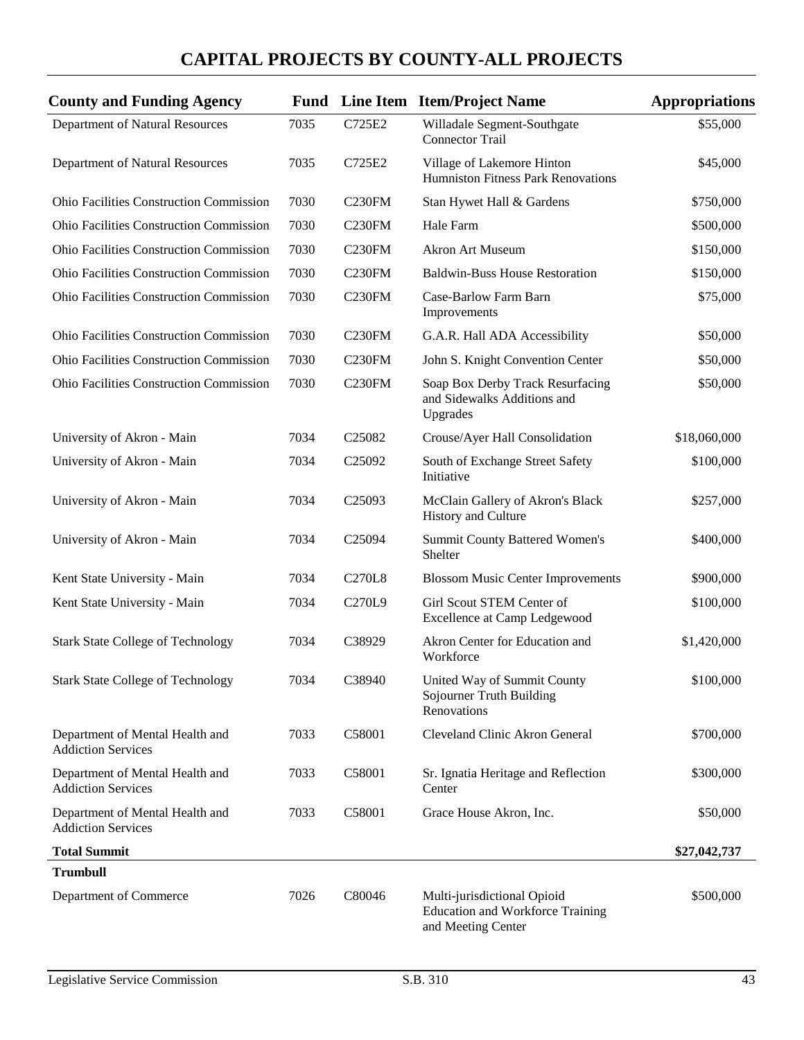# CAPITAL PROJECTS BY COUNTY-ALL PROJECTS

| County and Funding Agency | Fund | Line Item | Item/Project Name | Appropriations |
|---|---|---|---|---|
| Department of Natural Resources | 7035 | C725E2 | Willadale Segment-Southgate Connector Trail | $55,000 |
| Department of Natural Resources | 7035 | C725E2 | Village of Lakemore Hinton Humniston Fitness Park Renovations | $45,000 |
| Ohio Facilities Construction Commission | 7030 | C230FM | Stan Hywet Hall & Gardens | $750,000 |
| Ohio Facilities Construction Commission | 7030 | C230FM | Hale Farm | $500,000 |
| Ohio Facilities Construction Commission | 7030 | C230FM | Akron Art Museum | $150,000 |
| Ohio Facilities Construction Commission | 7030 | C230FM | Baldwin-Buss House Restoration | $150,000 |
| Ohio Facilities Construction Commission | 7030 | C230FM | Case-Barlow Farm Barn Improvements | $75,000 |
| Ohio Facilities Construction Commission | 7030 | C230FM | G.A.R. Hall ADA Accessibility | $50,000 |
| Ohio Facilities Construction Commission | 7030 | C230FM | John S. Knight Convention Center | $50,000 |
| Ohio Facilities Construction Commission | 7030 | C230FM | Soap Box Derby Track Resurfacing and Sidewalks Additions and Upgrades | $50,000 |
| University of Akron - Main | 7034 | C25082 | Crouse/Ayer Hall Consolidation | $18,060,000 |
| University of Akron - Main | 7034 | C25092 | South of Exchange Street Safety Initiative | $100,000 |
| University of Akron - Main | 7034 | C25093 | McClain Gallery of Akron's Black History and Culture | $257,000 |
| University of Akron - Main | 7034 | C25094 | Summit County Battered Women's Shelter | $400,000 |
| Kent State University - Main | 7034 | C270L8 | Blossom Music Center Improvements | $900,000 |
| Kent State University - Main | 7034 | C270L9 | Girl Scout STEM Center of Excellence at Camp Ledgewood | $100,000 |
| Stark State College of Technology | 7034 | C38929 | Akron Center for Education and Workforce | $1,420,000 |
| Stark State College of Technology | 7034 | C38940 | United Way of Summit County Sojourner Truth Building Renovations | $100,000 |
| Department of Mental Health and Addiction Services | 7033 | C58001 | Cleveland Clinic Akron General | $700,000 |
| Department of Mental Health and Addiction Services | 7033 | C58001 | Sr. Ignatia Heritage and Reflection Center | $300,000 |
| Department of Mental Health and Addiction Services | 7033 | C58001 | Grace House Akron, Inc. | $50,000 |
| **Total Summit** | | | | **$27,042,737** |
| **Trumbull** | | | | |
| Department of Commerce | 7026 | C80046 | Multi-jurisdictional Opioid Education and Workforce Training and Meeting Center | $500,000 |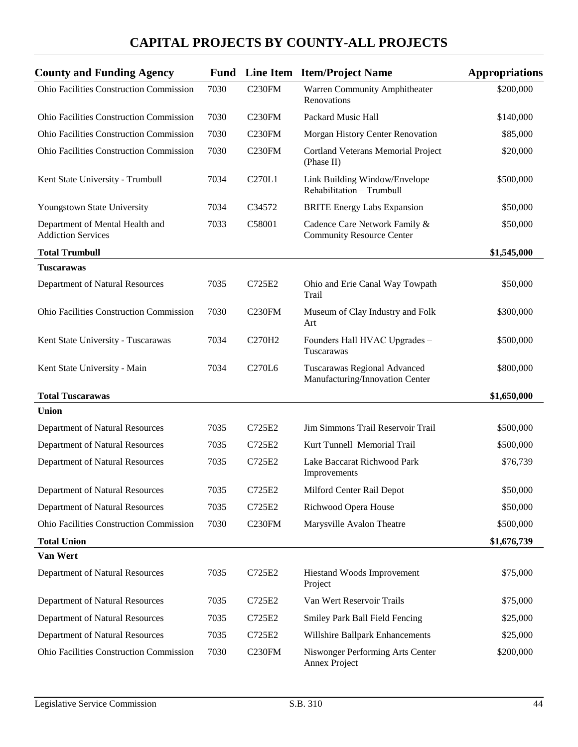# CAPITAL PROJECTS BY COUNTY-ALL PROJECTS

| County and Funding Agency | Fund | Line Item | Item/Project Name | Appropriations |
|---|---|---|---|---|
| Ohio Facilities Construction Commission | 7030 | C230FM | Warren Community Amphitheater Renovations | $200,000 |
| Ohio Facilities Construction Commission | 7030 | C230FM | Packard Music Hall | $140,000 |
| Ohio Facilities Construction Commission | 7030 | C230FM | Morgan History Center Renovation | $85,000 |
| Ohio Facilities Construction Commission | 7030 | C230FM | Cortland Veterans Memorial Project (Phase II) | $20,000 |
| Kent State University - Trumbull | 7034 | C270L1 | Link Building Window/Envelope Rehabilitation – Trumbull | $500,000 |
| Youngstown State University | 7034 | C34572 | BRITE Energy Labs Expansion | $50,000 |
| Department of Mental Health and Addiction Services | 7033 | C58001 | Cadence Care Network Family & Community Resource Center | $50,000 |
| **Total Trumbull** | | | | **$1,545,000** |
| **Tuscarawas** | | | | |
| Department of Natural Resources | 7035 | C725E2 | Ohio and Erie Canal Way Towpath Trail | $50,000 |
| Ohio Facilities Construction Commission | 7030 | C230FM | Museum of Clay Industry and Folk Art | $300,000 |
| Kent State University - Tuscarawas | 7034 | C270H2 | Founders Hall HVAC Upgrades – Tuscarawas | $500,000 |
| Kent State University - Main | 7034 | C270L6 | Tuscarawas Regional Advanced Manufacturing/Innovation Center | $800,000 |
| **Total Tuscarawas** | | | | **$1,650,000** |
| **Union** | | | | |
| Department of Natural Resources | 7035 | C725E2 | Jim Simmons Trail Reservoir Trail | $500,000 |
| Department of Natural Resources | 7035 | C725E2 | Kurt Tunnell Memorial Trail | $500,000 |
| Department of Natural Resources | 7035 | C725E2 | Lake Baccarat Richwood Park Improvements | $76,739 |
| Department of Natural Resources | 7035 | C725E2 | Milford Center Rail Depot | $50,000 |
| Department of Natural Resources | 7035 | C725E2 | Richwood Opera House | $50,000 |
| Ohio Facilities Construction Commission | 7030 | C230FM | Marysville Avalon Theatre | $500,000 |
| **Total Union** | | | | **$1,676,739** |
| **Van Wert** | | | | |
| Department of Natural Resources | 7035 | C725E2 | Hiestand Woods Improvement Project | $75,000 |
| Department of Natural Resources | 7035 | C725E2 | Van Wert Reservoir Trails | $75,000 |
| Department of Natural Resources | 7035 | C725E2 | Smiley Park Ball Field Fencing | $25,000 |
| Department of Natural Resources | 7035 | C725E2 | Willshire Ballpark Enhancements | $25,000 |
| Ohio Facilities Construction Commission | 7030 | C230FM | Niswonger Performing Arts Center Annex Project | $200,000 |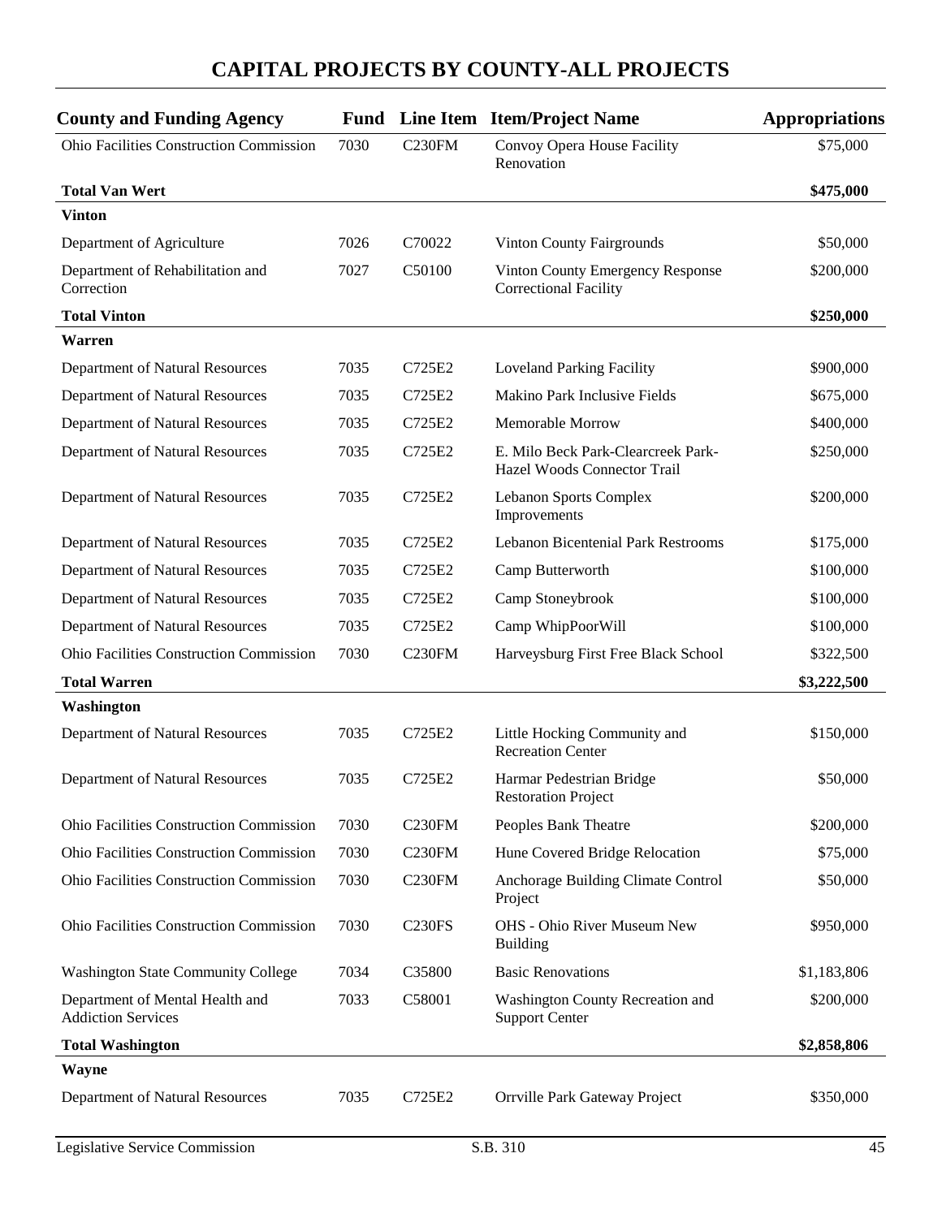# CAPITAL PROJECTS BY COUNTY-ALL PROJECTS

| County and Funding Agency | Fund | Line Item | Item/Project Name | Appropriations |
|---|---|---|---|---|
| Ohio Facilities Construction Commission | 7030 | C230FM | Convoy Opera House Facility Renovation | $75,000 |
| **Total Van Wert** | | | | **$475,000** |
| **Vinton** | | | | |
| Department of Agriculture | 7026 | C70022 | Vinton County Fairgrounds | $50,000 |
| Department of Rehabilitation and Correction | 7027 | C50100 | Vinton County Emergency Response Correctional Facility | $200,000 |
| **Total Vinton** | | | | **$250,000** |
| **Warren** | | | | |
| Department of Natural Resources | 7035 | C725E2 | Loveland Parking Facility | $900,000 |
| Department of Natural Resources | 7035 | C725E2 | Makino Park Inclusive Fields | $675,000 |
| Department of Natural Resources | 7035 | C725E2 | Memorable Morrow | $400,000 |
| Department of Natural Resources | 7035 | C725E2 | E. Milo Beck Park-Clearcreek Park-Hazel Woods Connector Trail | $250,000 |
| Department of Natural Resources | 7035 | C725E2 | Lebanon Sports Complex Improvements | $200,000 |
| Department of Natural Resources | 7035 | C725E2 | Lebanon Bicentenial Park Restrooms | $175,000 |
| Department of Natural Resources | 7035 | C725E2 | Camp Butterworth | $100,000 |
| Department of Natural Resources | 7035 | C725E2 | Camp Stoneybrook | $100,000 |
| Department of Natural Resources | 7035 | C725E2 | Camp WhipPoorWill | $100,000 |
| Ohio Facilities Construction Commission | 7030 | C230FM | Harveysburg First Free Black School | $322,500 |
| **Total Warren** | | | | **$3,222,500** |
| **Washington** | | | | |
| Department of Natural Resources | 7035 | C725E2 | Little Hocking Community and Recreation Center | $150,000 |
| Department of Natural Resources | 7035 | C725E2 | Harmar Pedestrian Bridge Restoration Project | $50,000 |
| Ohio Facilities Construction Commission | 7030 | C230FM | Peoples Bank Theatre | $200,000 |
| Ohio Facilities Construction Commission | 7030 | C230FM | Hune Covered Bridge Relocation | $75,000 |
| Ohio Facilities Construction Commission | 7030 | C230FM | Anchorage Building Climate Control Project | $50,000 |
| Ohio Facilities Construction Commission | 7030 | C230FS | OHS - Ohio River Museum New Building | $950,000 |
| Washington State Community College | 7034 | C35800 | Basic Renovations | $1,183,806 |
| Department of Mental Health and Addiction Services | 7033 | C58001 | Washington County Recreation and Support Center | $200,000 |
| **Total Washington** | | | | **$2,858,806** |
| **Wayne** | | | | |
| Department of Natural Resources | 7035 | C725E2 | Orrville Park Gateway Project | $350,000 |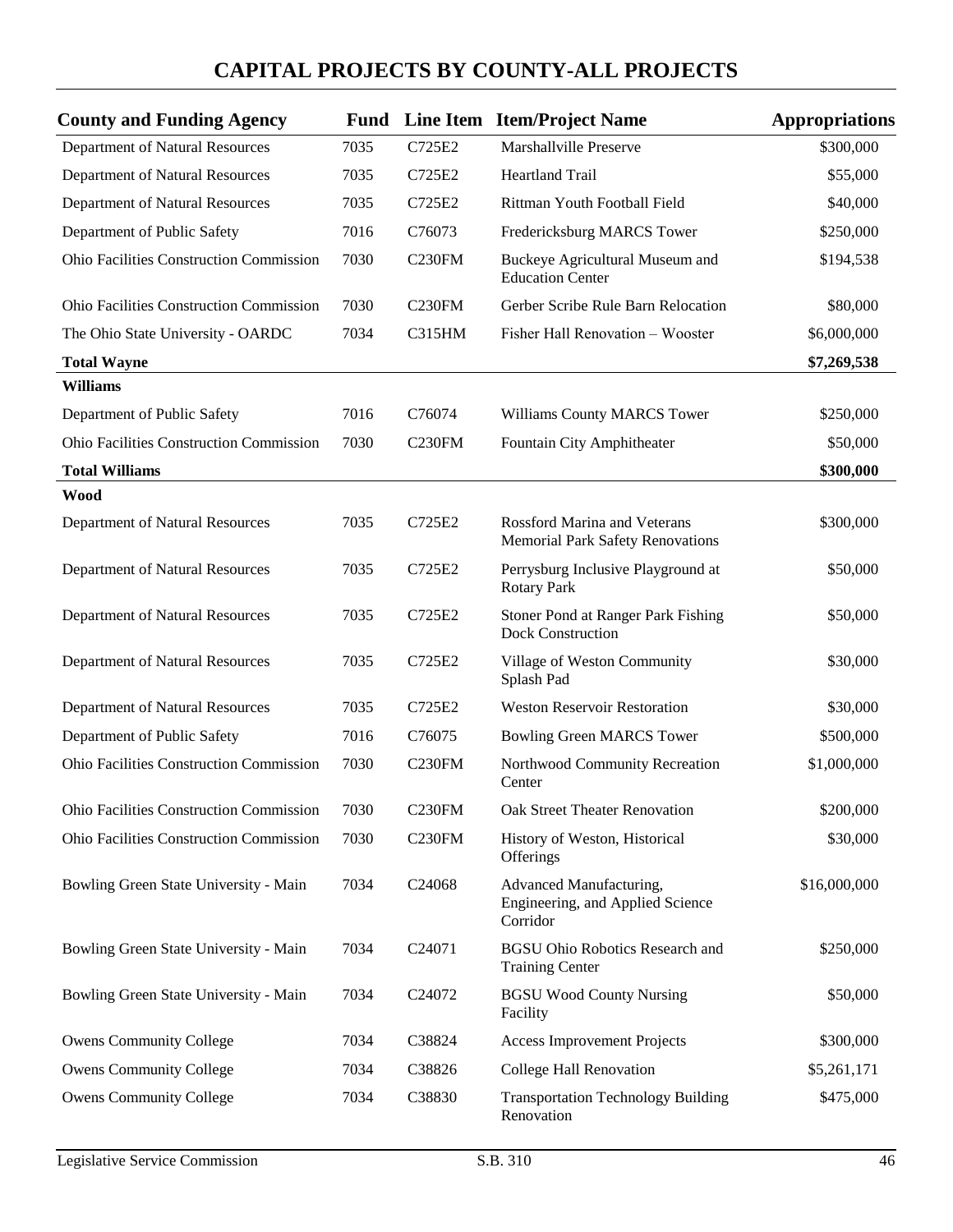# CAPITAL PROJECTS BY COUNTY-ALL PROJECTS

| County and Funding Agency | Fund | Line Item | Item/Project Name | Appropriations |
|---|---|---|---|---|
| Department of Natural Resources | 7035 | C725E2 | Marshallville Preserve | $300,000 |
| Department of Natural Resources | 7035 | C725E2 | Heartland Trail | $55,000 |
| Department of Natural Resources | 7035 | C725E2 | Rittman Youth Football Field | $40,000 |
| Department of Public Safety | 7016 | C76073 | Fredericksburg MARCS Tower | $250,000 |
| Ohio Facilities Construction Commission | 7030 | C230FM | Buckeye Agricultural Museum and Education Center | $194,538 |
| Ohio Facilities Construction Commission | 7030 | C230FM | Gerber Scribe Rule Barn Relocation | $80,000 |
| The Ohio State University - OARDC | 7034 | C315HM | Fisher Hall Renovation – Wooster | $6,000,000 |
| **Total Wayne** | | | | **$7,269,538** |
| **Williams** | | | | |
| Department of Public Safety | 7016 | C76074 | Williams County MARCS Tower | $250,000 |
| Ohio Facilities Construction Commission | 7030 | C230FM | Fountain City Amphitheater | $50,000 |
| **Total Williams** | | | | **$300,000** |
| **Wood** | | | | |
| Department of Natural Resources | 7035 | C725E2 | Rossford Marina and Veterans Memorial Park Safety Renovations | $300,000 |
| Department of Natural Resources | 7035 | C725E2 | Perrysburg Inclusive Playground at Rotary Park | $50,000 |
| Department of Natural Resources | 7035 | C725E2 | Stoner Pond at Ranger Park Fishing Dock Construction | $50,000 |
| Department of Natural Resources | 7035 | C725E2 | Village of Weston Community Splash Pad | $30,000 |
| Department of Natural Resources | 7035 | C725E2 | Weston Reservoir Restoration | $30,000 |
| Department of Public Safety | 7016 | C76075 | Bowling Green MARCS Tower | $500,000 |
| Ohio Facilities Construction Commission | 7030 | C230FM | Northwood Community Recreation Center | $1,000,000 |
| Ohio Facilities Construction Commission | 7030 | C230FM | Oak Street Theater Renovation | $200,000 |
| Ohio Facilities Construction Commission | 7030 | C230FM | History of Weston, Historical Offerings | $30,000 |
| Bowling Green State University - Main | 7034 | C24068 | Advanced Manufacturing, Engineering, and Applied Science Corridor | $16,000,000 |
| Bowling Green State University - Main | 7034 | C24071 | BGSU Ohio Robotics Research and Training Center | $250,000 |
| Bowling Green State University - Main | 7034 | C24072 | BGSU Wood County Nursing Facility | $50,000 |
| Owens Community College | 7034 | C38824 | Access Improvement Projects | $300,000 |
| Owens Community College | 7034 | C38826 | College Hall Renovation | $5,261,171 |
| Owens Community College | 7034 | C38830 | Transportation Technology Building Renovation | $475,000 |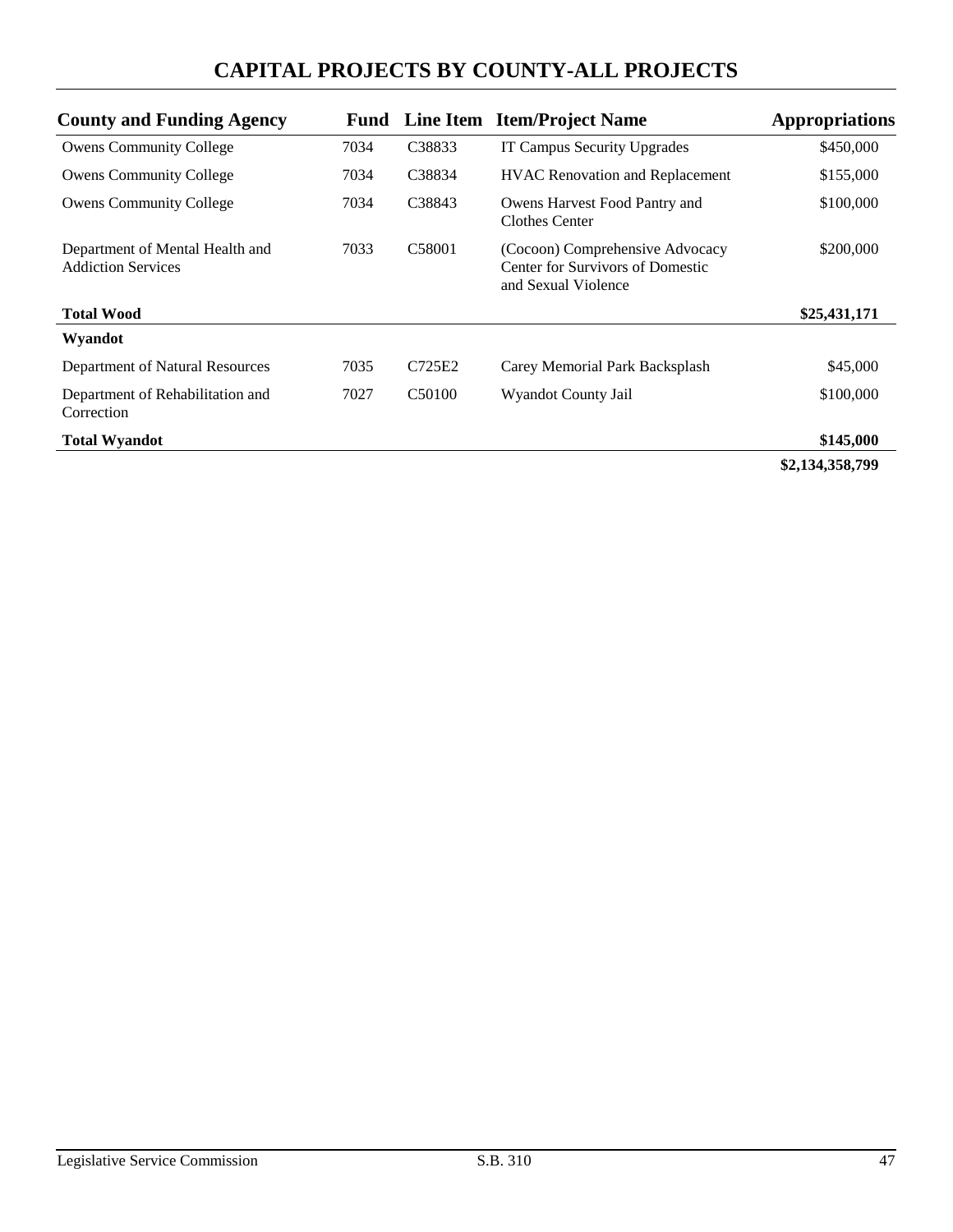# CAPITAL PROJECTS BY COUNTY-ALL PROJECTS

| County and Funding Agency | Fund | Line Item | Item/Project Name | Appropriations |
|---|---|---|---|---|
| Owens Community College | 7034 | C38833 | IT Campus Security Upgrades | $450,000 |
| Owens Community College | 7034 | C38834 | HVAC Renovation and Replacement | $155,000 |
| Owens Community College | 7034 | C38843 | Owens Harvest Food Pantry and Clothes Center | $100,000 |
| Department of Mental Health and Addiction Services | 7033 | C58001 | (Cocoon) Comprehensive Advocacy Center for Survivors of Domestic and Sexual Violence | $200,000 |
| **Total Wood** | | | | **$25,431,171** |
| **Wyandot** | | | | |
| Department of Natural Resources | 7035 | C725E2 | Carey Memorial Park Backsplash | $45,000 |
| Department of Rehabilitation and Correction | 7027 | C50100 | Wyandot County Jail | $100,000 |
| **Total Wyandot** | | | | **$145,000** |
| | | | | **$2,134,358,799** |